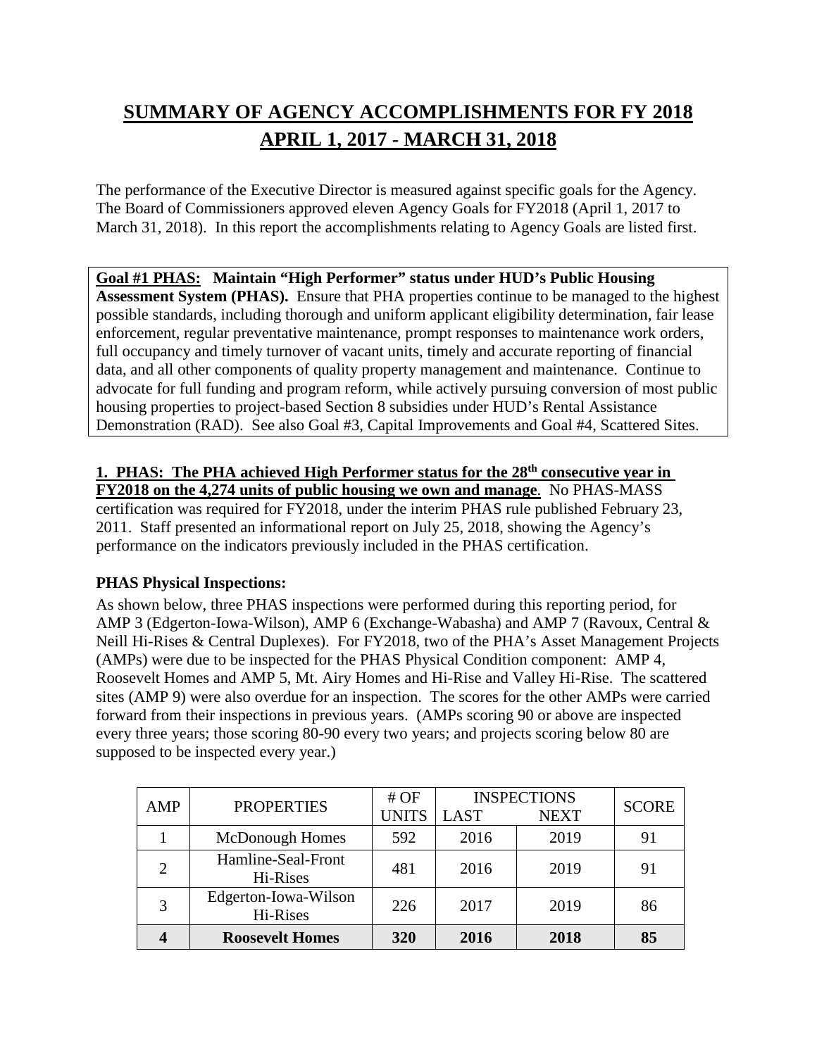# SUMMARY OF AGENCY ACCOMPLISHMENTS FOR FY 2018
## APRIL 1, 2017 - MARCH 31, 2018

The performance of the Executive Director is measured against specific goals for the Agency. The Board of Commissioners approved eleven Agency Goals for FY2018 (April 1, 2017 to March 31, 2018). In this report the accomplishments relating to Agency Goals are listed first.

**Goal #1 PHAS: Maintain "High Performer" status under HUD's Public Housing Assessment System (PHAS).** Ensure that PHA properties continue to be managed to the highest possible standards, including thorough and uniform applicant eligibility determination, fair lease enforcement, regular preventative maintenance, prompt responses to maintenance work orders, full occupancy and timely turnover of vacant units, timely and accurate reporting of financial data, and all other components of quality property management and maintenance. Continue to advocate for full funding and program reform, while actively pursuing conversion of most public housing properties to project-based Section 8 subsidies under HUD's Rental Assistance Demonstration (RAD). See also Goal #3, Capital Improvements and Goal #4, Scattered Sites.

**1. PHAS: The PHA achieved High Performer status for the 28th consecutive year in FY2018 on the 4,274 units of public housing we own and manage**. No PHAS-MASS certification was required for FY2018, under the interim PHAS rule published February 23, 2011. Staff presented an informational report on July 25, 2018, showing the Agency's performance on the indicators previously included in the PHAS certification.

**PHAS Physical Inspections:**

As shown below, three PHAS inspections were performed during this reporting period, for AMP 3 (Edgerton-Iowa-Wilson), AMP 6 (Exchange-Wabasha) and AMP 7 (Ravoux, Central & Neill Hi-Rises & Central Duplexes). For FY2018, two of the PHA's Asset Management Projects (AMPs) were due to be inspected for the PHAS Physical Condition component: AMP 4, Roosevelt Homes and AMP 5, Mt. Airy Homes and Hi-Rise and Valley Hi-Rise. The scattered sites (AMP 9) were also overdue for an inspection. The scores for the other AMPs were carried forward from their inspections in previous years. (AMPs scoring 90 or above are inspected every three years; those scoring 80-90 every two years; and projects scoring below 80 are supposed to be inspected every year.)

| AMP | PROPERTIES | # OF UNITS | INSPECTIONS LAST | INSPECTIONS NEXT | SCORE |
|---|---|---|---|---|---|
| 1 | McDonough Homes | 592 | 2016 | 2019 | 91 |
| 2 | Hamline-Seal-Front Hi-Rises | 481 | 2016 | 2019 | 91 |
| 3 | Edgerton-Iowa-Wilson Hi-Rises | 226 | 2017 | 2019 | 86 |
| **4** | **Roosevelt Homes** | **320** | **2016** | **2018** | **85** |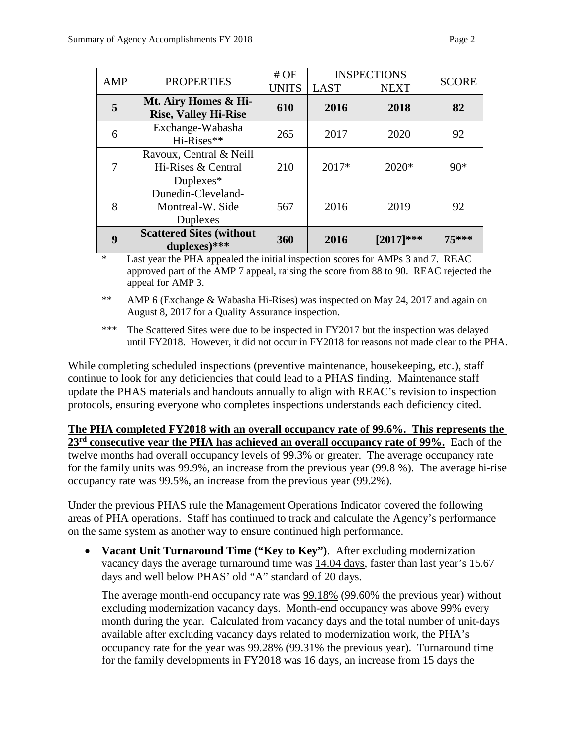| AMP | PROPERTIES | # OF UNITS | INSPECTIONS | | SCORE |
|---|---|---|---|---|---|
| | | | LAST | NEXT | |
| **5** | **Mt. Airy Homes & Hi-Rise, Valley Hi-Rise** | **610** | **2016** | **2018** | **82** |
| 6 | Exchange-Wabasha Hi-Rises** | 265 | 2017 | 2020 | 92 |
| 7 | Ravoux, Central & Neill Hi-Rises & Central Duplexes* | 210 | 2017* | 2020* | 90* |
| 8 | Dunedin-Cleveland-Montreal-W. Side Duplexes | 567 | 2016 | 2019 | 92 |
| **9** | **Scattered Sites (without duplexes)*** ** | **360** | **2016** | **[2017]*** ** | **75*** ** |

\* Last year the PHA appealed the initial inspection scores for AMPs 3 and 7. REAC approved part of the AMP 7 appeal, raising the score from 88 to 90. REAC rejected the appeal for AMP 3.

** AMP 6 (Exchange & Wabasha Hi-Rises) was inspected on May 24, 2017 and again on August 8, 2017 for a Quality Assurance inspection.

*** The Scattered Sites were due to be inspected in FY2017 but the inspection was delayed until FY2018. However, it did not occur in FY2018 for reasons not made clear to the PHA.

While completing scheduled inspections (preventive maintenance, housekeeping, etc.), staff continue to look for any deficiencies that could lead to a PHAS finding. Maintenance staff update the PHAS materials and handouts annually to align with REAC's revision to inspection protocols, ensuring everyone who completes inspections understands each deficiency cited.

**The PHA completed FY2018 with an overall occupancy rate of 99.6%. This represents the 23rd consecutive year the PHA has achieved an overall occupancy rate of 99%.** Each of the twelve months had overall occupancy levels of 99.3% or greater. The average occupancy rate for the family units was 99.9%, an increase from the previous year (99.8 %). The average hi-rise occupancy rate was 99.5%, an increase from the previous year (99.2%).

Under the previous PHAS rule the Management Operations Indicator covered the following areas of PHA operations. Staff has continued to track and calculate the Agency's performance on the same system as another way to ensure continued high performance.

- **Vacant Unit Turnaround Time ("Key to Key")**. After excluding modernization vacancy days the average turnaround time was 14.04 days, faster than last year's 15.67 days and well below PHAS' old "A" standard of 20 days.

  The average month-end occupancy rate was 99.18% (99.60% the previous year) without excluding modernization vacancy days. Month-end occupancy was above 99% every month during the year. Calculated from vacancy days and the total number of unit-days available after excluding vacancy days related to modernization work, the PHA's occupancy rate for the year was 99.28% (99.31% the previous year). Turnaround time for the family developments in FY2018 was 16 days, an increase from 15 days the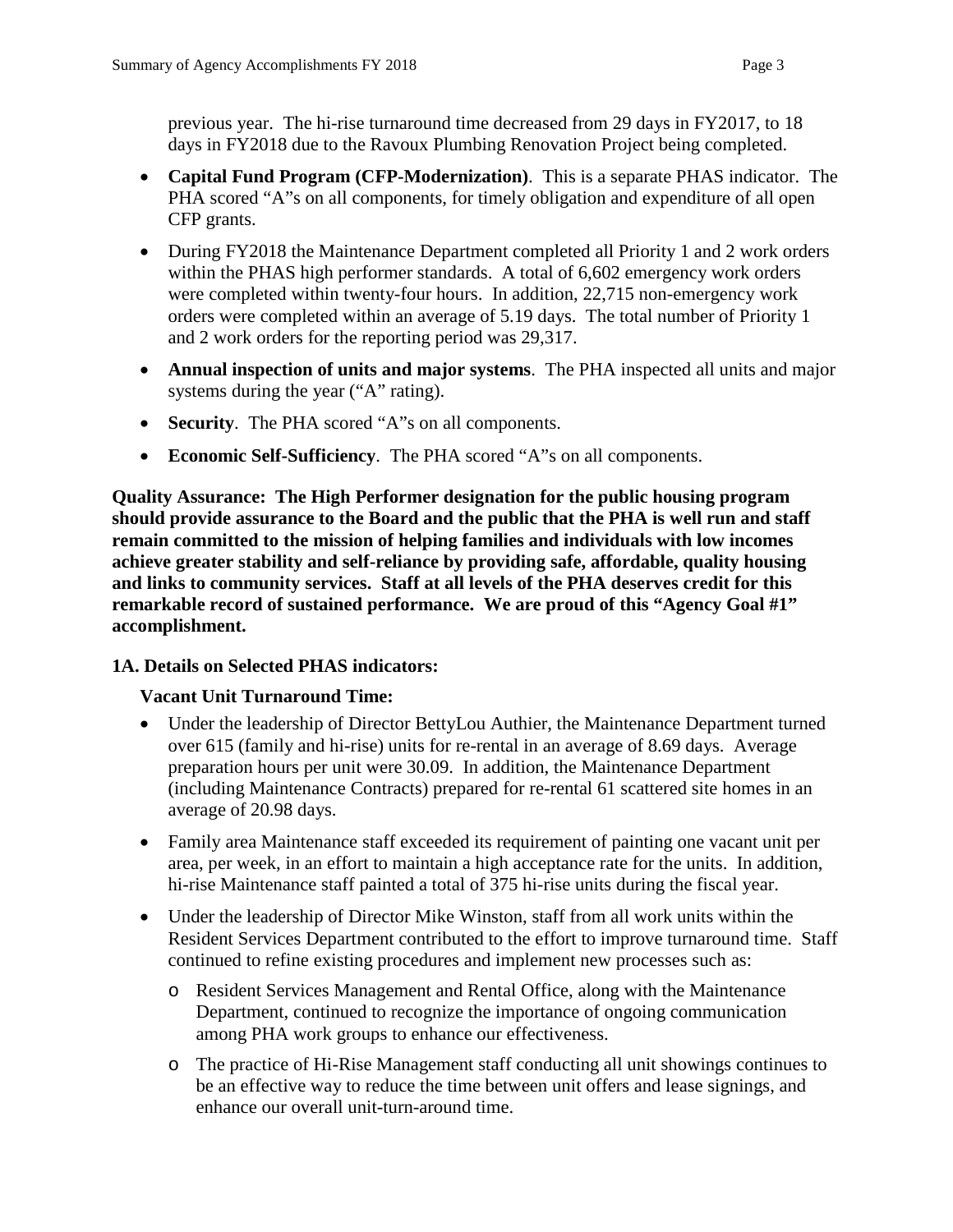previous year. The hi-rise turnaround time decreased from 29 days in FY2017, to 18 days in FY2018 due to the Ravoux Plumbing Renovation Project being completed.

- **Capital Fund Program (CFP-Modernization)**. This is a separate PHAS indicator. The PHA scored "A"s on all components, for timely obligation and expenditure of all open CFP grants.
- During FY2018 the Maintenance Department completed all Priority 1 and 2 work orders within the PHAS high performer standards. A total of 6,602 emergency work orders were completed within twenty-four hours. In addition, 22,715 non-emergency work orders were completed within an average of 5.19 days. The total number of Priority 1 and 2 work orders for the reporting period was 29,317.
- **Annual inspection of units and major systems**. The PHA inspected all units and major systems during the year ("A" rating).
- **Security**. The PHA scored "A"s on all components.
- **Economic Self-Sufficiency**. The PHA scored "A"s on all components.

**Quality Assurance: The High Performer designation for the public housing program should provide assurance to the Board and the public that the PHA is well run and staff remain committed to the mission of helping families and individuals with low incomes achieve greater stability and self-reliance by providing safe, affordable, quality housing and links to community services. Staff at all levels of the PHA deserves credit for this remarkable record of sustained performance. We are proud of this "Agency Goal #1" accomplishment.**

**1A. Details on Selected PHAS indicators:**

**Vacant Unit Turnaround Time:**

- Under the leadership of Director BettyLou Authier, the Maintenance Department turned over 615 (family and hi-rise) units for re-rental in an average of 8.69 days. Average preparation hours per unit were 30.09. In addition, the Maintenance Department (including Maintenance Contracts) prepared for re-rental 61 scattered site homes in an average of 20.98 days.
- Family area Maintenance staff exceeded its requirement of painting one vacant unit per area, per week, in an effort to maintain a high acceptance rate for the units. In addition, hi-rise Maintenance staff painted a total of 375 hi-rise units during the fiscal year.
- Under the leadership of Director Mike Winston, staff from all work units within the Resident Services Department contributed to the effort to improve turnaround time. Staff continued to refine existing procedures and implement new processes such as:
  - Resident Services Management and Rental Office, along with the Maintenance Department, continued to recognize the importance of ongoing communication among PHA work groups to enhance our effectiveness.
  - The practice of Hi-Rise Management staff conducting all unit showings continues to be an effective way to reduce the time between unit offers and lease signings, and enhance our overall unit-turn-around time.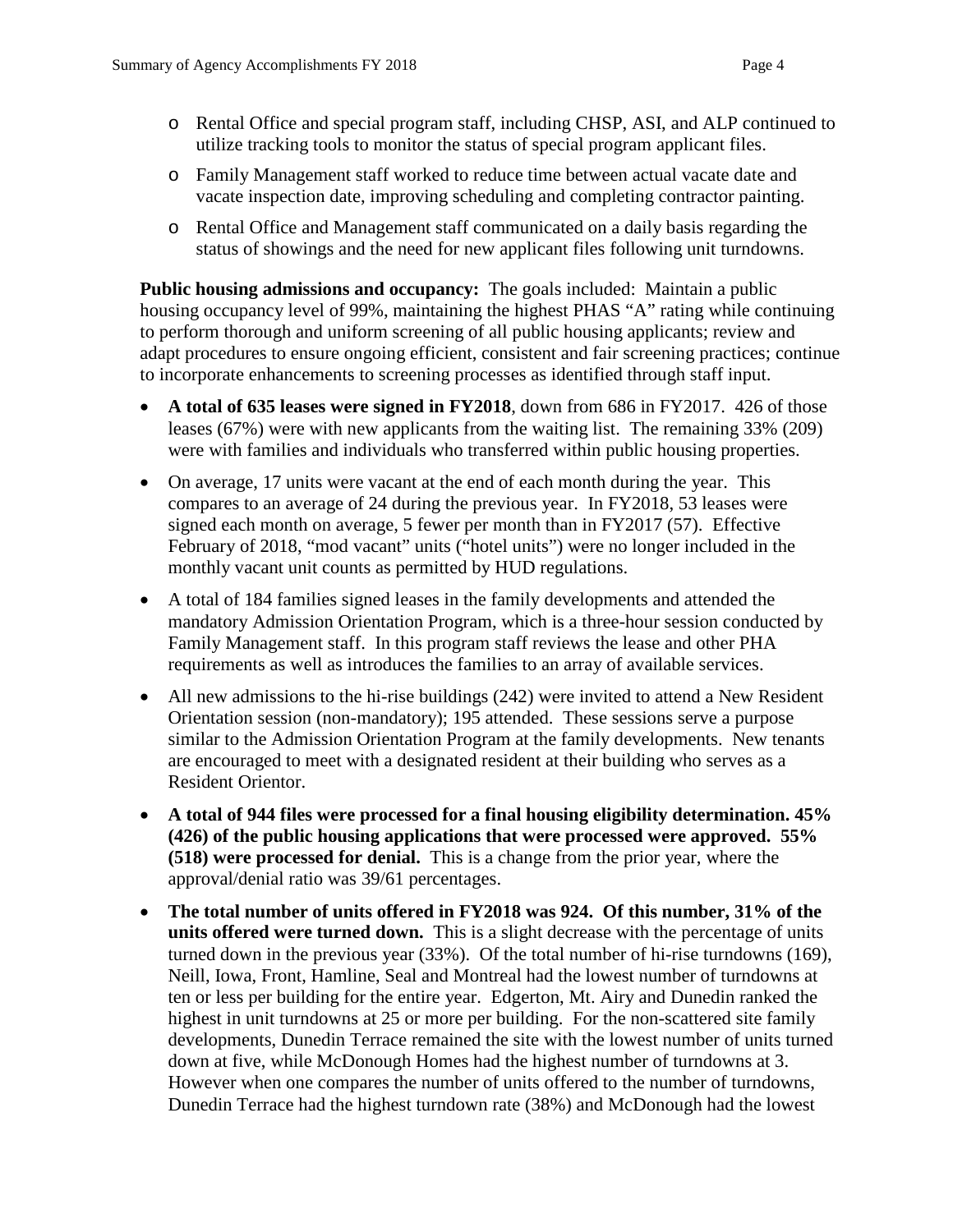- Rental Office and special program staff, including CHSP, ASI, and ALP continued to utilize tracking tools to monitor the status of special program applicant files.
  - Family Management staff worked to reduce time between actual vacate date and vacate inspection date, improving scheduling and completing contractor painting.
  - Rental Office and Management staff communicated on a daily basis regarding the status of showings and the need for new applicant files following unit turndowns.

**Public housing admissions and occupancy:** The goals included: Maintain a public housing occupancy level of 99%, maintaining the highest PHAS "A" rating while continuing to perform thorough and uniform screening of all public housing applicants; review and adapt procedures to ensure ongoing efficient, consistent and fair screening practices; continue to incorporate enhancements to screening processes as identified through staff input.

- **A total of 635 leases were signed in FY2018**, down from 686 in FY2017. 426 of those leases (67%) were with new applicants from the waiting list. The remaining 33% (209) were with families and individuals who transferred within public housing properties.
- On average, 17 units were vacant at the end of each month during the year. This compares to an average of 24 during the previous year. In FY2018, 53 leases were signed each month on average, 5 fewer per month than in FY2017 (57). Effective February of 2018, "mod vacant" units ("hotel units") were no longer included in the monthly vacant unit counts as permitted by HUD regulations.
- A total of 184 families signed leases in the family developments and attended the mandatory Admission Orientation Program, which is a three-hour session conducted by Family Management staff. In this program staff reviews the lease and other PHA requirements as well as introduces the families to an array of available services.
- All new admissions to the hi-rise buildings (242) were invited to attend a New Resident Orientation session (non-mandatory); 195 attended. These sessions serve a purpose similar to the Admission Orientation Program at the family developments. New tenants are encouraged to meet with a designated resident at their building who serves as a Resident Orientor.
- **A total of 944 files were processed for a final housing eligibility determination. 45% (426) of the public housing applications that were processed were approved. 55% (518) were processed for denial.** This is a change from the prior year, where the approval/denial ratio was 39/61 percentages.
- **The total number of units offered in FY2018 was 924. Of this number, 31% of the units offered were turned down.** This is a slight decrease with the percentage of units turned down in the previous year (33%). Of the total number of hi-rise turndowns (169), Neill, Iowa, Front, Hamline, Seal and Montreal had the lowest number of turndowns at ten or less per building for the entire year. Edgerton, Mt. Airy and Dunedin ranked the highest in unit turndowns at 25 or more per building. For the non-scattered site family developments, Dunedin Terrace remained the site with the lowest number of units turned down at five, while McDonough Homes had the highest number of turndowns at 3. However when one compares the number of units offered to the number of turndowns, Dunedin Terrace had the highest turndown rate (38%) and McDonough had the lowest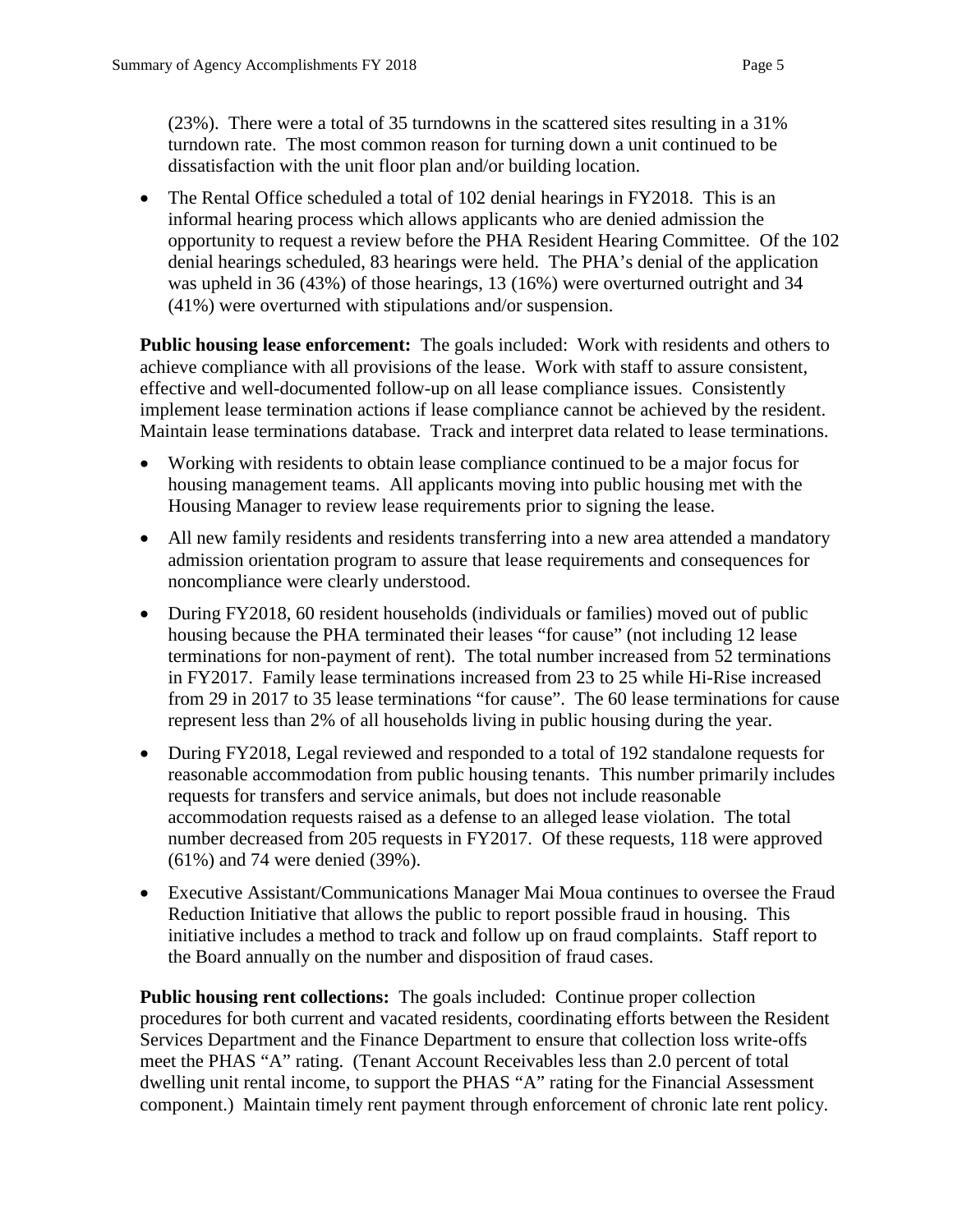(23%). There were a total of 35 turndowns in the scattered sites resulting in a 31% turndown rate. The most common reason for turning down a unit continued to be dissatisfaction with the unit floor plan and/or building location.

- The Rental Office scheduled a total of 102 denial hearings in FY2018. This is an informal hearing process which allows applicants who are denied admission the opportunity to request a review before the PHA Resident Hearing Committee. Of the 102 denial hearings scheduled, 83 hearings were held. The PHA's denial of the application was upheld in 36 (43%) of those hearings, 13 (16%) were overturned outright and 34 (41%) were overturned with stipulations and/or suspension.

**Public housing lease enforcement:** The goals included: Work with residents and others to achieve compliance with all provisions of the lease. Work with staff to assure consistent, effective and well-documented follow-up on all lease compliance issues. Consistently implement lease termination actions if lease compliance cannot be achieved by the resident. Maintain lease terminations database. Track and interpret data related to lease terminations.

- Working with residents to obtain lease compliance continued to be a major focus for housing management teams. All applicants moving into public housing met with the Housing Manager to review lease requirements prior to signing the lease.
- All new family residents and residents transferring into a new area attended a mandatory admission orientation program to assure that lease requirements and consequences for noncompliance were clearly understood.
- During FY2018, 60 resident households (individuals or families) moved out of public housing because the PHA terminated their leases "for cause" (not including 12 lease terminations for non-payment of rent). The total number increased from 52 terminations in FY2017. Family lease terminations increased from 23 to 25 while Hi-Rise increased from 29 in 2017 to 35 lease terminations "for cause". The 60 lease terminations for cause represent less than 2% of all households living in public housing during the year.
- During FY2018, Legal reviewed and responded to a total of 192 standalone requests for reasonable accommodation from public housing tenants. This number primarily includes requests for transfers and service animals, but does not include reasonable accommodation requests raised as a defense to an alleged lease violation. The total number decreased from 205 requests in FY2017. Of these requests, 118 were approved (61%) and 74 were denied (39%).
- Executive Assistant/Communications Manager Mai Moua continues to oversee the Fraud Reduction Initiative that allows the public to report possible fraud in housing. This initiative includes a method to track and follow up on fraud complaints. Staff report to the Board annually on the number and disposition of fraud cases.

**Public housing rent collections:** The goals included: Continue proper collection procedures for both current and vacated residents, coordinating efforts between the Resident Services Department and the Finance Department to ensure that collection loss write-offs meet the PHAS "A" rating. (Tenant Account Receivables less than 2.0 percent of total dwelling unit rental income, to support the PHAS "A" rating for the Financial Assessment component.) Maintain timely rent payment through enforcement of chronic late rent policy.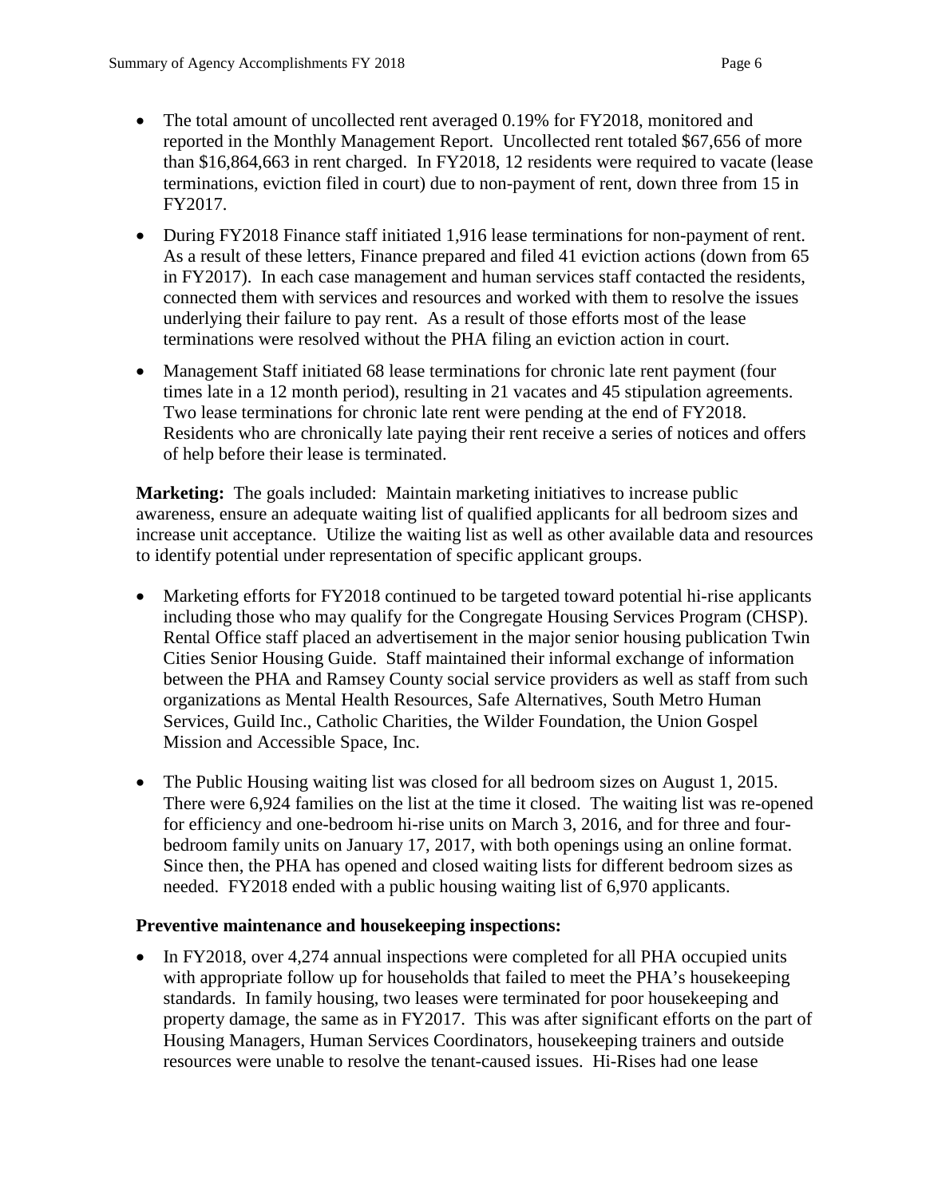- The total amount of uncollected rent averaged 0.19% for FY2018, monitored and reported in the Monthly Management Report. Uncollected rent totaled $67,656 of more than $16,864,663 in rent charged. In FY2018, 12 residents were required to vacate (lease terminations, eviction filed in court) due to non-payment of rent, down three from 15 in FY2017.

- During FY2018 Finance staff initiated 1,916 lease terminations for non-payment of rent. As a result of these letters, Finance prepared and filed 41 eviction actions (down from 65 in FY2017). In each case management and human services staff contacted the residents, connected them with services and resources and worked with them to resolve the issues underlying their failure to pay rent. As a result of those efforts most of the lease terminations were resolved without the PHA filing an eviction action in court.

- Management Staff initiated 68 lease terminations for chronic late rent payment (four times late in a 12 month period), resulting in 21 vacates and 45 stipulation agreements. Two lease terminations for chronic late rent were pending at the end of FY2018. Residents who are chronically late paying their rent receive a series of notices and offers of help before their lease is terminated.

**Marketing:** The goals included: Maintain marketing initiatives to increase public awareness, ensure an adequate waiting list of qualified applicants for all bedroom sizes and increase unit acceptance. Utilize the waiting list as well as other available data and resources to identify potential under representation of specific applicant groups.

- Marketing efforts for FY2018 continued to be targeted toward potential hi-rise applicants including those who may qualify for the Congregate Housing Services Program (CHSP). Rental Office staff placed an advertisement in the major senior housing publication Twin Cities Senior Housing Guide. Staff maintained their informal exchange of information between the PHA and Ramsey County social service providers as well as staff from such organizations as Mental Health Resources, Safe Alternatives, South Metro Human Services, Guild Inc., Catholic Charities, the Wilder Foundation, the Union Gospel Mission and Accessible Space, Inc.

- The Public Housing waiting list was closed for all bedroom sizes on August 1, 2015. There were 6,924 families on the list at the time it closed. The waiting list was re-opened for efficiency and one-bedroom hi-rise units on March 3, 2016, and for three and four-bedroom family units on January 17, 2017, with both openings using an online format. Since then, the PHA has opened and closed waiting lists for different bedroom sizes as needed. FY2018 ended with a public housing waiting list of 6,970 applicants.

**Preventive maintenance and housekeeping inspections:**

- In FY2018, over 4,274 annual inspections were completed for all PHA occupied units with appropriate follow up for households that failed to meet the PHA's housekeeping standards. In family housing, two leases were terminated for poor housekeeping and property damage, the same as in FY2017. This was after significant efforts on the part of Housing Managers, Human Services Coordinators, housekeeping trainers and outside resources were unable to resolve the tenant-caused issues. Hi-Rises had one lease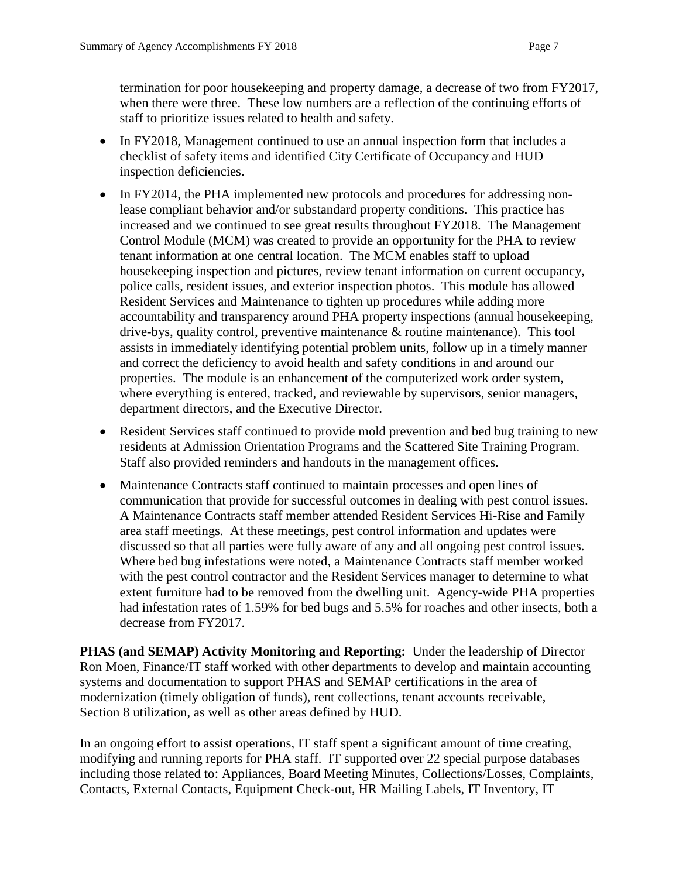termination for poor housekeeping and property damage, a decrease of two from FY2017, when there were three. These low numbers are a reflection of the continuing efforts of staff to prioritize issues related to health and safety.

- In FY2018, Management continued to use an annual inspection form that includes a checklist of safety items and identified City Certificate of Occupancy and HUD inspection deficiencies.
- In FY2014, the PHA implemented new protocols and procedures for addressing non-lease compliant behavior and/or substandard property conditions. This practice has increased and we continued to see great results throughout FY2018. The Management Control Module (MCM) was created to provide an opportunity for the PHA to review tenant information at one central location. The MCM enables staff to upload housekeeping inspection and pictures, review tenant information on current occupancy, police calls, resident issues, and exterior inspection photos. This module has allowed Resident Services and Maintenance to tighten up procedures while adding more accountability and transparency around PHA property inspections (annual housekeeping, drive-bys, quality control, preventive maintenance & routine maintenance). This tool assists in immediately identifying potential problem units, follow up in a timely manner and correct the deficiency to avoid health and safety conditions in and around our properties. The module is an enhancement of the computerized work order system, where everything is entered, tracked, and reviewable by supervisors, senior managers, department directors, and the Executive Director.
- Resident Services staff continued to provide mold prevention and bed bug training to new residents at Admission Orientation Programs and the Scattered Site Training Program. Staff also provided reminders and handouts in the management offices.
- Maintenance Contracts staff continued to maintain processes and open lines of communication that provide for successful outcomes in dealing with pest control issues. A Maintenance Contracts staff member attended Resident Services Hi-Rise and Family area staff meetings. At these meetings, pest control information and updates were discussed so that all parties were fully aware of any and all ongoing pest control issues. Where bed bug infestations were noted, a Maintenance Contracts staff member worked with the pest control contractor and the Resident Services manager to determine to what extent furniture had to be removed from the dwelling unit. Agency-wide PHA properties had infestation rates of 1.59% for bed bugs and 5.5% for roaches and other insects, both a decrease from FY2017.

**PHAS (and SEMAP) Activity Monitoring and Reporting:** Under the leadership of Director Ron Moen, Finance/IT staff worked with other departments to develop and maintain accounting systems and documentation to support PHAS and SEMAP certifications in the area of modernization (timely obligation of funds), rent collections, tenant accounts receivable, Section 8 utilization, as well as other areas defined by HUD.

In an ongoing effort to assist operations, IT staff spent a significant amount of time creating, modifying and running reports for PHA staff. IT supported over 22 special purpose databases including those related to: Appliances, Board Meeting Minutes, Collections/Losses, Complaints, Contacts, External Contacts, Equipment Check-out, HR Mailing Labels, IT Inventory, IT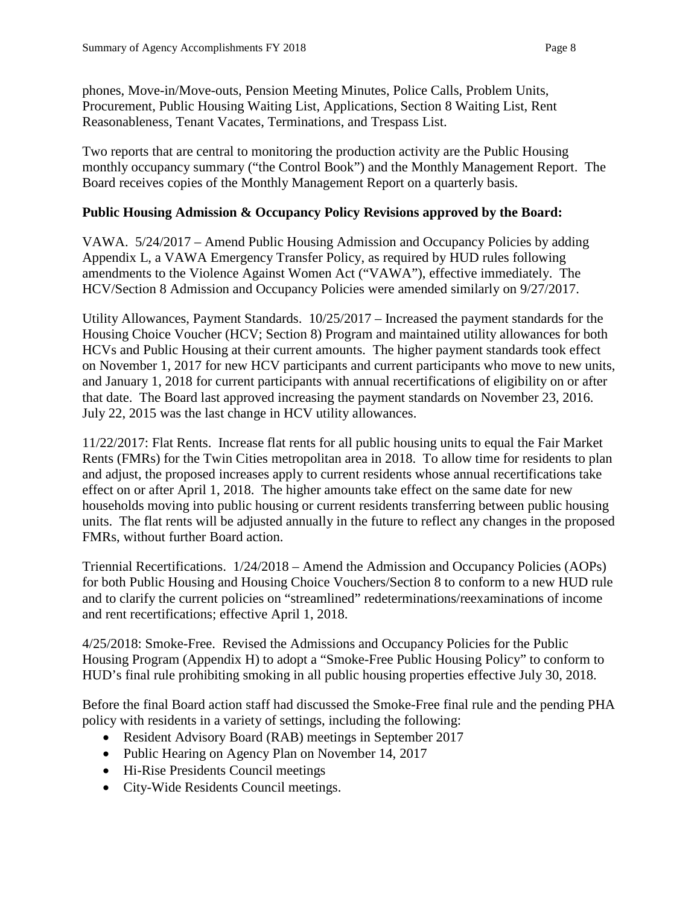phones, Move-in/Move-outs, Pension Meeting Minutes, Police Calls, Problem Units, Procurement, Public Housing Waiting List, Applications, Section 8 Waiting List, Rent Reasonableness, Tenant Vacates, Terminations, and Trespass List.

Two reports that are central to monitoring the production activity are the Public Housing monthly occupancy summary ("the Control Book") and the Monthly Management Report. The Board receives copies of the Monthly Management Report on a quarterly basis.

**Public Housing Admission & Occupancy Policy Revisions approved by the Board:**

VAWA. 5/24/2017 – Amend Public Housing Admission and Occupancy Policies by adding Appendix L, a VAWA Emergency Transfer Policy, as required by HUD rules following amendments to the Violence Against Women Act ("VAWA"), effective immediately. The HCV/Section 8 Admission and Occupancy Policies were amended similarly on 9/27/2017.

Utility Allowances, Payment Standards. 10/25/2017 – Increased the payment standards for the Housing Choice Voucher (HCV; Section 8) Program and maintained utility allowances for both HCVs and Public Housing at their current amounts. The higher payment standards took effect on November 1, 2017 for new HCV participants and current participants who move to new units, and January 1, 2018 for current participants with annual recertifications of eligibility on or after that date. The Board last approved increasing the payment standards on November 23, 2016. July 22, 2015 was the last change in HCV utility allowances.

11/22/2017: Flat Rents. Increase flat rents for all public housing units to equal the Fair Market Rents (FMRs) for the Twin Cities metropolitan area in 2018. To allow time for residents to plan and adjust, the proposed increases apply to current residents whose annual recertifications take effect on or after April 1, 2018. The higher amounts take effect on the same date for new households moving into public housing or current residents transferring between public housing units. The flat rents will be adjusted annually in the future to reflect any changes in the proposed FMRs, without further Board action.

Triennial Recertifications. 1/24/2018 – Amend the Admission and Occupancy Policies (AOPs) for both Public Housing and Housing Choice Vouchers/Section 8 to conform to a new HUD rule and to clarify the current policies on "streamlined" redeterminations/reexaminations of income and rent recertifications; effective April 1, 2018.

4/25/2018: Smoke-Free. Revised the Admissions and Occupancy Policies for the Public Housing Program (Appendix H) to adopt a "Smoke-Free Public Housing Policy" to conform to HUD's final rule prohibiting smoking in all public housing properties effective July 30, 2018.

Before the final Board action staff had discussed the Smoke-Free final rule and the pending PHA policy with residents in a variety of settings, including the following:

- Resident Advisory Board (RAB) meetings in September 2017
- Public Hearing on Agency Plan on November 14, 2017
- Hi-Rise Presidents Council meetings
- City-Wide Residents Council meetings.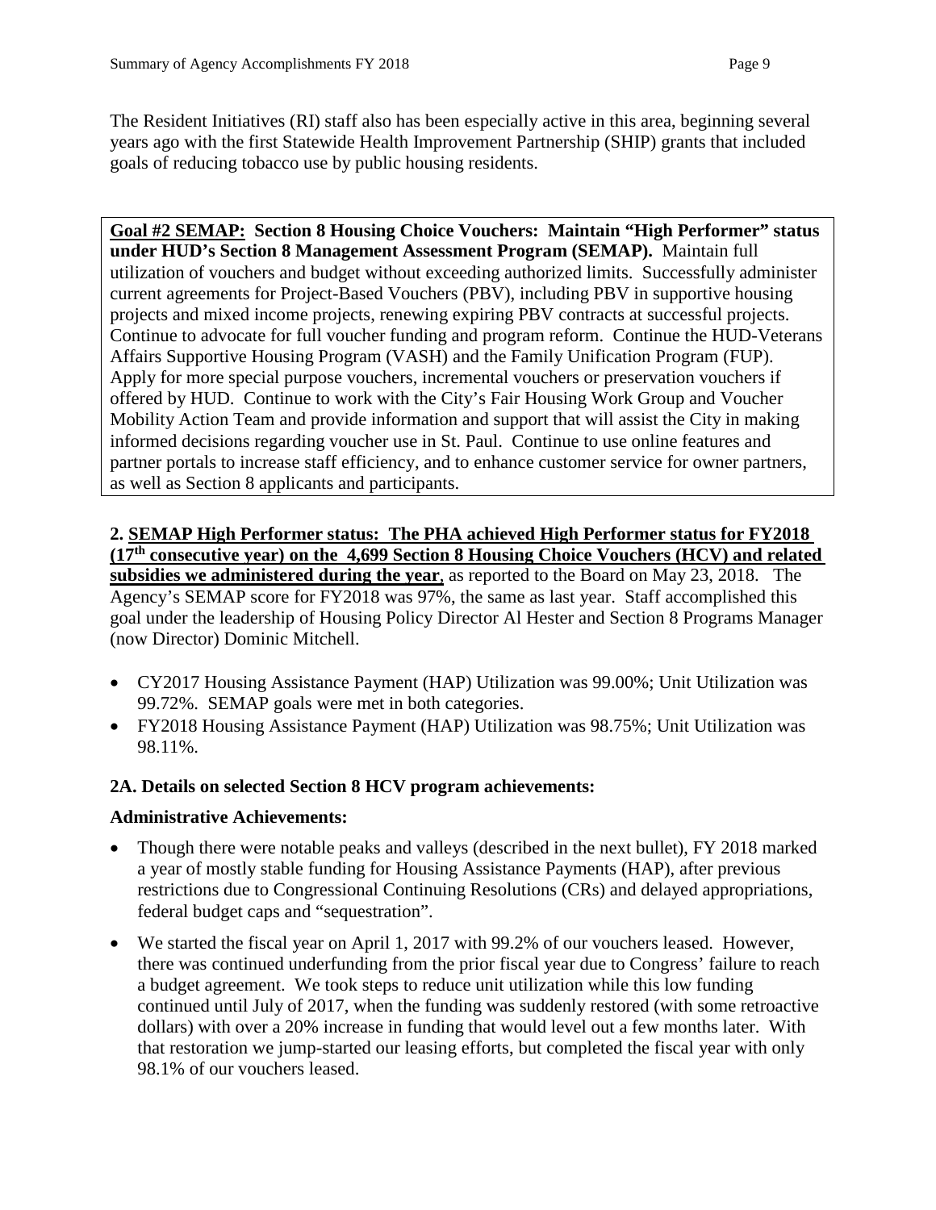The Resident Initiatives (RI) staff also has been especially active in this area, beginning several years ago with the first Statewide Health Improvement Partnership (SHIP) grants that included goals of reducing tobacco use by public housing residents.

**Goal #2 SEMAP: Section 8 Housing Choice Vouchers: Maintain "High Performer" status under HUD's Section 8 Management Assessment Program (SEMAP).** Maintain full utilization of vouchers and budget without exceeding authorized limits. Successfully administer current agreements for Project-Based Vouchers (PBV), including PBV in supportive housing projects and mixed income projects, renewing expiring PBV contracts at successful projects. Continue to advocate for full voucher funding and program reform. Continue the HUD-Veterans Affairs Supportive Housing Program (VASH) and the Family Unification Program (FUP). Apply for more special purpose vouchers, incremental vouchers or preservation vouchers if offered by HUD. Continue to work with the City's Fair Housing Work Group and Voucher Mobility Action Team and provide information and support that will assist the City in making informed decisions regarding voucher use in St. Paul. Continue to use online features and partner portals to increase staff efficiency, and to enhance customer service for owner partners, as well as Section 8 applicants and participants.

**2. SEMAP High Performer status: The PHA achieved High Performer status for FY2018 (17th consecutive year) on the 4,699 Section 8 Housing Choice Vouchers (HCV) and related subsidies we administered during the year**, as reported to the Board on May 23, 2018. The Agency's SEMAP score for FY2018 was 97%, the same as last year. Staff accomplished this goal under the leadership of Housing Policy Director Al Hester and Section 8 Programs Manager (now Director) Dominic Mitchell.

- CY2017 Housing Assistance Payment (HAP) Utilization was 99.00%; Unit Utilization was 99.72%. SEMAP goals were met in both categories.
- FY2018 Housing Assistance Payment (HAP) Utilization was 98.75%; Unit Utilization was 98.11%.

**2A. Details on selected Section 8 HCV program achievements:**

**Administrative Achievements:**

- Though there were notable peaks and valleys (described in the next bullet), FY 2018 marked a year of mostly stable funding for Housing Assistance Payments (HAP), after previous restrictions due to Congressional Continuing Resolutions (CRs) and delayed appropriations, federal budget caps and "sequestration".
- We started the fiscal year on April 1, 2017 with 99.2% of our vouchers leased. However, there was continued underfunding from the prior fiscal year due to Congress' failure to reach a budget agreement. We took steps to reduce unit utilization while this low funding continued until July of 2017, when the funding was suddenly restored (with some retroactive dollars) with over a 20% increase in funding that would level out a few months later. With that restoration we jump-started our leasing efforts, but completed the fiscal year with only 98.1% of our vouchers leased.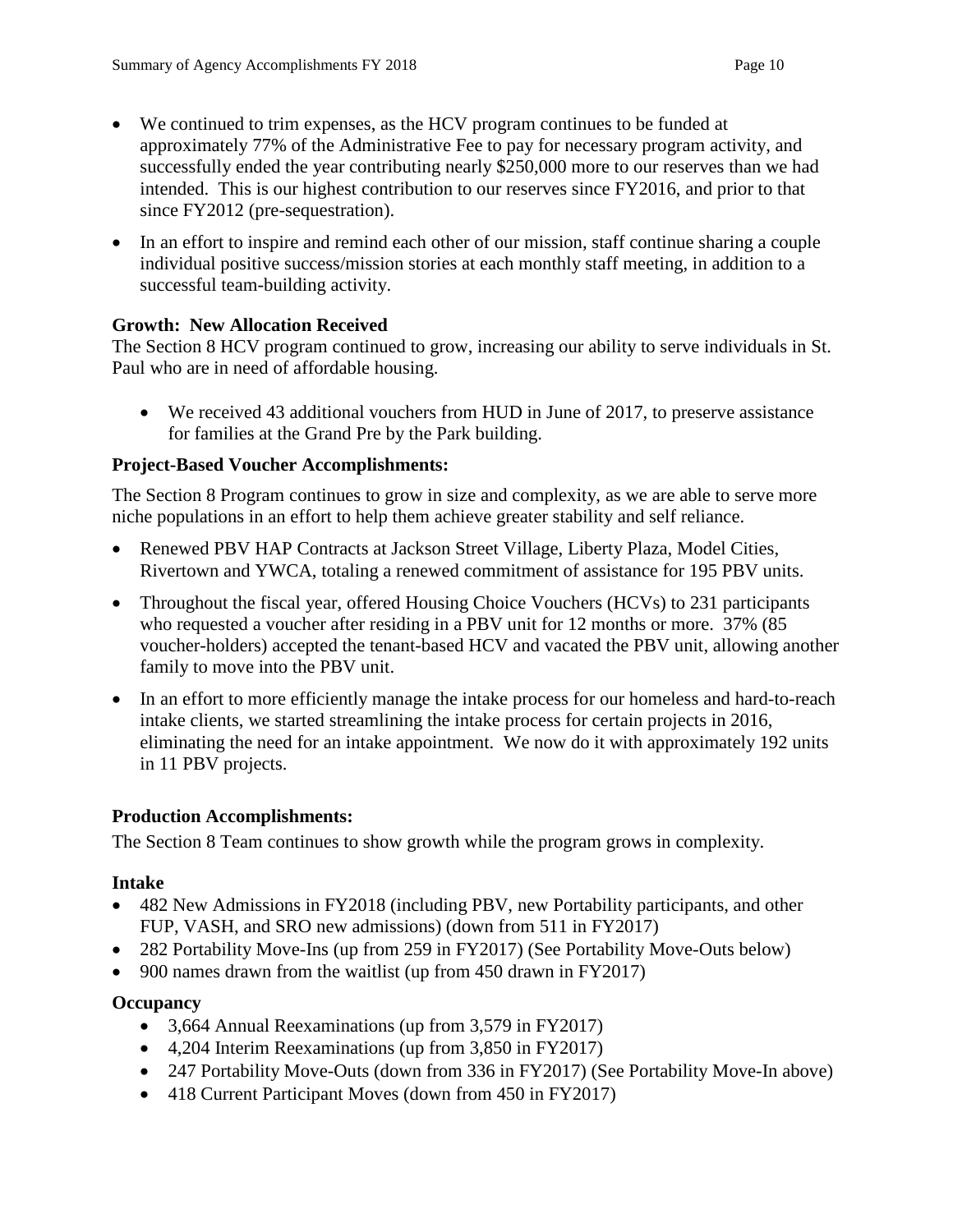- We continued to trim expenses, as the HCV program continues to be funded at approximately 77% of the Administrative Fee to pay for necessary program activity, and successfully ended the year contributing nearly $250,000 more to our reserves than we had intended. This is our highest contribution to our reserves since FY2016, and prior to that since FY2012 (pre-sequestration).
- In an effort to inspire and remind each other of our mission, staff continue sharing a couple individual positive success/mission stories at each monthly staff meeting, in addition to a successful team-building activity.

**Growth: New Allocation Received**

The Section 8 HCV program continued to grow, increasing our ability to serve individuals in St. Paul who are in need of affordable housing.

- We received 43 additional vouchers from HUD in June of 2017, to preserve assistance for families at the Grand Pre by the Park building.

**Project-Based Voucher Accomplishments:**

The Section 8 Program continues to grow in size and complexity, as we are able to serve more niche populations in an effort to help them achieve greater stability and self reliance.

- Renewed PBV HAP Contracts at Jackson Street Village, Liberty Plaza, Model Cities, Rivertown and YWCA, totaling a renewed commitment of assistance for 195 PBV units.
- Throughout the fiscal year, offered Housing Choice Vouchers (HCVs) to 231 participants who requested a voucher after residing in a PBV unit for 12 months or more. 37% (85 voucher-holders) accepted the tenant-based HCV and vacated the PBV unit, allowing another family to move into the PBV unit.
- In an effort to more efficiently manage the intake process for our homeless and hard-to-reach intake clients, we started streamlining the intake process for certain projects in 2016, eliminating the need for an intake appointment. We now do it with approximately 192 units in 11 PBV projects.

**Production Accomplishments:**

The Section 8 Team continues to show growth while the program grows in complexity.

**Intake**

- 482 New Admissions in FY2018 (including PBV, new Portability participants, and other FUP, VASH, and SRO new admissions) (down from 511 in FY2017)
- 282 Portability Move-Ins (up from 259 in FY2017) (See Portability Move-Outs below)
- 900 names drawn from the waitlist (up from 450 drawn in FY2017)

**Occupancy**

- 3,664 Annual Reexaminations (up from 3,579 in FY2017)
- 4,204 Interim Reexaminations (up from 3,850 in FY2017)
- 247 Portability Move-Outs (down from 336 in FY2017) (See Portability Move-In above)
- 418 Current Participant Moves (down from 450 in FY2017)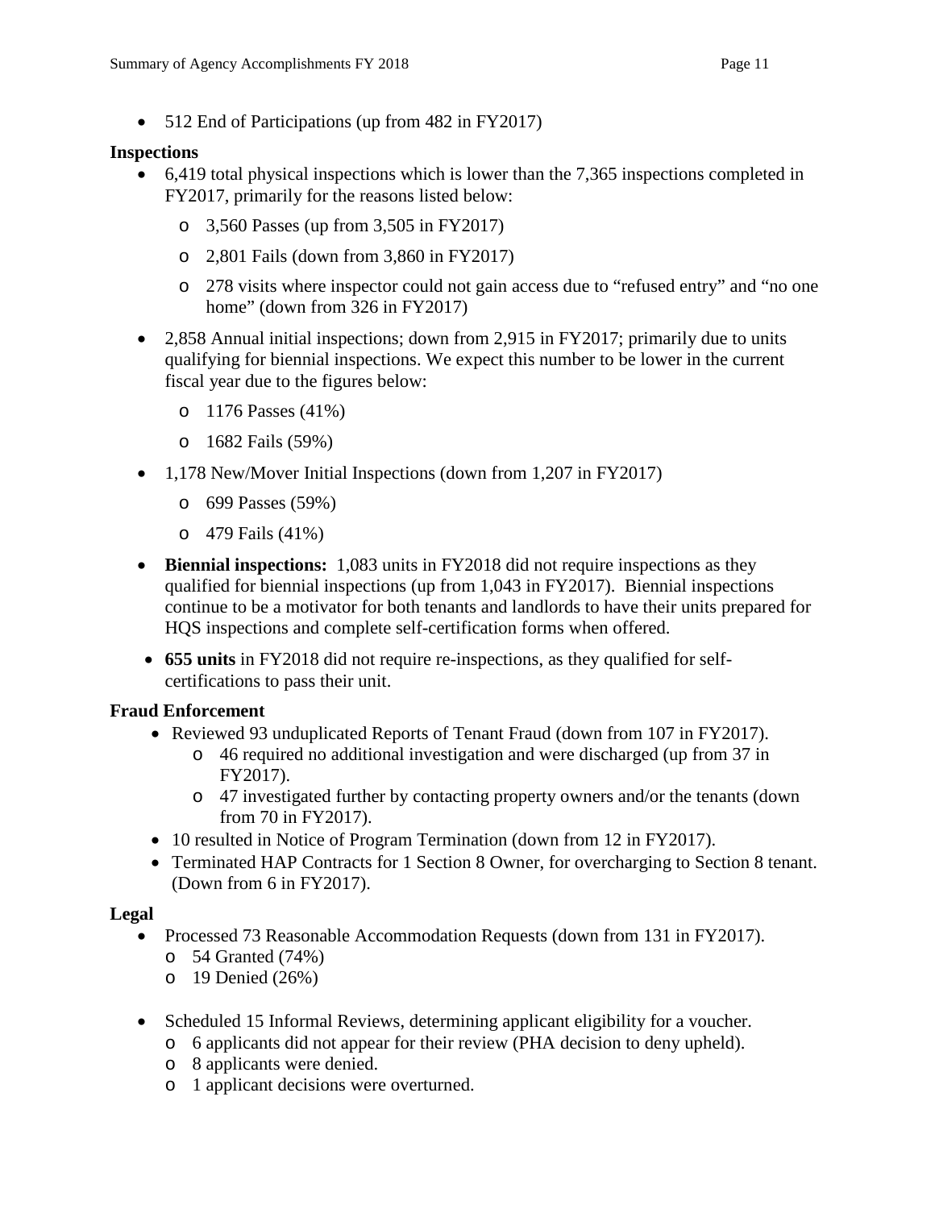- 512 End of Participations (up from 482 in FY2017)

**Inspections**

- 6,419 total physical inspections which is lower than the 7,365 inspections completed in FY2017, primarily for the reasons listed below:
  - 3,560 Passes (up from 3,505 in FY2017)
  - 2,801 Fails (down from 3,860 in FY2017)
  - 278 visits where inspector could not gain access due to "refused entry" and "no one home" (down from 326 in FY2017)
- 2,858 Annual initial inspections; down from 2,915 in FY2017; primarily due to units qualifying for biennial inspections. We expect this number to be lower in the current fiscal year due to the figures below:
  - 1176 Passes (41%)
  - 1682 Fails (59%)
- 1,178 New/Mover Initial Inspections (down from 1,207 in FY2017)
  - 699 Passes (59%)
  - 479 Fails (41%)
- **Biennial inspections:** 1,083 units in FY2018 did not require inspections as they qualified for biennial inspections (up from 1,043 in FY2017). Biennial inspections continue to be a motivator for both tenants and landlords to have their units prepared for HQS inspections and complete self-certification forms when offered.
- **655 units** in FY2018 did not require re-inspections, as they qualified for self-certifications to pass their unit.

**Fraud Enforcement**

- Reviewed 93 unduplicated Reports of Tenant Fraud (down from 107 in FY2017).
  - 46 required no additional investigation and were discharged (up from 37 in FY2017).
  - 47 investigated further by contacting property owners and/or the tenants (down from 70 in FY2017).
- 10 resulted in Notice of Program Termination (down from 12 in FY2017).
- Terminated HAP Contracts for 1 Section 8 Owner, for overcharging to Section 8 tenant. (Down from 6 in FY2017).

**Legal**

- Processed 73 Reasonable Accommodation Requests (down from 131 in FY2017).
  - 54 Granted (74%)
  - 19 Denied (26%)

- Scheduled 15 Informal Reviews, determining applicant eligibility for a voucher.
  - 6 applicants did not appear for their review (PHA decision to deny upheld).
  - 8 applicants were denied.
  - 1 applicant decisions were overturned.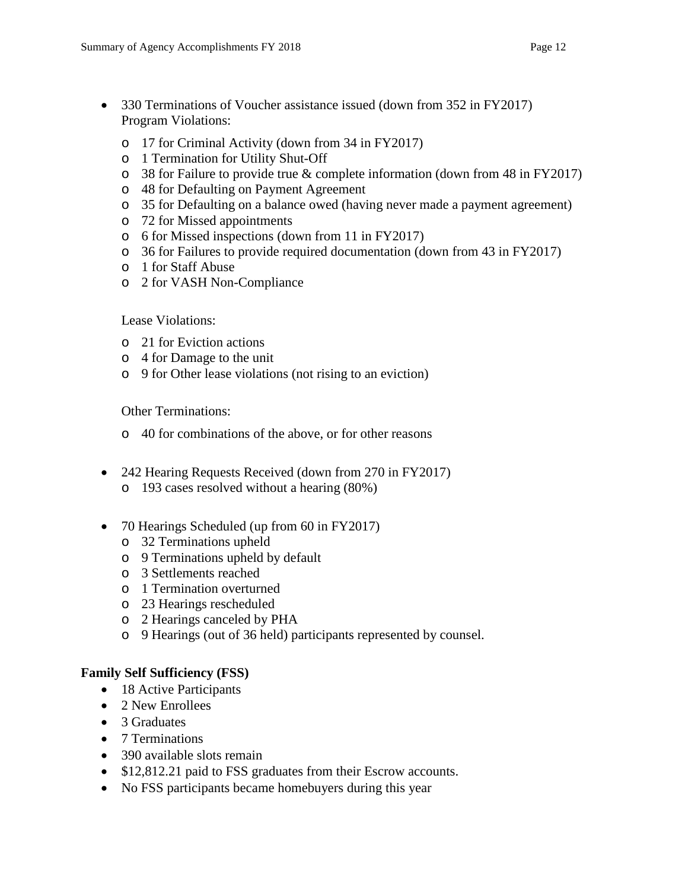- 330 Terminations of Voucher assistance issued (down from 352 in FY2017)
  Program Violations:
  - 17 for Criminal Activity (down from 34 in FY2017)
  - 1 Termination for Utility Shut-Off
  - 38 for Failure to provide true & complete information (down from 48 in FY2017)
  - 48 for Defaulting on Payment Agreement
  - 35 for Defaulting on a balance owed (having never made a payment agreement)
  - 72 for Missed appointments
  - 6 for Missed inspections (down from 11 in FY2017)
  - 36 for Failures to provide required documentation (down from 43 in FY2017)
  - 1 for Staff Abuse
  - 2 for VASH Non-Compliance

  Lease Violations:

  - 21 for Eviction actions
  - 4 for Damage to the unit
  - 9 for Other lease violations (not rising to an eviction)

  Other Terminations:

  - 40 for combinations of the above, or for other reasons

- 242 Hearing Requests Received (down from 270 in FY2017)
  - 193 cases resolved without a hearing (80%)

- 70 Hearings Scheduled (up from 60 in FY2017)
  - 32 Terminations upheld
  - 9 Terminations upheld by default
  - 3 Settlements reached
  - 1 Termination overturned
  - 23 Hearings rescheduled
  - 2 Hearings canceled by PHA
  - 9 Hearings (out of 36 held) participants represented by counsel.

**Family Self Sufficiency (FSS)**

- 18 Active Participants
- 2 New Enrollees
- 3 Graduates
- 7 Terminations
- 390 available slots remain
- $12,812.21 paid to FSS graduates from their Escrow accounts.
- No FSS participants became homebuyers during this year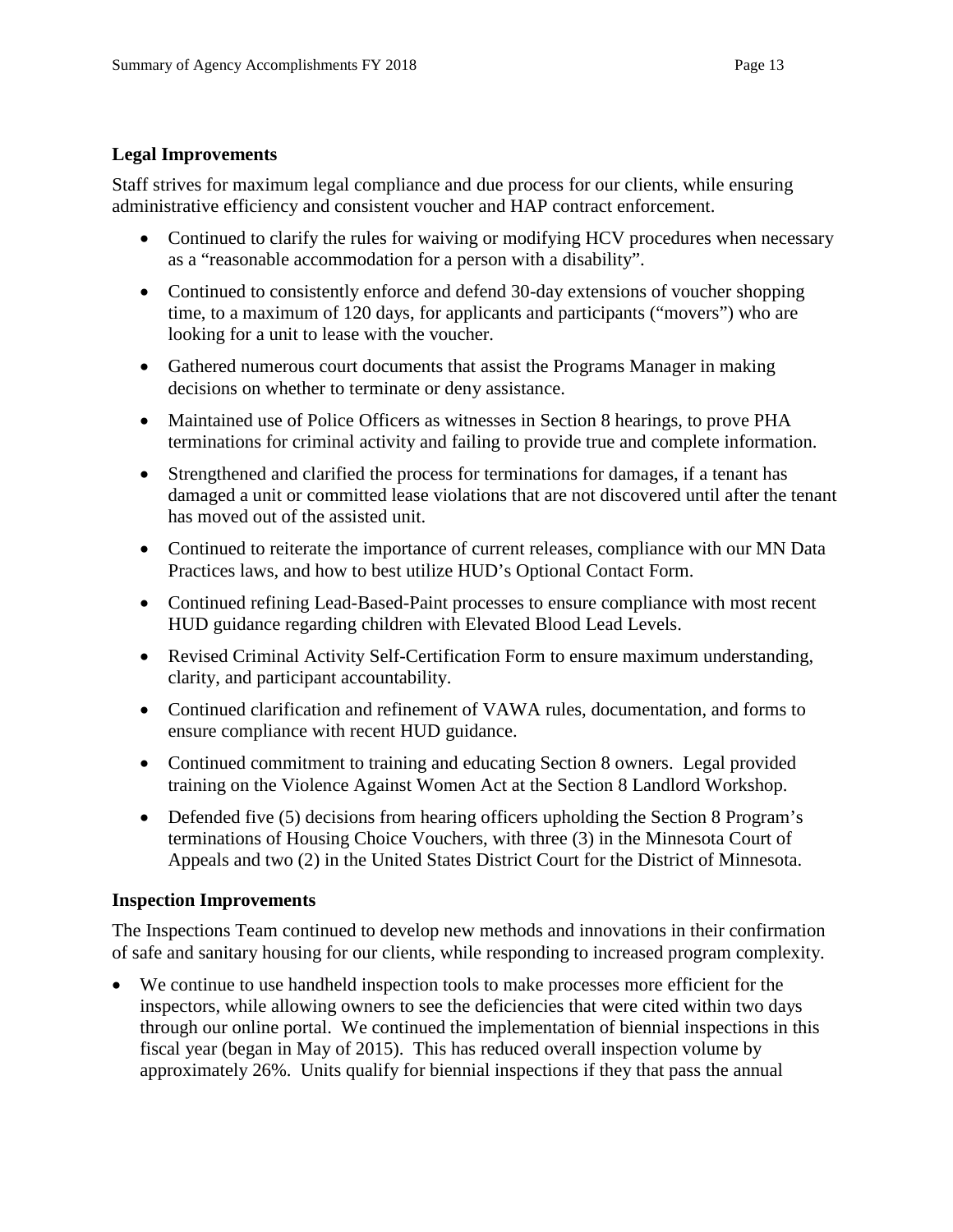**Legal Improvements**

Staff strives for maximum legal compliance and due process for our clients, while ensuring administrative efficiency and consistent voucher and HAP contract enforcement.

- Continued to clarify the rules for waiving or modifying HCV procedures when necessary as a "reasonable accommodation for a person with a disability".
- Continued to consistently enforce and defend 30-day extensions of voucher shopping time, to a maximum of 120 days, for applicants and participants ("movers") who are looking for a unit to lease with the voucher.
- Gathered numerous court documents that assist the Programs Manager in making decisions on whether to terminate or deny assistance.
- Maintained use of Police Officers as witnesses in Section 8 hearings, to prove PHA terminations for criminal activity and failing to provide true and complete information.
- Strengthened and clarified the process for terminations for damages, if a tenant has damaged a unit or committed lease violations that are not discovered until after the tenant has moved out of the assisted unit.
- Continued to reiterate the importance of current releases, compliance with our MN Data Practices laws, and how to best utilize HUD's Optional Contact Form.
- Continued refining Lead-Based-Paint processes to ensure compliance with most recent HUD guidance regarding children with Elevated Blood Lead Levels.
- Revised Criminal Activity Self-Certification Form to ensure maximum understanding, clarity, and participant accountability.
- Continued clarification and refinement of VAWA rules, documentation, and forms to ensure compliance with recent HUD guidance.
- Continued commitment to training and educating Section 8 owners. Legal provided training on the Violence Against Women Act at the Section 8 Landlord Workshop.
- Defended five (5) decisions from hearing officers upholding the Section 8 Program's terminations of Housing Choice Vouchers, with three (3) in the Minnesota Court of Appeals and two (2) in the United States District Court for the District of Minnesota.

**Inspection Improvements**

The Inspections Team continued to develop new methods and innovations in their confirmation of safe and sanitary housing for our clients, while responding to increased program complexity.

- We continue to use handheld inspection tools to make processes more efficient for the inspectors, while allowing owners to see the deficiencies that were cited within two days through our online portal. We continued the implementation of biennial inspections in this fiscal year (began in May of 2015). This has reduced overall inspection volume by approximately 26%. Units qualify for biennial inspections if they that pass the annual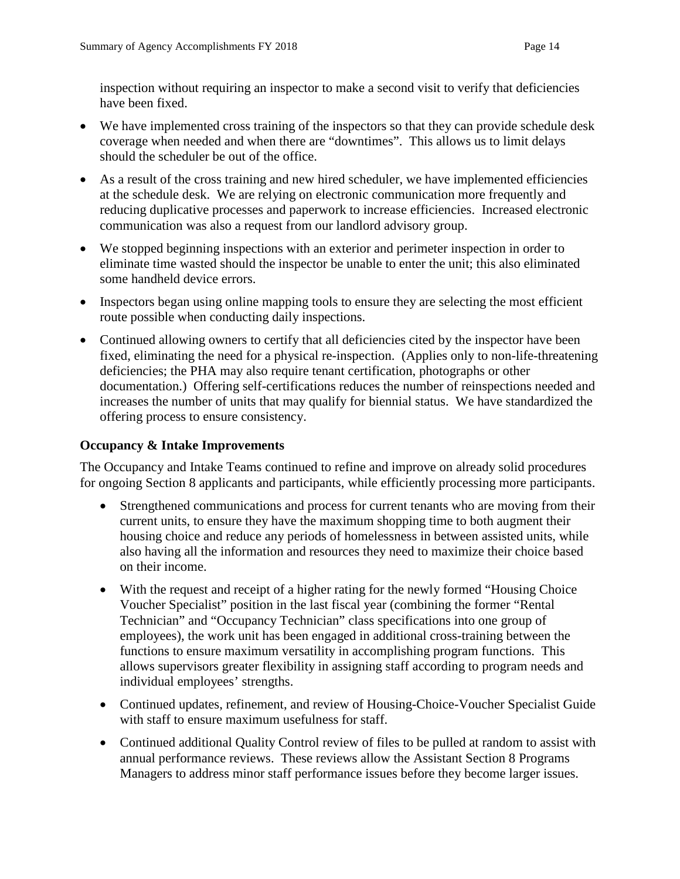inspection without requiring an inspector to make a second visit to verify that deficiencies have been fixed.

- We have implemented cross training of the inspectors so that they can provide schedule desk coverage when needed and when there are "downtimes". This allows us to limit delays should the scheduler be out of the office.
- As a result of the cross training and new hired scheduler, we have implemented efficiencies at the schedule desk. We are relying on electronic communication more frequently and reducing duplicative processes and paperwork to increase efficiencies. Increased electronic communication was also a request from our landlord advisory group.
- We stopped beginning inspections with an exterior and perimeter inspection in order to eliminate time wasted should the inspector be unable to enter the unit; this also eliminated some handheld device errors.
- Inspectors began using online mapping tools to ensure they are selecting the most efficient route possible when conducting daily inspections.
- Continued allowing owners to certify that all deficiencies cited by the inspector have been fixed, eliminating the need for a physical re-inspection. (Applies only to non-life-threatening deficiencies; the PHA may also require tenant certification, photographs or other documentation.) Offering self-certifications reduces the number of reinspections needed and increases the number of units that may qualify for biennial status. We have standardized the offering process to ensure consistency.

### Occupancy & Intake Improvements

The Occupancy and Intake Teams continued to refine and improve on already solid procedures for ongoing Section 8 applicants and participants, while efficiently processing more participants.

- Strengthened communications and process for current tenants who are moving from their current units, to ensure they have the maximum shopping time to both augment their housing choice and reduce any periods of homelessness in between assisted units, while also having all the information and resources they need to maximize their choice based on their income.
- With the request and receipt of a higher rating for the newly formed "Housing Choice Voucher Specialist" position in the last fiscal year (combining the former "Rental Technician" and "Occupancy Technician" class specifications into one group of employees), the work unit has been engaged in additional cross-training between the functions to ensure maximum versatility in accomplishing program functions. This allows supervisors greater flexibility in assigning staff according to program needs and individual employees' strengths.
- Continued updates, refinement, and review of Housing-Choice-Voucher Specialist Guide with staff to ensure maximum usefulness for staff.
- Continued additional Quality Control review of files to be pulled at random to assist with annual performance reviews. These reviews allow the Assistant Section 8 Programs Managers to address minor staff performance issues before they become larger issues.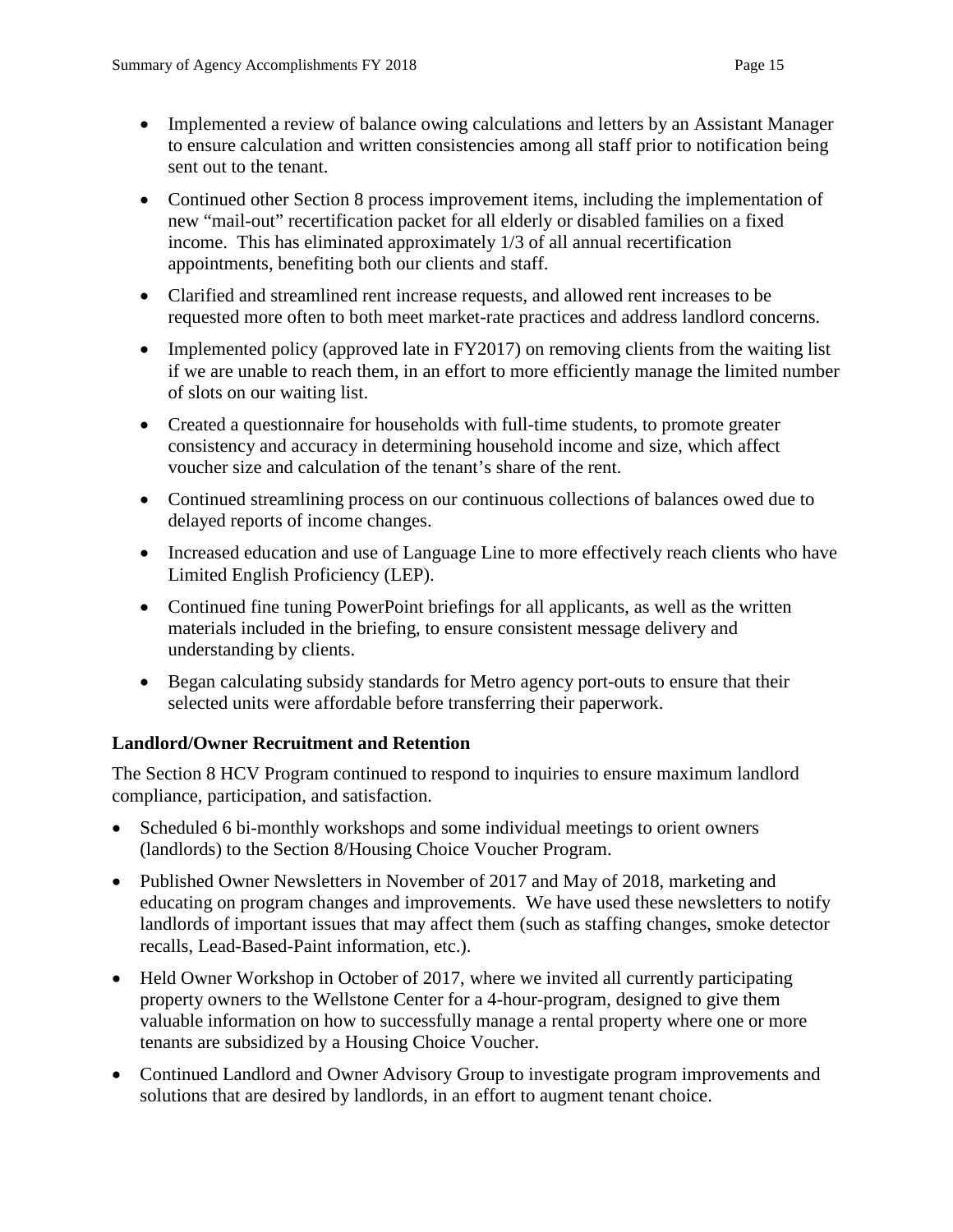- Implemented a review of balance owing calculations and letters by an Assistant Manager to ensure calculation and written consistencies among all staff prior to notification being sent out to the tenant.
- Continued other Section 8 process improvement items, including the implementation of new "mail-out" recertification packet for all elderly or disabled families on a fixed income. This has eliminated approximately 1/3 of all annual recertification appointments, benefiting both our clients and staff.
- Clarified and streamlined rent increase requests, and allowed rent increases to be requested more often to both meet market-rate practices and address landlord concerns.
- Implemented policy (approved late in FY2017) on removing clients from the waiting list if we are unable to reach them, in an effort to more efficiently manage the limited number of slots on our waiting list.
- Created a questionnaire for households with full-time students, to promote greater consistency and accuracy in determining household income and size, which affect voucher size and calculation of the tenant's share of the rent.
- Continued streamlining process on our continuous collections of balances owed due to delayed reports of income changes.
- Increased education and use of Language Line to more effectively reach clients who have Limited English Proficiency (LEP).
- Continued fine tuning PowerPoint briefings for all applicants, as well as the written materials included in the briefing, to ensure consistent message delivery and understanding by clients.
- Began calculating subsidy standards for Metro agency port-outs to ensure that their selected units were affordable before transferring their paperwork.

### Landlord/Owner Recruitment and Retention

The Section 8 HCV Program continued to respond to inquiries to ensure maximum landlord compliance, participation, and satisfaction.

- Scheduled 6 bi-monthly workshops and some individual meetings to orient owners (landlords) to the Section 8/Housing Choice Voucher Program.
- Published Owner Newsletters in November of 2017 and May of 2018, marketing and educating on program changes and improvements. We have used these newsletters to notify landlords of important issues that may affect them (such as staffing changes, smoke detector recalls, Lead-Based-Paint information, etc.).
- Held Owner Workshop in October of 2017, where we invited all currently participating property owners to the Wellstone Center for a 4-hour-program, designed to give them valuable information on how to successfully manage a rental property where one or more tenants are subsidized by a Housing Choice Voucher.
- Continued Landlord and Owner Advisory Group to investigate program improvements and solutions that are desired by landlords, in an effort to augment tenant choice.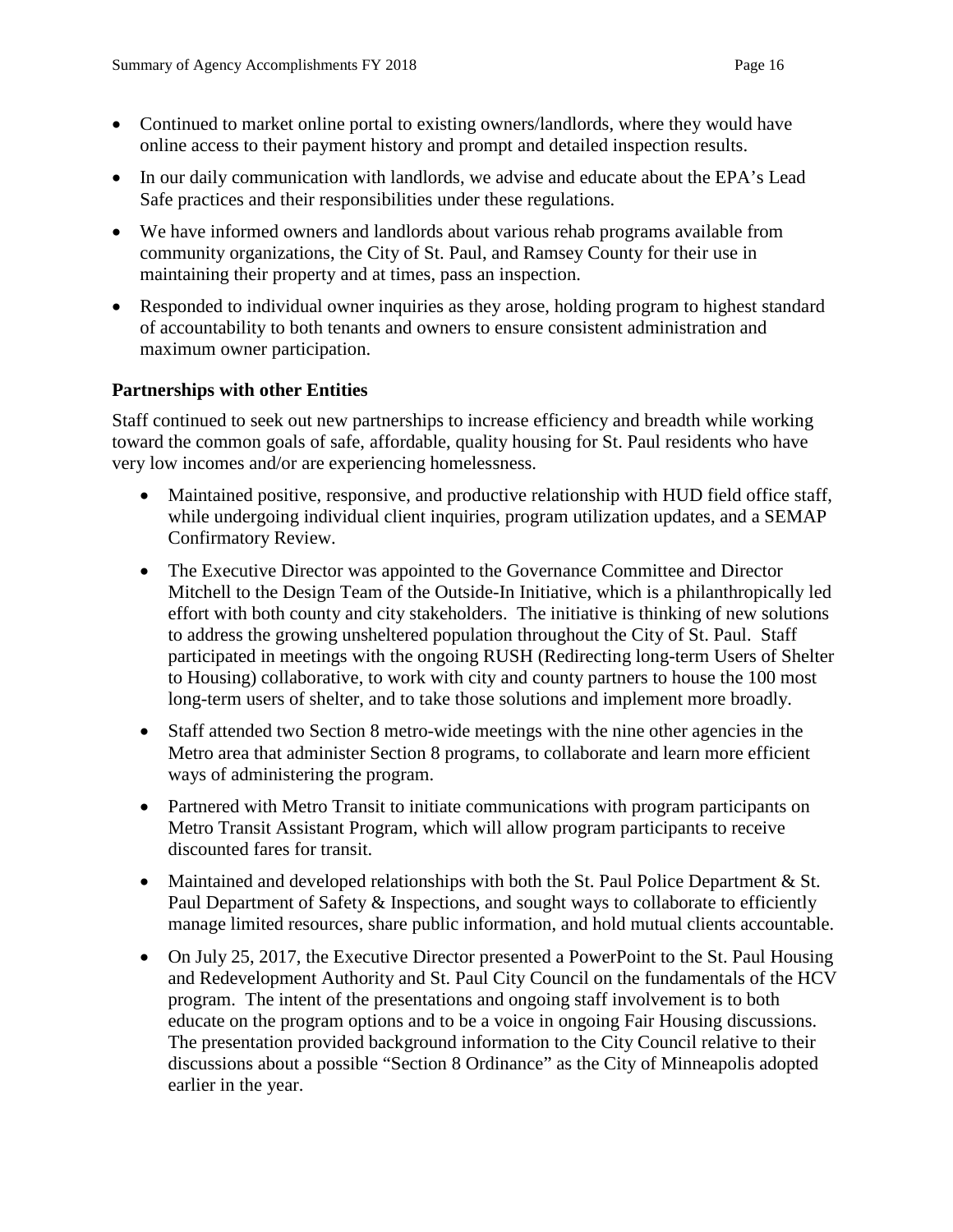- Continued to market online portal to existing owners/landlords, where they would have online access to their payment history and prompt and detailed inspection results.
- In our daily communication with landlords, we advise and educate about the EPA's Lead Safe practices and their responsibilities under these regulations.
- We have informed owners and landlords about various rehab programs available from community organizations, the City of St. Paul, and Ramsey County for their use in maintaining their property and at times, pass an inspection.
- Responded to individual owner inquiries as they arose, holding program to highest standard of accountability to both tenants and owners to ensure consistent administration and maximum owner participation.

### Partnerships with other Entities

Staff continued to seek out new partnerships to increase efficiency and breadth while working toward the common goals of safe, affordable, quality housing for St. Paul residents who have very low incomes and/or are experiencing homelessness.

- Maintained positive, responsive, and productive relationship with HUD field office staff, while undergoing individual client inquiries, program utilization updates, and a SEMAP Confirmatory Review.
- The Executive Director was appointed to the Governance Committee and Director Mitchell to the Design Team of the Outside-In Initiative, which is a philanthropically led effort with both county and city stakeholders. The initiative is thinking of new solutions to address the growing unsheltered population throughout the City of St. Paul. Staff participated in meetings with the ongoing RUSH (Redirecting long-term Users of Shelter to Housing) collaborative, to work with city and county partners to house the 100 most long-term users of shelter, and to take those solutions and implement more broadly.
- Staff attended two Section 8 metro-wide meetings with the nine other agencies in the Metro area that administer Section 8 programs, to collaborate and learn more efficient ways of administering the program.
- Partnered with Metro Transit to initiate communications with program participants on Metro Transit Assistant Program, which will allow program participants to receive discounted fares for transit.
- Maintained and developed relationships with both the St. Paul Police Department & St. Paul Department of Safety & Inspections, and sought ways to collaborate to efficiently manage limited resources, share public information, and hold mutual clients accountable.
- On July 25, 2017, the Executive Director presented a PowerPoint to the St. Paul Housing and Redevelopment Authority and St. Paul City Council on the fundamentals of the HCV program. The intent of the presentations and ongoing staff involvement is to both educate on the program options and to be a voice in ongoing Fair Housing discussions. The presentation provided background information to the City Council relative to their discussions about a possible "Section 8 Ordinance" as the City of Minneapolis adopted earlier in the year.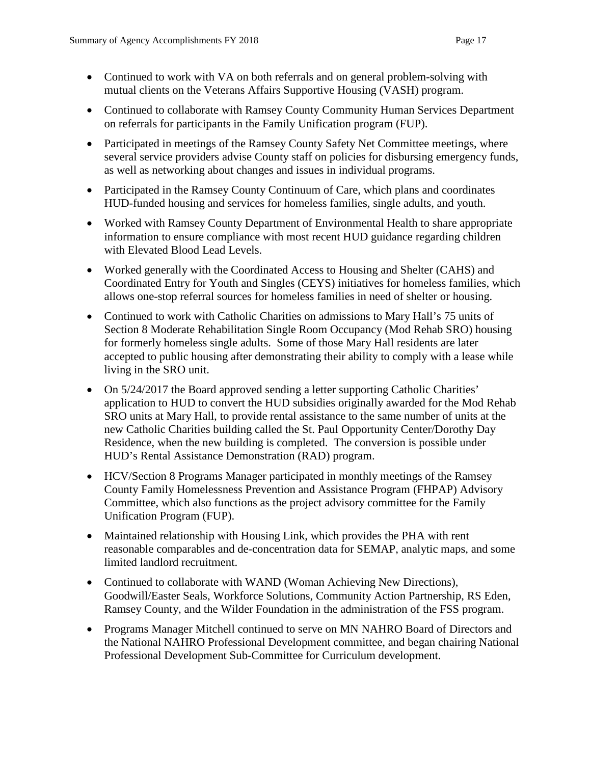- Continued to work with VA on both referrals and on general problem-solving with mutual clients on the Veterans Affairs Supportive Housing (VASH) program.
- Continued to collaborate with Ramsey County Community Human Services Department on referrals for participants in the Family Unification program (FUP).
- Participated in meetings of the Ramsey County Safety Net Committee meetings, where several service providers advise County staff on policies for disbursing emergency funds, as well as networking about changes and issues in individual programs.
- Participated in the Ramsey County Continuum of Care, which plans and coordinates HUD-funded housing and services for homeless families, single adults, and youth.
- Worked with Ramsey County Department of Environmental Health to share appropriate information to ensure compliance with most recent HUD guidance regarding children with Elevated Blood Lead Levels.
- Worked generally with the Coordinated Access to Housing and Shelter (CAHS) and Coordinated Entry for Youth and Singles (CEYS) initiatives for homeless families, which allows one-stop referral sources for homeless families in need of shelter or housing.
- Continued to work with Catholic Charities on admissions to Mary Hall's 75 units of Section 8 Moderate Rehabilitation Single Room Occupancy (Mod Rehab SRO) housing for formerly homeless single adults. Some of those Mary Hall residents are later accepted to public housing after demonstrating their ability to comply with a lease while living in the SRO unit.
- On 5/24/2017 the Board approved sending a letter supporting Catholic Charities' application to HUD to convert the HUD subsidies originally awarded for the Mod Rehab SRO units at Mary Hall, to provide rental assistance to the same number of units at the new Catholic Charities building called the St. Paul Opportunity Center/Dorothy Day Residence, when the new building is completed. The conversion is possible under HUD's Rental Assistance Demonstration (RAD) program.
- HCV/Section 8 Programs Manager participated in monthly meetings of the Ramsey County Family Homelessness Prevention and Assistance Program (FHPAP) Advisory Committee, which also functions as the project advisory committee for the Family Unification Program (FUP).
- Maintained relationship with Housing Link, which provides the PHA with rent reasonable comparables and de-concentration data for SEMAP, analytic maps, and some limited landlord recruitment.
- Continued to collaborate with WAND (Woman Achieving New Directions), Goodwill/Easter Seals, Workforce Solutions, Community Action Partnership, RS Eden, Ramsey County, and the Wilder Foundation in the administration of the FSS program.
- Programs Manager Mitchell continued to serve on MN NAHRO Board of Directors and the National NAHRO Professional Development committee, and began chairing National Professional Development Sub-Committee for Curriculum development.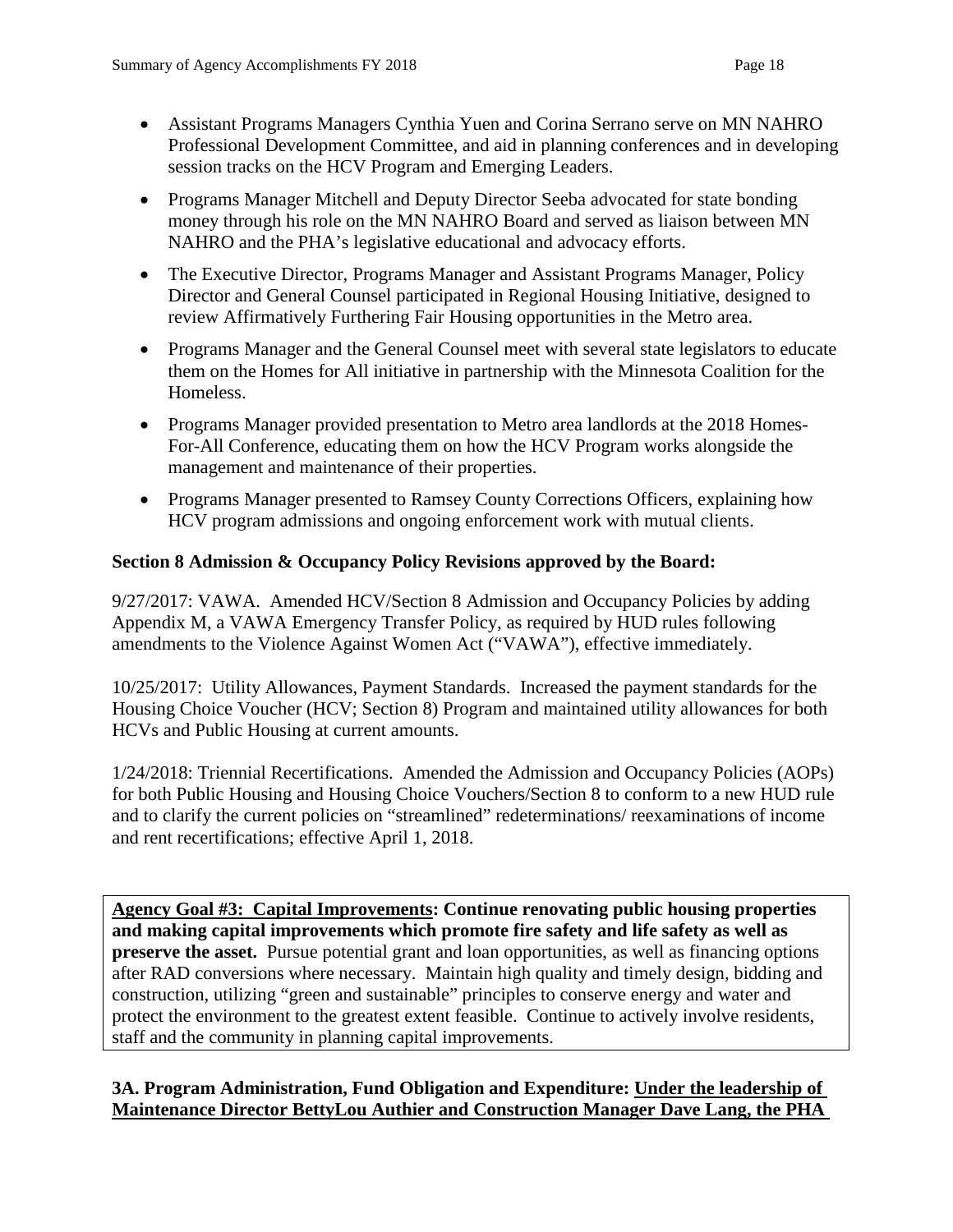- Assistant Programs Managers Cynthia Yuen and Corina Serrano serve on MN NAHRO Professional Development Committee, and aid in planning conferences and in developing session tracks on the HCV Program and Emerging Leaders.
- Programs Manager Mitchell and Deputy Director Seeba advocated for state bonding money through his role on the MN NAHRO Board and served as liaison between MN NAHRO and the PHA's legislative educational and advocacy efforts.
- The Executive Director, Programs Manager and Assistant Programs Manager, Policy Director and General Counsel participated in Regional Housing Initiative, designed to review Affirmatively Furthering Fair Housing opportunities in the Metro area.
- Programs Manager and the General Counsel meet with several state legislators to educate them on the Homes for All initiative in partnership with the Minnesota Coalition for the Homeless.
- Programs Manager provided presentation to Metro area landlords at the 2018 Homes-For-All Conference, educating them on how the HCV Program works alongside the management and maintenance of their properties.
- Programs Manager presented to Ramsey County Corrections Officers, explaining how HCV program admissions and ongoing enforcement work with mutual clients.

**Section 8 Admission & Occupancy Policy Revisions approved by the Board:**

9/27/2017: VAWA. Amended HCV/Section 8 Admission and Occupancy Policies by adding Appendix M, a VAWA Emergency Transfer Policy, as required by HUD rules following amendments to the Violence Against Women Act ("VAWA"), effective immediately.

10/25/2017: Utility Allowances, Payment Standards. Increased the payment standards for the Housing Choice Voucher (HCV; Section 8) Program and maintained utility allowances for both HCVs and Public Housing at current amounts.

1/24/2018: Triennial Recertifications. Amended the Admission and Occupancy Policies (AOPs) for both Public Housing and Housing Choice Vouchers/Section 8 to conform to a new HUD rule and to clarify the current policies on "streamlined" redeterminations/ reexaminations of income and rent recertifications; effective April 1, 2018.

**<u>Agency Goal #3: Capital Improvements</u>: Continue renovating public housing properties and making capital improvements which promote fire safety and life safety as well as preserve the asset.** Pursue potential grant and loan opportunities, as well as financing options after RAD conversions where necessary. Maintain high quality and timely design, bidding and construction, utilizing "green and sustainable" principles to conserve energy and water and protect the environment to the greatest extent feasible. Continue to actively involve residents, staff and the community in planning capital improvements.

**3A. Program Administration, Fund Obligation and Expenditure: <u>Under the leadership of Maintenance Director BettyLou Authier and Construction Manager Dave Lang, the PHA</u>**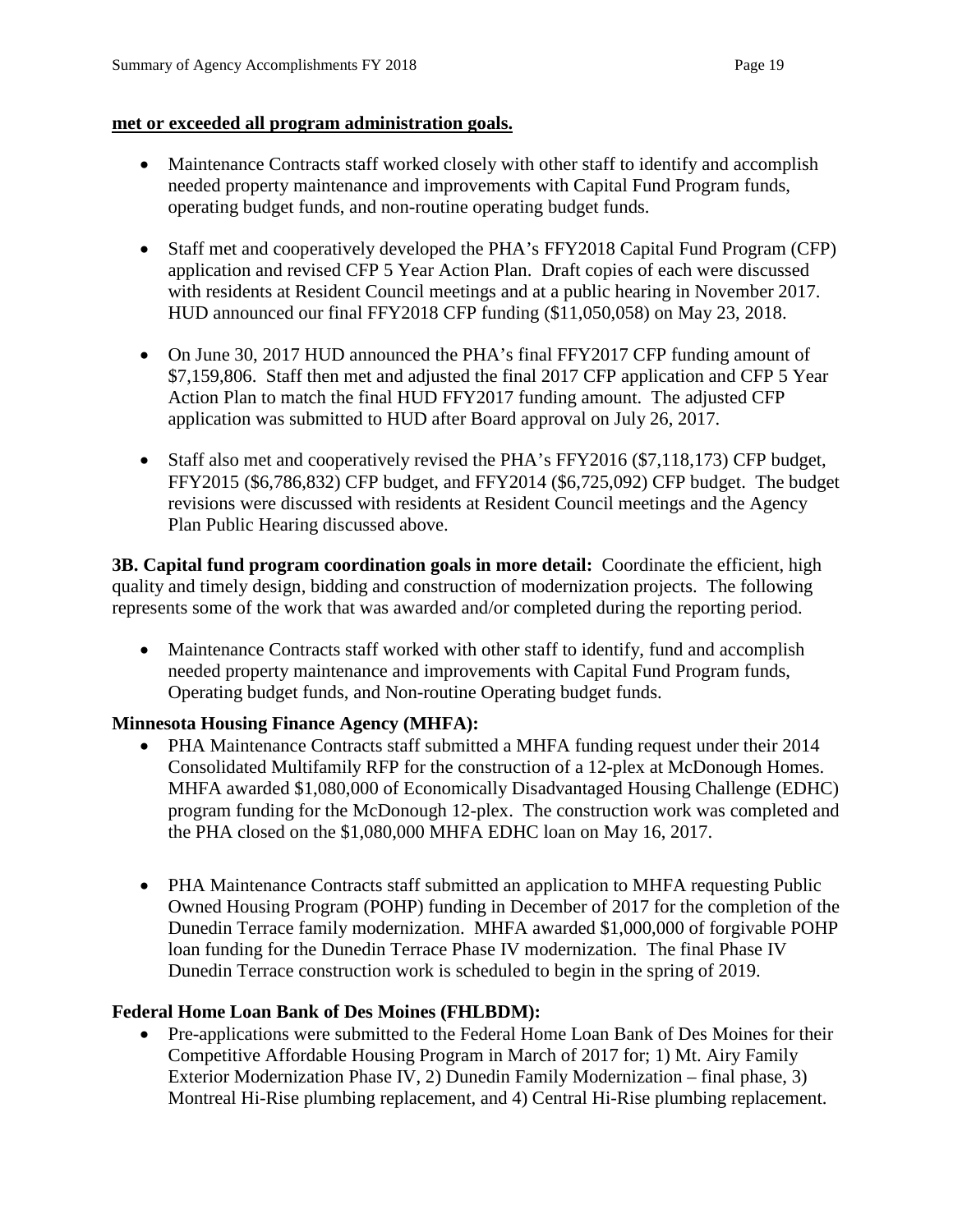**met or exceeded all program administration goals.**

- Maintenance Contracts staff worked closely with other staff to identify and accomplish needed property maintenance and improvements with Capital Fund Program funds, operating budget funds, and non-routine operating budget funds.

- Staff met and cooperatively developed the PHA's FFY2018 Capital Fund Program (CFP) application and revised CFP 5 Year Action Plan. Draft copies of each were discussed with residents at Resident Council meetings and at a public hearing in November 2017. HUD announced our final FFY2018 CFP funding ($11,050,058) on May 23, 2018.

- On June 30, 2017 HUD announced the PHA's final FFY2017 CFP funding amount of $7,159,806. Staff then met and adjusted the final 2017 CFP application and CFP 5 Year Action Plan to match the final HUD FFY2017 funding amount. The adjusted CFP application was submitted to HUD after Board approval on July 26, 2017.

- Staff also met and cooperatively revised the PHA's FFY2016 ($7,118,173) CFP budget, FFY2015 ($6,786,832) CFP budget, and FFY2014 ($6,725,092) CFP budget. The budget revisions were discussed with residents at Resident Council meetings and the Agency Plan Public Hearing discussed above.

**3B. Capital fund program coordination goals in more detail:** Coordinate the efficient, high quality and timely design, bidding and construction of modernization projects. The following represents some of the work that was awarded and/or completed during the reporting period.

- Maintenance Contracts staff worked with other staff to identify, fund and accomplish needed property maintenance and improvements with Capital Fund Program funds, Operating budget funds, and Non-routine Operating budget funds.

**Minnesota Housing Finance Agency (MHFA):**

- PHA Maintenance Contracts staff submitted a MHFA funding request under their 2014 Consolidated Multifamily RFP for the construction of a 12-plex at McDonough Homes. MHFA awarded $1,080,000 of Economically Disadvantaged Housing Challenge (EDHC) program funding for the McDonough 12-plex. The construction work was completed and the PHA closed on the $1,080,000 MHFA EDHC loan on May 16, 2017.

- PHA Maintenance Contracts staff submitted an application to MHFA requesting Public Owned Housing Program (POHP) funding in December of 2017 for the completion of the Dunedin Terrace family modernization. MHFA awarded $1,000,000 of forgivable POHP loan funding for the Dunedin Terrace Phase IV modernization. The final Phase IV Dunedin Terrace construction work is scheduled to begin in the spring of 2019.

**Federal Home Loan Bank of Des Moines (FHLBDM):**

- Pre-applications were submitted to the Federal Home Loan Bank of Des Moines for their Competitive Affordable Housing Program in March of 2017 for; 1) Mt. Airy Family Exterior Modernization Phase IV, 2) Dunedin Family Modernization – final phase, 3) Montreal Hi-Rise plumbing replacement, and 4) Central Hi-Rise plumbing replacement.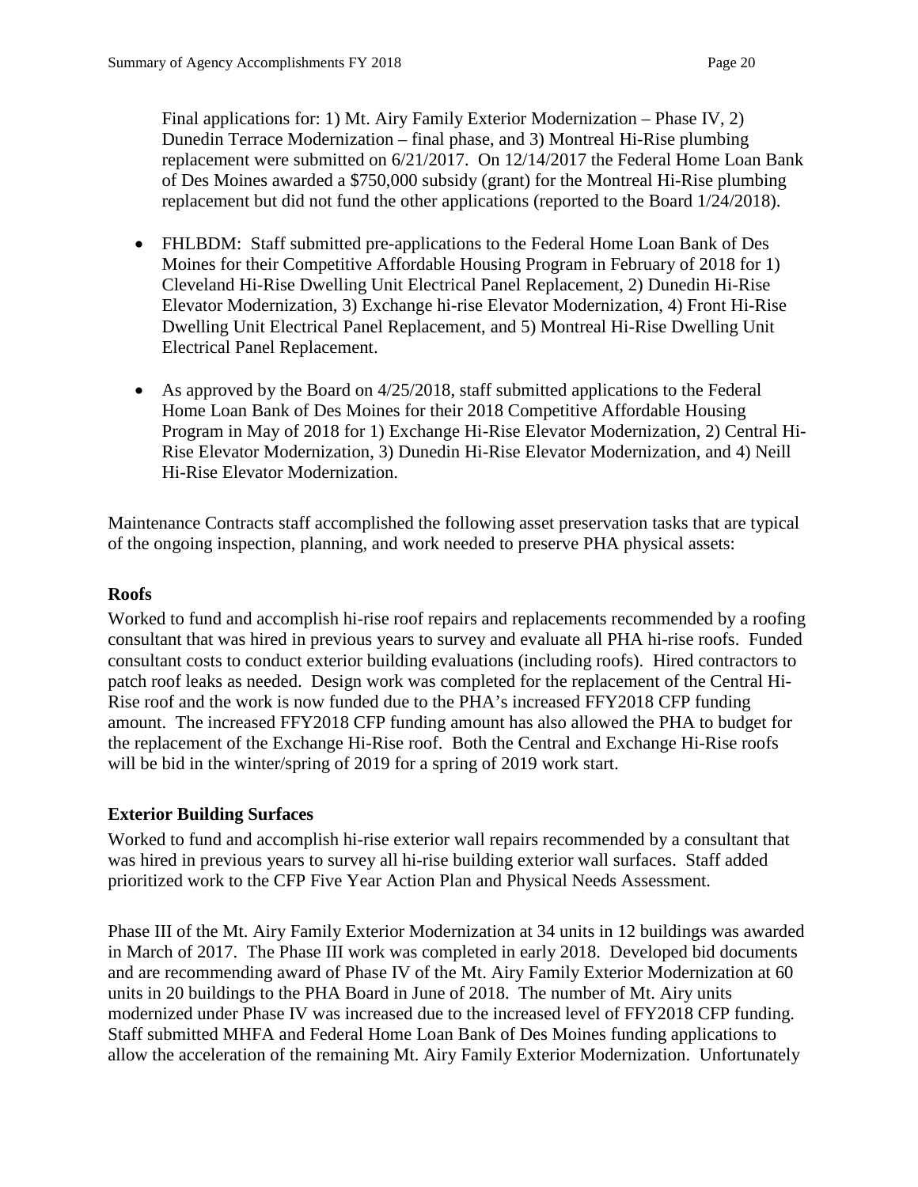Final applications for: 1) Mt. Airy Family Exterior Modernization – Phase IV, 2) Dunedin Terrace Modernization – final phase, and 3) Montreal Hi-Rise plumbing replacement were submitted on 6/21/2017. On 12/14/2017 the Federal Home Loan Bank of Des Moines awarded a $750,000 subsidy (grant) for the Montreal Hi-Rise plumbing replacement but did not fund the other applications (reported to the Board 1/24/2018).

- FHLBDM: Staff submitted pre-applications to the Federal Home Loan Bank of Des Moines for their Competitive Affordable Housing Program in February of 2018 for 1) Cleveland Hi-Rise Dwelling Unit Electrical Panel Replacement, 2) Dunedin Hi-Rise Elevator Modernization, 3) Exchange hi-rise Elevator Modernization, 4) Front Hi-Rise Dwelling Unit Electrical Panel Replacement, and 5) Montreal Hi-Rise Dwelling Unit Electrical Panel Replacement.

- As approved by the Board on 4/25/2018, staff submitted applications to the Federal Home Loan Bank of Des Moines for their 2018 Competitive Affordable Housing Program in May of 2018 for 1) Exchange Hi-Rise Elevator Modernization, 2) Central Hi-Rise Elevator Modernization, 3) Dunedin Hi-Rise Elevator Modernization, and 4) Neill Hi-Rise Elevator Modernization.

Maintenance Contracts staff accomplished the following asset preservation tasks that are typical of the ongoing inspection, planning, and work needed to preserve PHA physical assets:

**Roofs**

Worked to fund and accomplish hi-rise roof repairs and replacements recommended by a roofing consultant that was hired in previous years to survey and evaluate all PHA hi-rise roofs. Funded consultant costs to conduct exterior building evaluations (including roofs). Hired contractors to patch roof leaks as needed. Design work was completed for the replacement of the Central Hi-Rise roof and the work is now funded due to the PHA's increased FFY2018 CFP funding amount. The increased FFY2018 CFP funding amount has also allowed the PHA to budget for the replacement of the Exchange Hi-Rise roof. Both the Central and Exchange Hi-Rise roofs will be bid in the winter/spring of 2019 for a spring of 2019 work start.

**Exterior Building Surfaces**

Worked to fund and accomplish hi-rise exterior wall repairs recommended by a consultant that was hired in previous years to survey all hi-rise building exterior wall surfaces. Staff added prioritized work to the CFP Five Year Action Plan and Physical Needs Assessment.

Phase III of the Mt. Airy Family Exterior Modernization at 34 units in 12 buildings was awarded in March of 2017. The Phase III work was completed in early 2018. Developed bid documents and are recommending award of Phase IV of the Mt. Airy Family Exterior Modernization at 60 units in 20 buildings to the PHA Board in June of 2018. The number of Mt. Airy units modernized under Phase IV was increased due to the increased level of FFY2018 CFP funding. Staff submitted MHFA and Federal Home Loan Bank of Des Moines funding applications to allow the acceleration of the remaining Mt. Airy Family Exterior Modernization. Unfortunately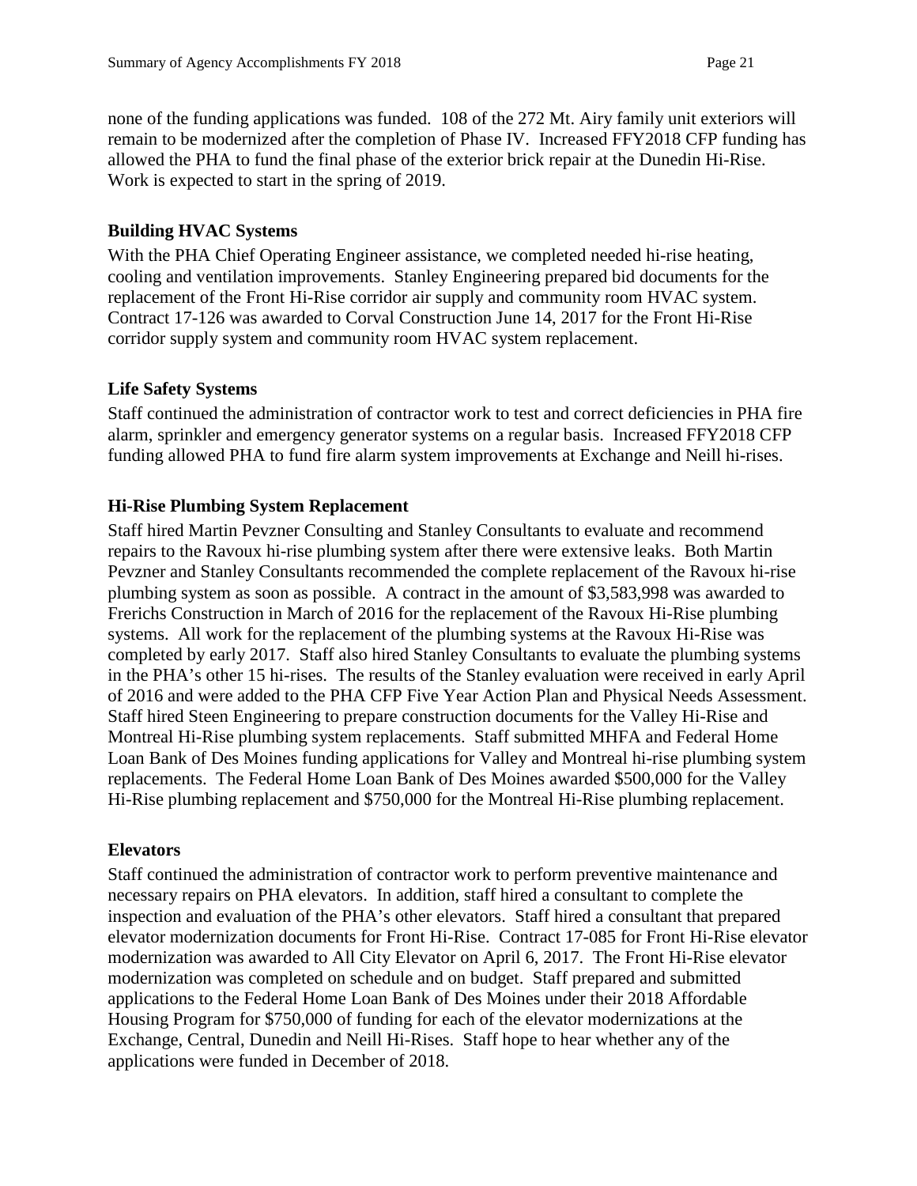none of the funding applications was funded. 108 of the 272 Mt. Airy family unit exteriors will remain to be modernized after the completion of Phase IV. Increased FFY2018 CFP funding has allowed the PHA to fund the final phase of the exterior brick repair at the Dunedin Hi-Rise. Work is expected to start in the spring of 2019.

### Building HVAC Systems

With the PHA Chief Operating Engineer assistance, we completed needed hi-rise heating, cooling and ventilation improvements. Stanley Engineering prepared bid documents for the replacement of the Front Hi-Rise corridor air supply and community room HVAC system. Contract 17-126 was awarded to Corval Construction June 14, 2017 for the Front Hi-Rise corridor supply system and community room HVAC system replacement.

### Life Safety Systems

Staff continued the administration of contractor work to test and correct deficiencies in PHA fire alarm, sprinkler and emergency generator systems on a regular basis. Increased FFY2018 CFP funding allowed PHA to fund fire alarm system improvements at Exchange and Neill hi-rises.

### Hi-Rise Plumbing System Replacement

Staff hired Martin Pevzner Consulting and Stanley Consultants to evaluate and recommend repairs to the Ravoux hi-rise plumbing system after there were extensive leaks. Both Martin Pevzner and Stanley Consultants recommended the complete replacement of the Ravoux hi-rise plumbing system as soon as possible. A contract in the amount of $3,583,998 was awarded to Frerichs Construction in March of 2016 for the replacement of the Ravoux Hi-Rise plumbing systems. All work for the replacement of the plumbing systems at the Ravoux Hi-Rise was completed by early 2017. Staff also hired Stanley Consultants to evaluate the plumbing systems in the PHA's other 15 hi-rises. The results of the Stanley evaluation were received in early April of 2016 and were added to the PHA CFP Five Year Action Plan and Physical Needs Assessment. Staff hired Steen Engineering to prepare construction documents for the Valley Hi-Rise and Montreal Hi-Rise plumbing system replacements. Staff submitted MHFA and Federal Home Loan Bank of Des Moines funding applications for Valley and Montreal hi-rise plumbing system replacements. The Federal Home Loan Bank of Des Moines awarded $500,000 for the Valley Hi-Rise plumbing replacement and $750,000 for the Montreal Hi-Rise plumbing replacement.

### Elevators

Staff continued the administration of contractor work to perform preventive maintenance and necessary repairs on PHA elevators. In addition, staff hired a consultant to complete the inspection and evaluation of the PHA's other elevators. Staff hired a consultant that prepared elevator modernization documents for Front Hi-Rise. Contract 17-085 for Front Hi-Rise elevator modernization was awarded to All City Elevator on April 6, 2017. The Front Hi-Rise elevator modernization was completed on schedule and on budget. Staff prepared and submitted applications to the Federal Home Loan Bank of Des Moines under their 2018 Affordable Housing Program for $750,000 of funding for each of the elevator modernizations at the Exchange, Central, Dunedin and Neill Hi-Rises. Staff hope to hear whether any of the applications were funded in December of 2018.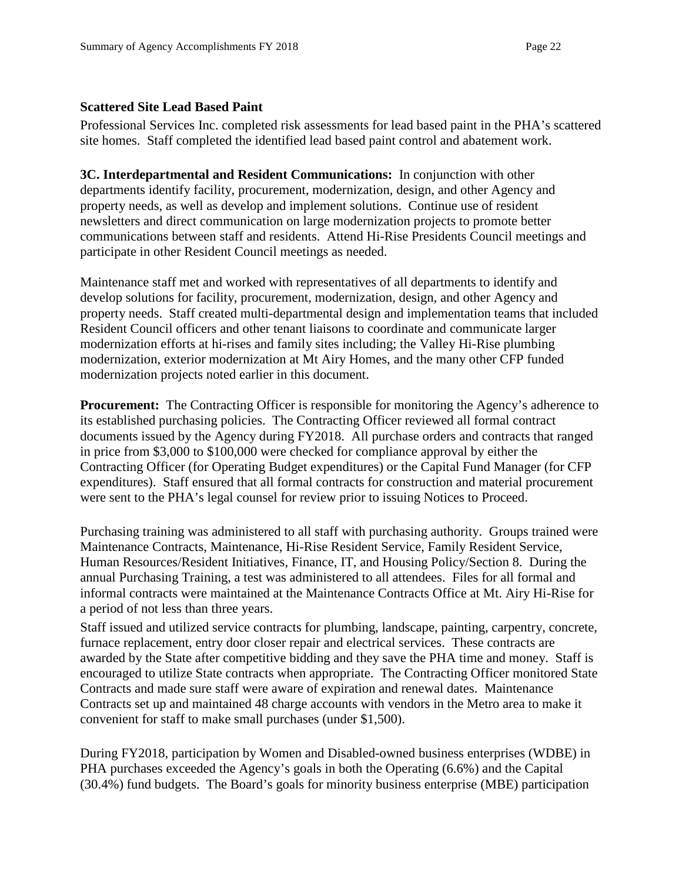**Scattered Site Lead Based Paint**

Professional Services Inc. completed risk assessments for lead based paint in the PHA's scattered site homes. Staff completed the identified lead based paint control and abatement work.

**3C. Interdepartmental and Resident Communications:** In conjunction with other departments identify facility, procurement, modernization, design, and other Agency and property needs, as well as develop and implement solutions. Continue use of resident newsletters and direct communication on large modernization projects to promote better communications between staff and residents. Attend Hi-Rise Presidents Council meetings and participate in other Resident Council meetings as needed.

Maintenance staff met and worked with representatives of all departments to identify and develop solutions for facility, procurement, modernization, design, and other Agency and property needs. Staff created multi-departmental design and implementation teams that included Resident Council officers and other tenant liaisons to coordinate and communicate larger modernization efforts at hi-rises and family sites including; the Valley Hi-Rise plumbing modernization, exterior modernization at Mt Airy Homes, and the many other CFP funded modernization projects noted earlier in this document.

**Procurement:** The Contracting Officer is responsible for monitoring the Agency's adherence to its established purchasing policies. The Contracting Officer reviewed all formal contract documents issued by the Agency during FY2018. All purchase orders and contracts that ranged in price from $3,000 to $100,000 were checked for compliance approval by either the Contracting Officer (for Operating Budget expenditures) or the Capital Fund Manager (for CFP expenditures). Staff ensured that all formal contracts for construction and material procurement were sent to the PHA's legal counsel for review prior to issuing Notices to Proceed.

Purchasing training was administered to all staff with purchasing authority. Groups trained were Maintenance Contracts, Maintenance, Hi-Rise Resident Service, Family Resident Service, Human Resources/Resident Initiatives, Finance, IT, and Housing Policy/Section 8. During the annual Purchasing Training, a test was administered to all attendees. Files for all formal and informal contracts were maintained at the Maintenance Contracts Office at Mt. Airy Hi-Rise for a period of not less than three years.

Staff issued and utilized service contracts for plumbing, landscape, painting, carpentry, concrete, furnace replacement, entry door closer repair and electrical services. These contracts are awarded by the State after competitive bidding and they save the PHA time and money. Staff is encouraged to utilize State contracts when appropriate. The Contracting Officer monitored State Contracts and made sure staff were aware of expiration and renewal dates. Maintenance Contracts set up and maintained 48 charge accounts with vendors in the Metro area to make it convenient for staff to make small purchases (under $1,500).

During FY2018, participation by Women and Disabled-owned business enterprises (WDBE) in PHA purchases exceeded the Agency's goals in both the Operating (6.6%) and the Capital (30.4%) fund budgets. The Board's goals for minority business enterprise (MBE) participation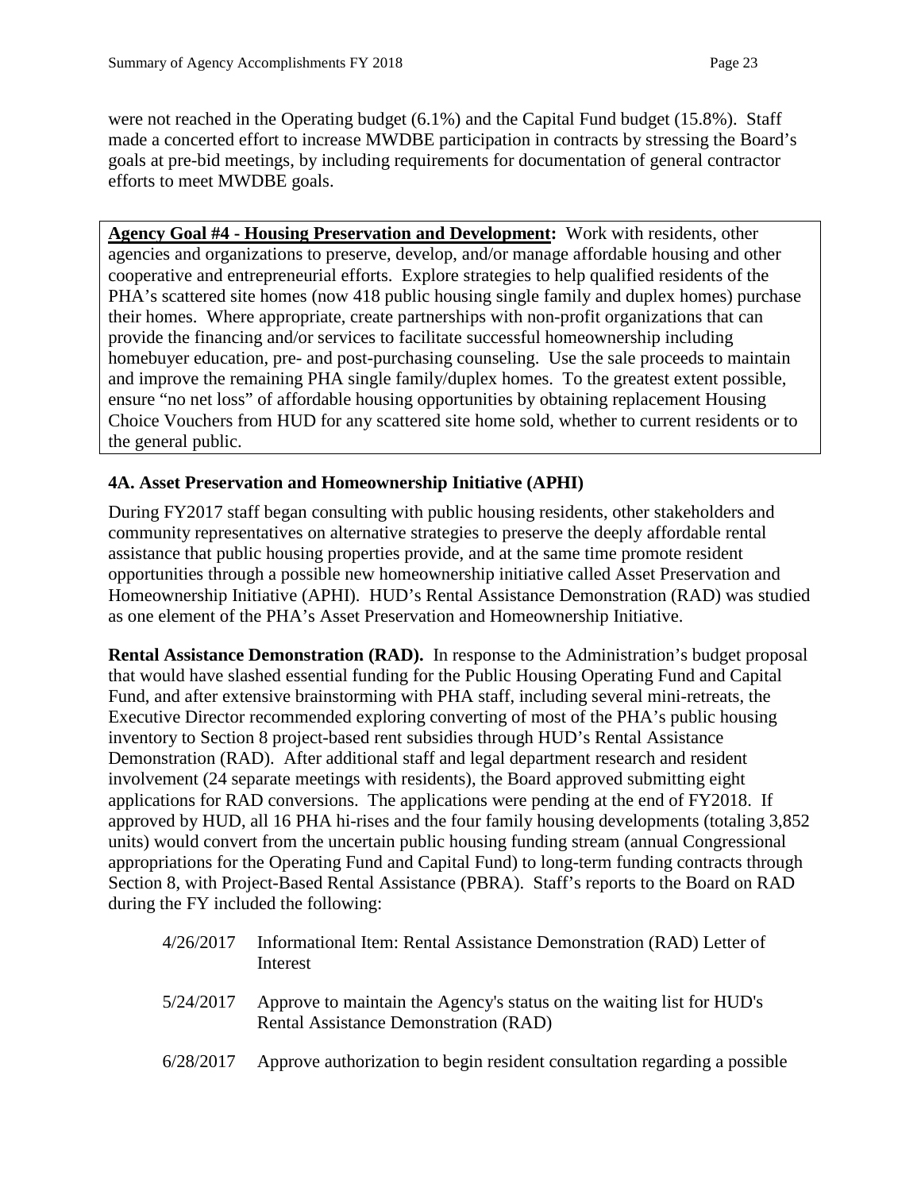were not reached in the Operating budget (6.1%) and the Capital Fund budget (15.8%). Staff made a concerted effort to increase MWDBE participation in contracts by stressing the Board's goals at pre-bid meetings, by including requirements for documentation of general contractor efforts to meet MWDBE goals.

**Agency Goal #4 - Housing Preservation and Development:** Work with residents, other agencies and organizations to preserve, develop, and/or manage affordable housing and other cooperative and entrepreneurial efforts. Explore strategies to help qualified residents of the PHA's scattered site homes (now 418 public housing single family and duplex homes) purchase their homes. Where appropriate, create partnerships with non-profit organizations that can provide the financing and/or services to facilitate successful homeownership including homebuyer education, pre- and post-purchasing counseling. Use the sale proceeds to maintain and improve the remaining PHA single family/duplex homes. To the greatest extent possible, ensure "no net loss" of affordable housing opportunities by obtaining replacement Housing Choice Vouchers from HUD for any scattered site home sold, whether to current residents or to the general public.

### 4A. Asset Preservation and Homeownership Initiative (APHI)

During FY2017 staff began consulting with public housing residents, other stakeholders and community representatives on alternative strategies to preserve the deeply affordable rental assistance that public housing properties provide, and at the same time promote resident opportunities through a possible new homeownership initiative called Asset Preservation and Homeownership Initiative (APHI). HUD's Rental Assistance Demonstration (RAD) was studied as one element of the PHA's Asset Preservation and Homeownership Initiative.

**Rental Assistance Demonstration (RAD).** In response to the Administration's budget proposal that would have slashed essential funding for the Public Housing Operating Fund and Capital Fund, and after extensive brainstorming with PHA staff, including several mini-retreats, the Executive Director recommended exploring converting of most of the PHA's public housing inventory to Section 8 project-based rent subsidies through HUD's Rental Assistance Demonstration (RAD). After additional staff and legal department research and resident involvement (24 separate meetings with residents), the Board approved submitting eight applications for RAD conversions. The applications were pending at the end of FY2018. If approved by HUD, all 16 PHA hi-rises and the four family housing developments (totaling 3,852 units) would convert from the uncertain public housing funding stream (annual Congressional appropriations for the Operating Fund and Capital Fund) to long-term funding contracts through Section 8, with Project-Based Rental Assistance (PBRA). Staff's reports to the Board on RAD during the FY included the following:

4/26/2017 Informational Item: Rental Assistance Demonstration (RAD) Letter of Interest

5/24/2017 Approve to maintain the Agency's status on the waiting list for HUD's Rental Assistance Demonstration (RAD)

6/28/2017 Approve authorization to begin resident consultation regarding a possible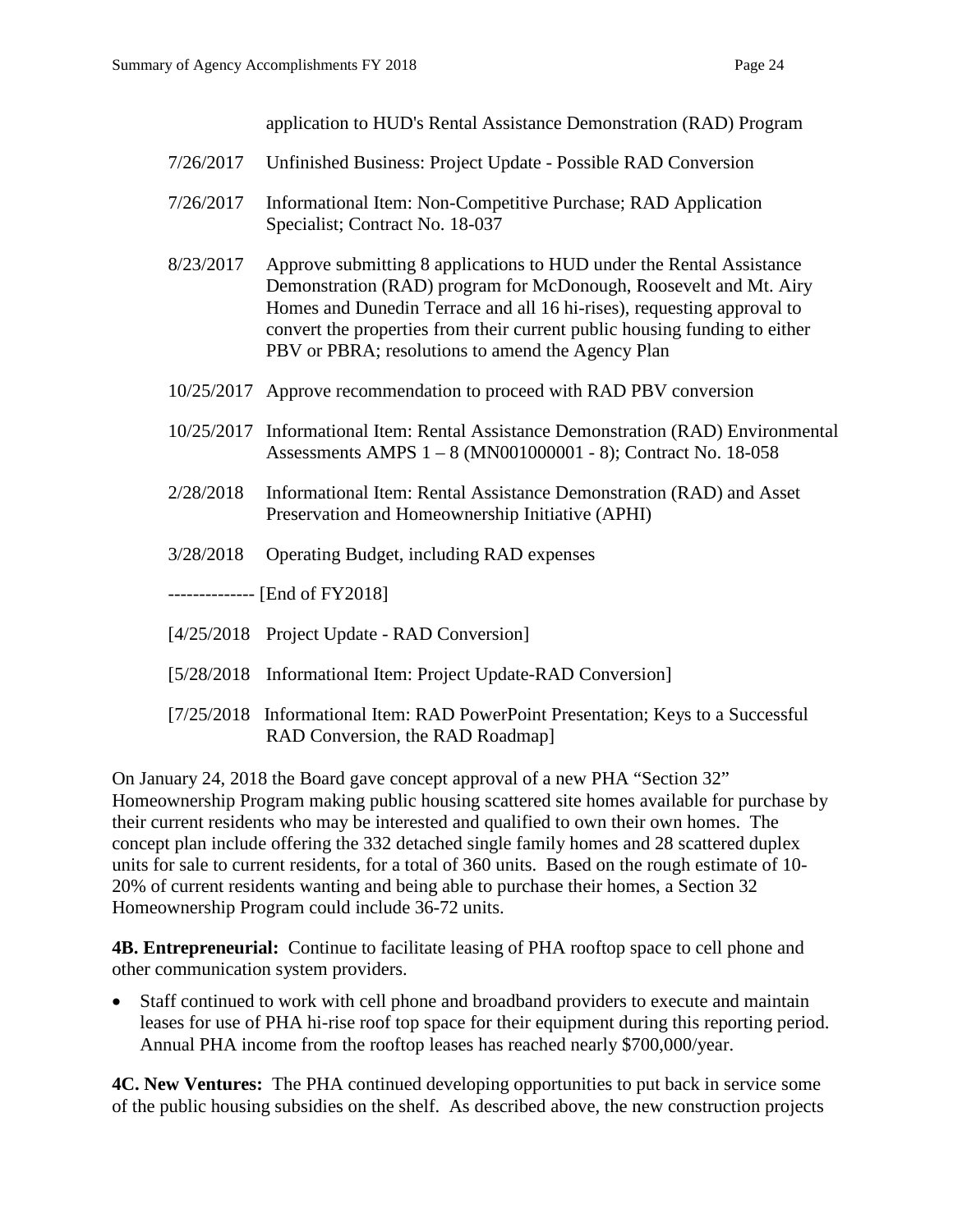application to HUD's Rental Assistance Demonstration (RAD) Program

7/26/2017 Unfinished Business: Project Update - Possible RAD Conversion

7/26/2017 Informational Item: Non-Competitive Purchase; RAD Application Specialist; Contract No. 18-037

8/23/2017 Approve submitting 8 applications to HUD under the Rental Assistance Demonstration (RAD) program for McDonough, Roosevelt and Mt. Airy Homes and Dunedin Terrace and all 16 hi-rises), requesting approval to convert the properties from their current public housing funding to either PBV or PBRA; resolutions to amend the Agency Plan

10/25/2017 Approve recommendation to proceed with RAD PBV conversion

10/25/2017 Informational Item: Rental Assistance Demonstration (RAD) Environmental Assessments AMPS 1 – 8 (MN001000001 - 8); Contract No. 18-058

2/28/2018 Informational Item: Rental Assistance Demonstration (RAD) and Asset Preservation and Homeownership Initiative (APHI)

3/28/2018 Operating Budget, including RAD expenses

-------------- [End of FY2018]

[4/25/2018 Project Update - RAD Conversion]

[5/28/2018 Informational Item: Project Update-RAD Conversion]

[7/25/2018 Informational Item: RAD PowerPoint Presentation; Keys to a Successful RAD Conversion, the RAD Roadmap]

On January 24, 2018 the Board gave concept approval of a new PHA "Section 32" Homeownership Program making public housing scattered site homes available for purchase by their current residents who may be interested and qualified to own their own homes. The concept plan include offering the 332 detached single family homes and 28 scattered duplex units for sale to current residents, for a total of 360 units. Based on the rough estimate of 10-20% of current residents wanting and being able to purchase their homes, a Section 32 Homeownership Program could include 36-72 units.

**4B. Entrepreneurial:** Continue to facilitate leasing of PHA rooftop space to cell phone and other communication system providers.

- Staff continued to work with cell phone and broadband providers to execute and maintain leases for use of PHA hi-rise roof top space for their equipment during this reporting period. Annual PHA income from the rooftop leases has reached nearly $700,000/year.

**4C. New Ventures:** The PHA continued developing opportunities to put back in service some of the public housing subsidies on the shelf. As described above, the new construction projects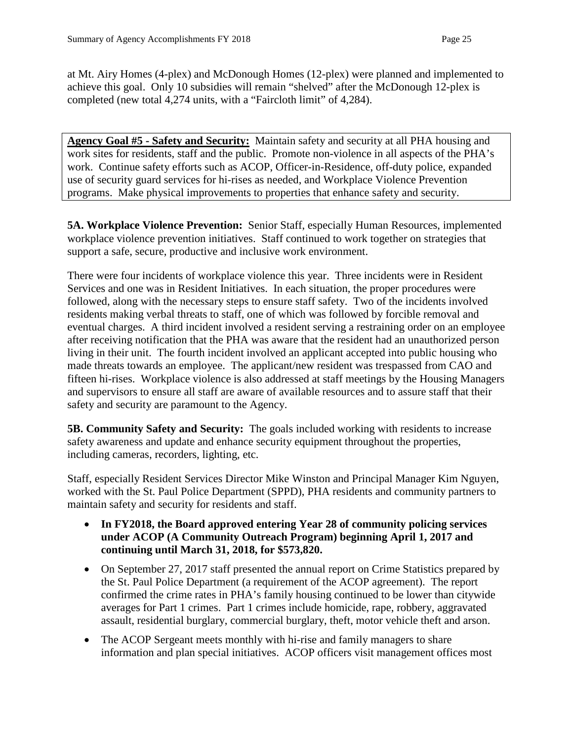at Mt. Airy Homes (4-plex) and McDonough Homes (12-plex) were planned and implemented to achieve this goal. Only 10 subsidies will remain "shelved" after the McDonough 12-plex is completed (new total 4,274 units, with a "Faircloth limit" of 4,284).

**Agency Goal #5 - Safety and Security:** Maintain safety and security at all PHA housing and work sites for residents, staff and the public. Promote non-violence in all aspects of the PHA's work. Continue safety efforts such as ACOP, Officer-in-Residence, off-duty police, expanded use of security guard services for hi-rises as needed, and Workplace Violence Prevention programs. Make physical improvements to properties that enhance safety and security.

**5A. Workplace Violence Prevention:** Senior Staff, especially Human Resources, implemented workplace violence prevention initiatives. Staff continued to work together on strategies that support a safe, secure, productive and inclusive work environment.

There were four incidents of workplace violence this year. Three incidents were in Resident Services and one was in Resident Initiatives. In each situation, the proper procedures were followed, along with the necessary steps to ensure staff safety. Two of the incidents involved residents making verbal threats to staff, one of which was followed by forcible removal and eventual charges. A third incident involved a resident serving a restraining order on an employee after receiving notification that the PHA was aware that the resident had an unauthorized person living in their unit. The fourth incident involved an applicant accepted into public housing who made threats towards an employee. The applicant/new resident was trespassed from CAO and fifteen hi-rises. Workplace violence is also addressed at staff meetings by the Housing Managers and supervisors to ensure all staff are aware of available resources and to assure staff that their safety and security are paramount to the Agency.

**5B. Community Safety and Security:** The goals included working with residents to increase safety awareness and update and enhance security equipment throughout the properties, including cameras, recorders, lighting, etc.

Staff, especially Resident Services Director Mike Winston and Principal Manager Kim Nguyen, worked with the St. Paul Police Department (SPPD), PHA residents and community partners to maintain safety and security for residents and staff.

- **In FY2018, the Board approved entering Year 28 of community policing services under ACOP (A Community Outreach Program) beginning April 1, 2017 and continuing until March 31, 2018, for $573,820.**
- On September 27, 2017 staff presented the annual report on Crime Statistics prepared by the St. Paul Police Department (a requirement of the ACOP agreement). The report confirmed the crime rates in PHA's family housing continued to be lower than citywide averages for Part 1 crimes. Part 1 crimes include homicide, rape, robbery, aggravated assault, residential burglary, commercial burglary, theft, motor vehicle theft and arson.
- The ACOP Sergeant meets monthly with hi-rise and family managers to share information and plan special initiatives. ACOP officers visit management offices most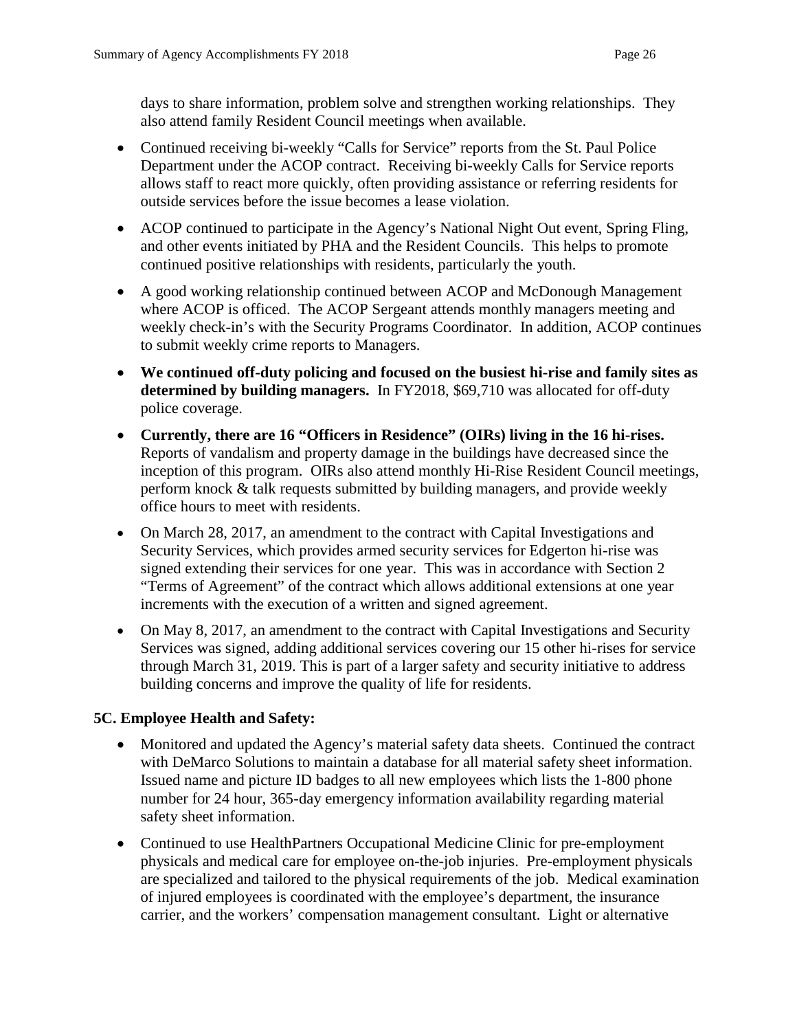days to share information, problem solve and strengthen working relationships. They also attend family Resident Council meetings when available.

- Continued receiving bi-weekly "Calls for Service" reports from the St. Paul Police Department under the ACOP contract. Receiving bi-weekly Calls for Service reports allows staff to react more quickly, often providing assistance or referring residents for outside services before the issue becomes a lease violation.
- ACOP continued to participate in the Agency's National Night Out event, Spring Fling, and other events initiated by PHA and the Resident Councils. This helps to promote continued positive relationships with residents, particularly the youth.
- A good working relationship continued between ACOP and McDonough Management where ACOP is officed. The ACOP Sergeant attends monthly managers meeting and weekly check-in's with the Security Programs Coordinator. In addition, ACOP continues to submit weekly crime reports to Managers.
- **We continued off-duty policing and focused on the busiest hi-rise and family sites as determined by building managers.** In FY2018, $69,710 was allocated for off-duty police coverage.
- **Currently, there are 16 "Officers in Residence" (OIRs) living in the 16 hi-rises.** Reports of vandalism and property damage in the buildings have decreased since the inception of this program. OIRs also attend monthly Hi-Rise Resident Council meetings, perform knock & talk requests submitted by building managers, and provide weekly office hours to meet with residents.
- On March 28, 2017, an amendment to the contract with Capital Investigations and Security Services, which provides armed security services for Edgerton hi-rise was signed extending their services for one year. This was in accordance with Section 2 "Terms of Agreement" of the contract which allows additional extensions at one year increments with the execution of a written and signed agreement.
- On May 8, 2017, an amendment to the contract with Capital Investigations and Security Services was signed, adding additional services covering our 15 other hi-rises for service through March 31, 2019. This is part of a larger safety and security initiative to address building concerns and improve the quality of life for residents.

### 5C. Employee Health and Safety:

- Monitored and updated the Agency's material safety data sheets. Continued the contract with DeMarco Solutions to maintain a database for all material safety sheet information. Issued name and picture ID badges to all new employees which lists the 1-800 phone number for 24 hour, 365-day emergency information availability regarding material safety sheet information.
- Continued to use HealthPartners Occupational Medicine Clinic for pre-employment physicals and medical care for employee on-the-job injuries. Pre-employment physicals are specialized and tailored to the physical requirements of the job. Medical examination of injured employees is coordinated with the employee's department, the insurance carrier, and the workers' compensation management consultant. Light or alternative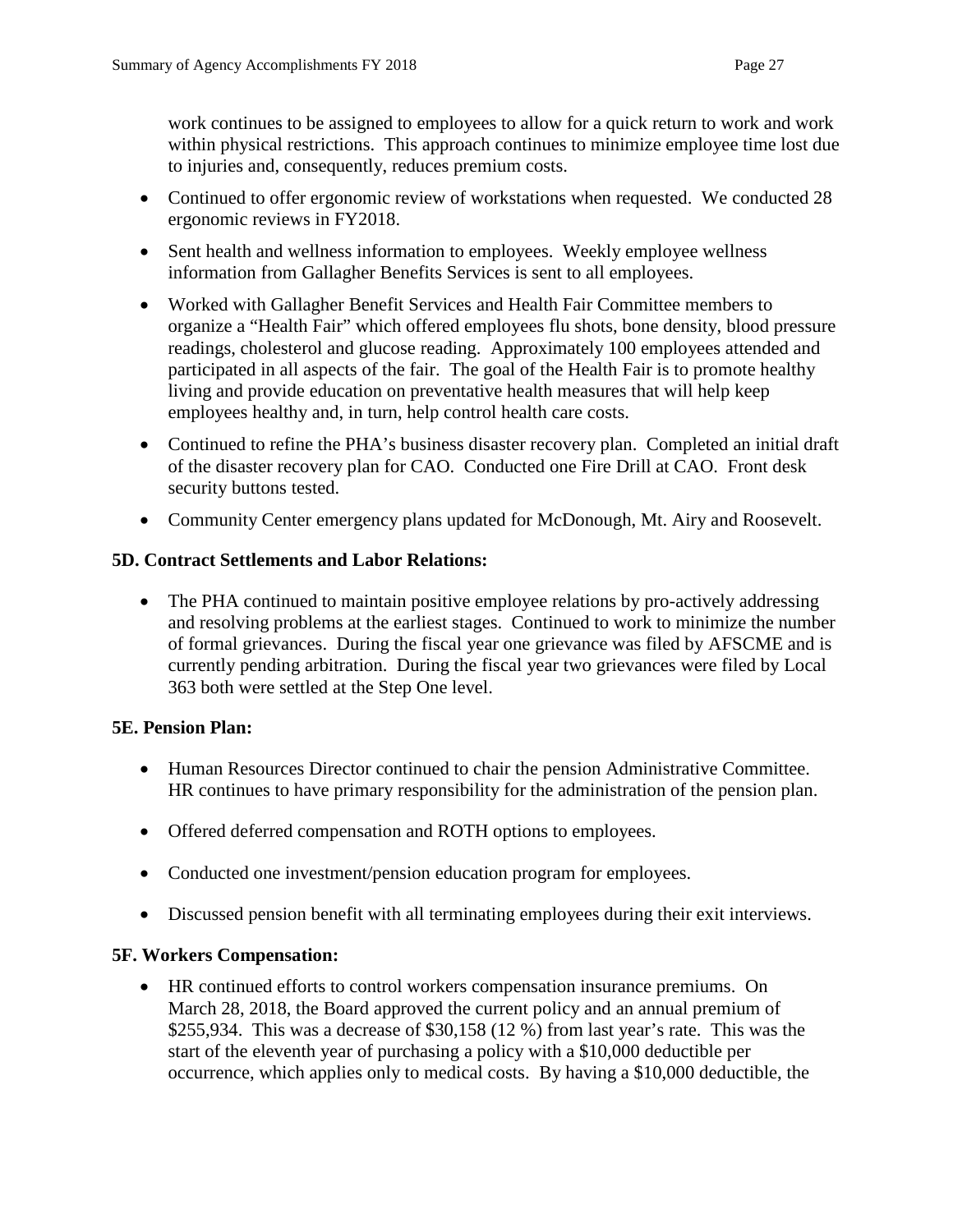work continues to be assigned to employees to allow for a quick return to work and work within physical restrictions. This approach continues to minimize employee time lost due to injuries and, consequently, reduces premium costs.

- Continued to offer ergonomic review of workstations when requested. We conducted 28 ergonomic reviews in FY2018.
- Sent health and wellness information to employees. Weekly employee wellness information from Gallagher Benefits Services is sent to all employees.
- Worked with Gallagher Benefit Services and Health Fair Committee members to organize a "Health Fair" which offered employees flu shots, bone density, blood pressure readings, cholesterol and glucose reading. Approximately 100 employees attended and participated in all aspects of the fair. The goal of the Health Fair is to promote healthy living and provide education on preventative health measures that will help keep employees healthy and, in turn, help control health care costs.
- Continued to refine the PHA's business disaster recovery plan. Completed an initial draft of the disaster recovery plan for CAO. Conducted one Fire Drill at CAO. Front desk security buttons tested.
- Community Center emergency plans updated for McDonough, Mt. Airy and Roosevelt.

**5D. Contract Settlements and Labor Relations:**

- The PHA continued to maintain positive employee relations by pro-actively addressing and resolving problems at the earliest stages. Continued to work to minimize the number of formal grievances. During the fiscal year one grievance was filed by AFSCME and is currently pending arbitration. During the fiscal year two grievances were filed by Local 363 both were settled at the Step One level.

**5E. Pension Plan:**

- Human Resources Director continued to chair the pension Administrative Committee. HR continues to have primary responsibility for the administration of the pension plan.
- Offered deferred compensation and ROTH options to employees.
- Conducted one investment/pension education program for employees.
- Discussed pension benefit with all terminating employees during their exit interviews.

**5F. Workers Compensation:**

- HR continued efforts to control workers compensation insurance premiums. On March 28, 2018, the Board approved the current policy and an annual premium of $255,934. This was a decrease of $30,158 (12 %) from last year's rate. This was the start of the eleventh year of purchasing a policy with a $10,000 deductible per occurrence, which applies only to medical costs. By having a $10,000 deductible, the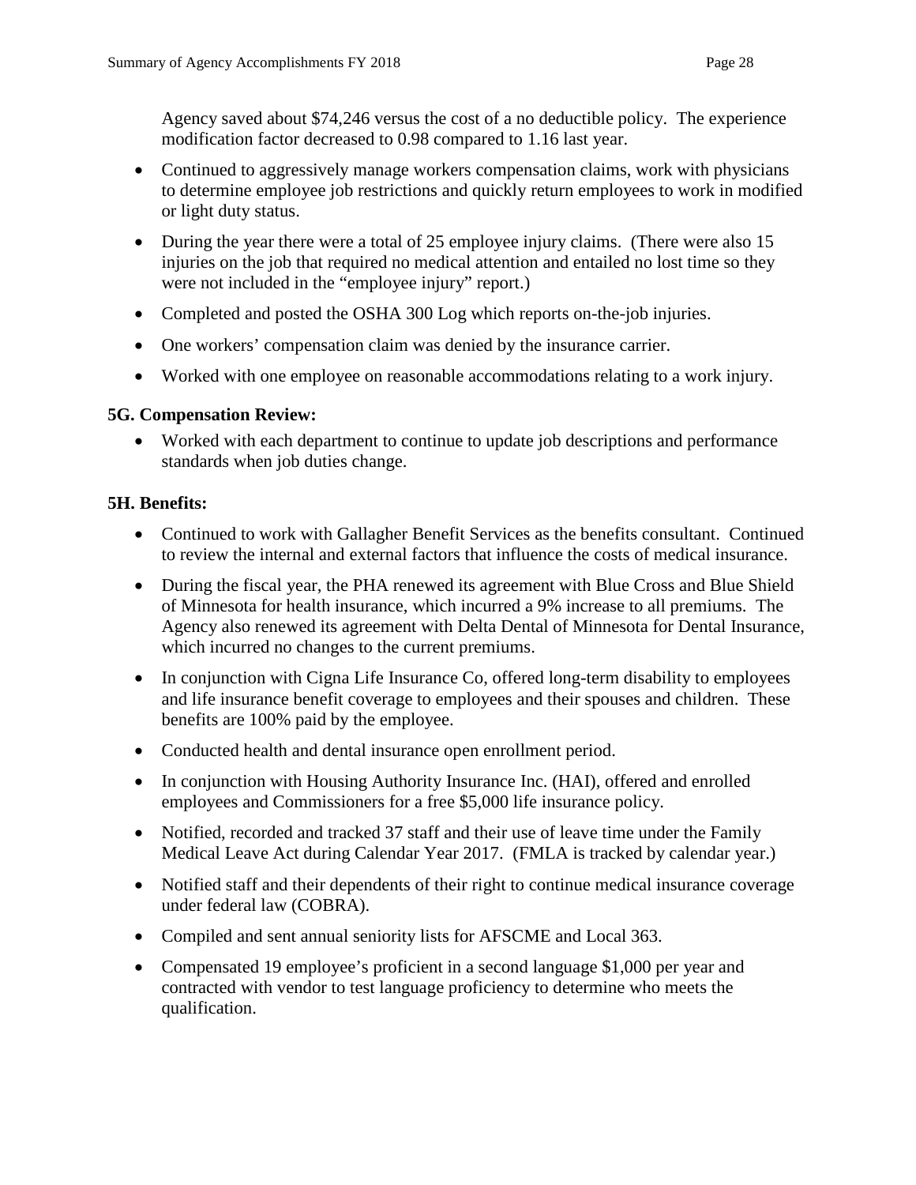Agency saved about $74,246 versus the cost of a no deductible policy. The experience modification factor decreased to 0.98 compared to 1.16 last year.

- Continued to aggressively manage workers compensation claims, work with physicians to determine employee job restrictions and quickly return employees to work in modified or light duty status.
- During the year there were a total of 25 employee injury claims. (There were also 15 injuries on the job that required no medical attention and entailed no lost time so they were not included in the "employee injury" report.)
- Completed and posted the OSHA 300 Log which reports on-the-job injuries.
- One workers' compensation claim was denied by the insurance carrier.
- Worked with one employee on reasonable accommodations relating to a work injury.

**5G. Compensation Review:**

- Worked with each department to continue to update job descriptions and performance standards when job duties change.

**5H. Benefits:**

- Continued to work with Gallagher Benefit Services as the benefits consultant. Continued to review the internal and external factors that influence the costs of medical insurance.
- During the fiscal year, the PHA renewed its agreement with Blue Cross and Blue Shield of Minnesota for health insurance, which incurred a 9% increase to all premiums. The Agency also renewed its agreement with Delta Dental of Minnesota for Dental Insurance, which incurred no changes to the current premiums.
- In conjunction with Cigna Life Insurance Co, offered long-term disability to employees and life insurance benefit coverage to employees and their spouses and children. These benefits are 100% paid by the employee.
- Conducted health and dental insurance open enrollment period.
- In conjunction with Housing Authority Insurance Inc. (HAI), offered and enrolled employees and Commissioners for a free $5,000 life insurance policy.
- Notified, recorded and tracked 37 staff and their use of leave time under the Family Medical Leave Act during Calendar Year 2017. (FMLA is tracked by calendar year.)
- Notified staff and their dependents of their right to continue medical insurance coverage under federal law (COBRA).
- Compiled and sent annual seniority lists for AFSCME and Local 363.
- Compensated 19 employee's proficient in a second language $1,000 per year and contracted with vendor to test language proficiency to determine who meets the qualification.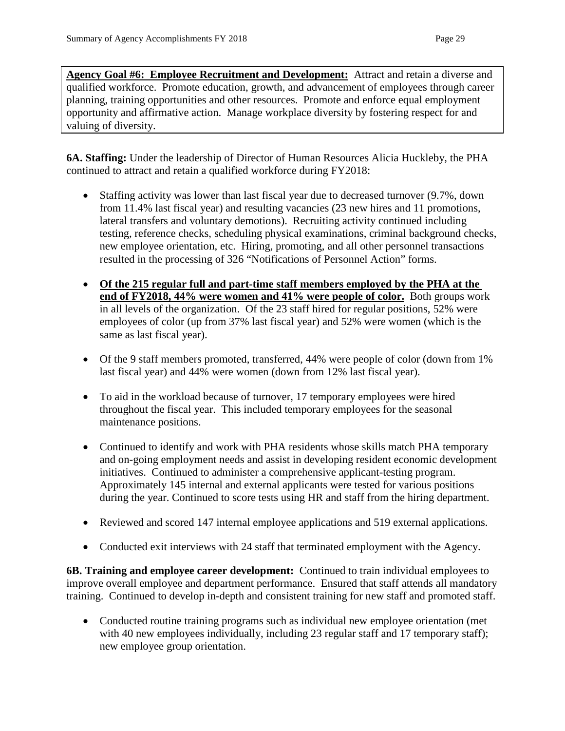**<u>Agency Goal #6: Employee Recruitment and Development:</u>** Attract and retain a diverse and qualified workforce. Promote education, growth, and advancement of employees through career planning, training opportunities and other resources. Promote and enforce equal employment opportunity and affirmative action. Manage workplace diversity by fostering respect for and valuing of diversity.

**6A. Staffing:** Under the leadership of Director of Human Resources Alicia Huckleby, the PHA continued to attract and retain a qualified workforce during FY2018:

- Staffing activity was lower than last fiscal year due to decreased turnover (9.7%, down from 11.4% last fiscal year) and resulting vacancies (23 new hires and 11 promotions, lateral transfers and voluntary demotions). Recruiting activity continued including testing, reference checks, scheduling physical examinations, criminal background checks, new employee orientation, etc. Hiring, promoting, and all other personnel transactions resulted in the processing of 326 "Notifications of Personnel Action" forms.

- **<u>Of the 215 regular full and part-time staff members employed by the PHA at the end of FY2018, 44% were women and 41% were people of color.</u>** Both groups work in all levels of the organization. Of the 23 staff hired for regular positions, 52% were employees of color (up from 37% last fiscal year) and 52% were women (which is the same as last fiscal year).

- Of the 9 staff members promoted, transferred, 44% were people of color (down from 1% last fiscal year) and 44% were women (down from 12% last fiscal year).

- To aid in the workload because of turnover, 17 temporary employees were hired throughout the fiscal year. This included temporary employees for the seasonal maintenance positions.

- Continued to identify and work with PHA residents whose skills match PHA temporary and on-going employment needs and assist in developing resident economic development initiatives. Continued to administer a comprehensive applicant-testing program. Approximately 145 internal and external applicants were tested for various positions during the year. Continued to score tests using HR and staff from the hiring department.

- Reviewed and scored 147 internal employee applications and 519 external applications.

- Conducted exit interviews with 24 staff that terminated employment with the Agency.

**6B. Training and employee career development:** Continued to train individual employees to improve overall employee and department performance. Ensured that staff attends all mandatory training. Continued to develop in-depth and consistent training for new staff and promoted staff.

- Conducted routine training programs such as individual new employee orientation (met with 40 new employees individually, including 23 regular staff and 17 temporary staff); new employee group orientation.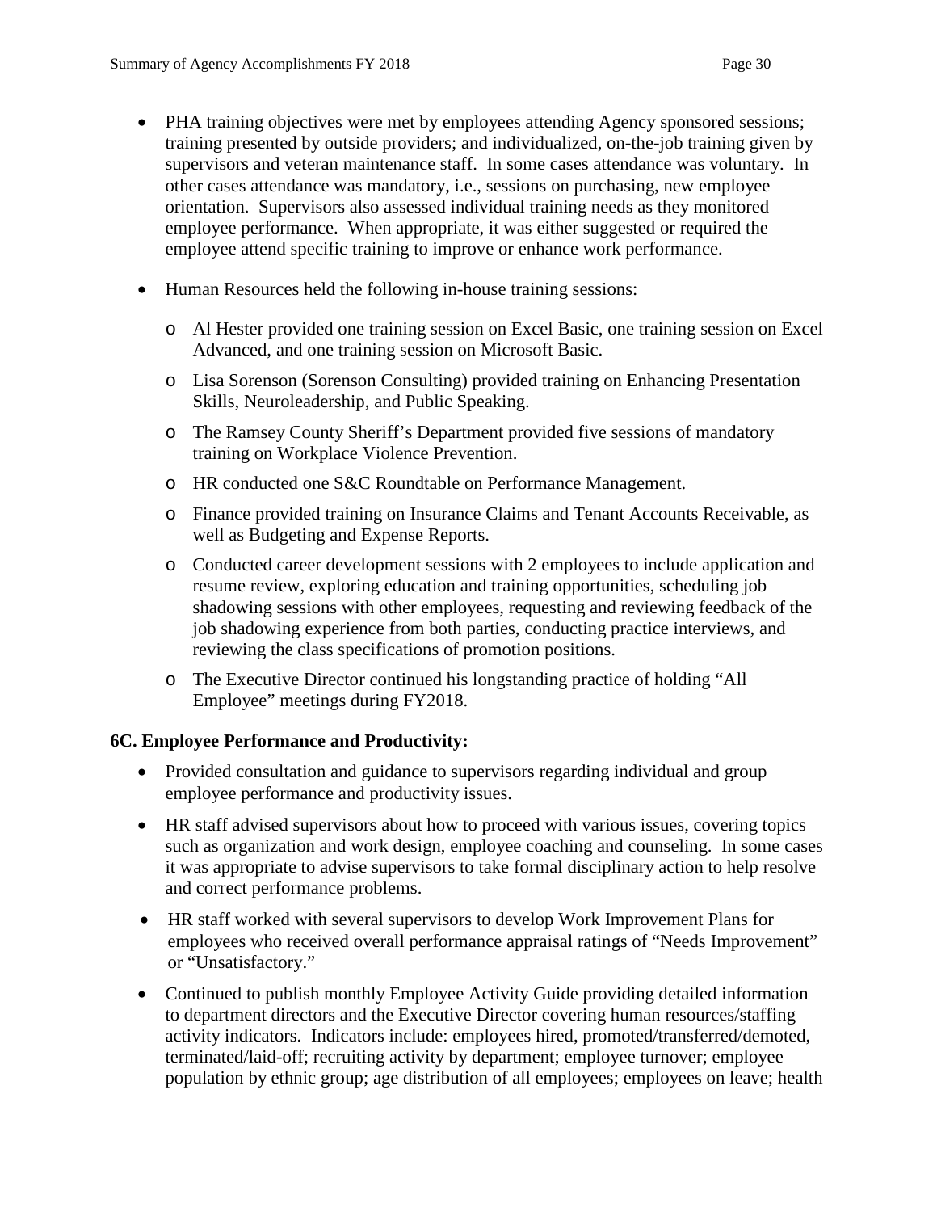- PHA training objectives were met by employees attending Agency sponsored sessions; training presented by outside providers; and individualized, on-the-job training given by supervisors and veteran maintenance staff. In some cases attendance was voluntary. In other cases attendance was mandatory, i.e., sessions on purchasing, new employee orientation. Supervisors also assessed individual training needs as they monitored employee performance. When appropriate, it was either suggested or required the employee attend specific training to improve or enhance work performance.

- Human Resources held the following in-house training sessions:
  - Al Hester provided one training session on Excel Basic, one training session on Excel Advanced, and one training session on Microsoft Basic.
  - Lisa Sorenson (Sorenson Consulting) provided training on Enhancing Presentation Skills, Neuroleadership, and Public Speaking.
  - The Ramsey County Sheriff's Department provided five sessions of mandatory training on Workplace Violence Prevention.
  - HR conducted one S&C Roundtable on Performance Management.
  - Finance provided training on Insurance Claims and Tenant Accounts Receivable, as well as Budgeting and Expense Reports.
  - Conducted career development sessions with 2 employees to include application and resume review, exploring education and training opportunities, scheduling job shadowing sessions with other employees, requesting and reviewing feedback of the job shadowing experience from both parties, conducting practice interviews, and reviewing the class specifications of promotion positions.
  - The Executive Director continued his longstanding practice of holding "All Employee" meetings during FY2018.

**6C. Employee Performance and Productivity:**

- Provided consultation and guidance to supervisors regarding individual and group employee performance and productivity issues.
- HR staff advised supervisors about how to proceed with various issues, covering topics such as organization and work design, employee coaching and counseling. In some cases it was appropriate to advise supervisors to take formal disciplinary action to help resolve and correct performance problems.
- HR staff worked with several supervisors to develop Work Improvement Plans for employees who received overall performance appraisal ratings of "Needs Improvement" or "Unsatisfactory."
- Continued to publish monthly Employee Activity Guide providing detailed information to department directors and the Executive Director covering human resources/staffing activity indicators. Indicators include: employees hired, promoted/transferred/demoted, terminated/laid-off; recruiting activity by department; employee turnover; employee population by ethnic group; age distribution of all employees; employees on leave; health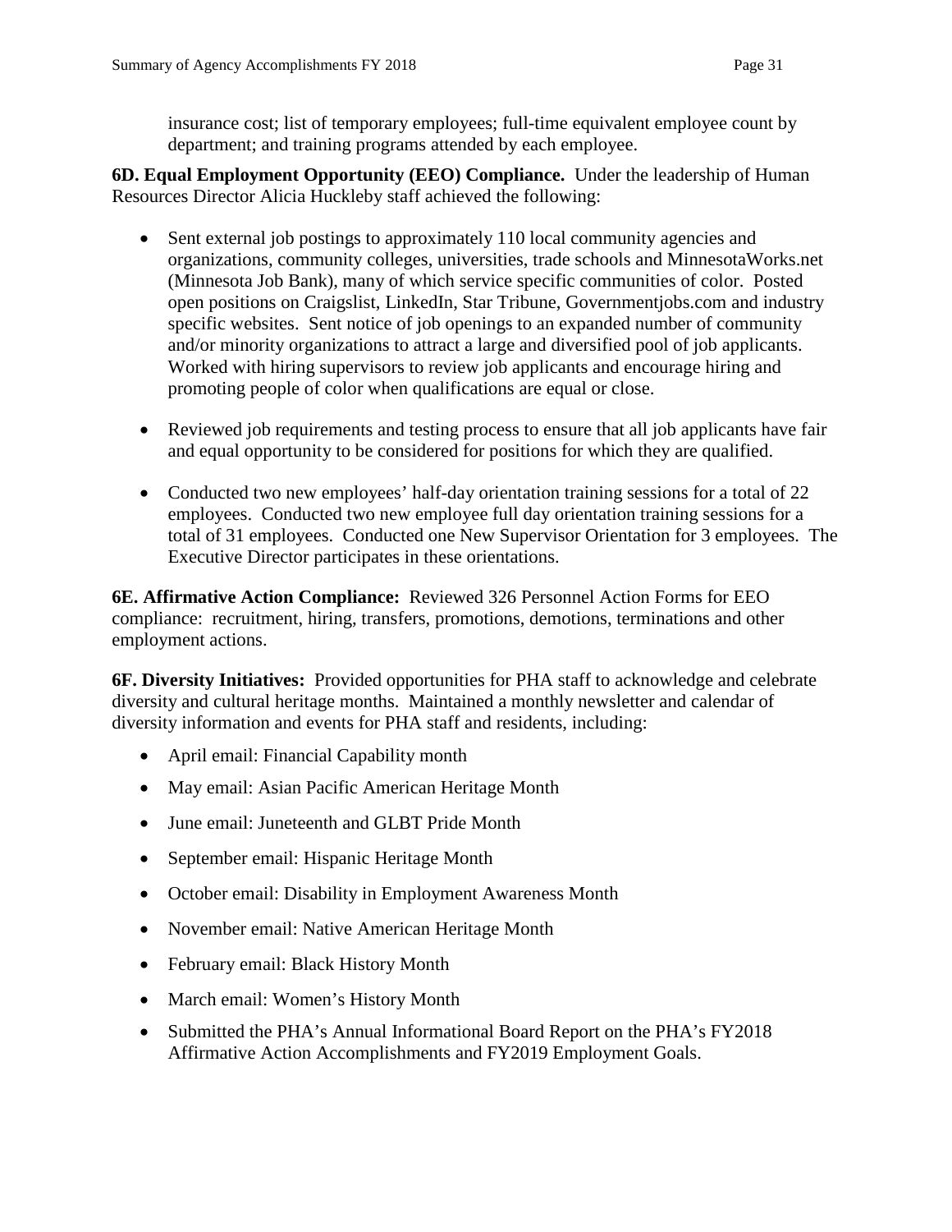insurance cost; list of temporary employees; full-time equivalent employee count by department; and training programs attended by each employee.

**6D. Equal Employment Opportunity (EEO) Compliance.** Under the leadership of Human Resources Director Alicia Huckleby staff achieved the following:

- Sent external job postings to approximately 110 local community agencies and organizations, community colleges, universities, trade schools and MinnesotaWorks.net (Minnesota Job Bank), many of which service specific communities of color. Posted open positions on Craigslist, LinkedIn, Star Tribune, Governmentjobs.com and industry specific websites. Sent notice of job openings to an expanded number of community and/or minority organizations to attract a large and diversified pool of job applicants. Worked with hiring supervisors to review job applicants and encourage hiring and promoting people of color when qualifications are equal or close.

- Reviewed job requirements and testing process to ensure that all job applicants have fair and equal opportunity to be considered for positions for which they are qualified.

- Conducted two new employees' half-day orientation training sessions for a total of 22 employees. Conducted two new employee full day orientation training sessions for a total of 31 employees. Conducted one New Supervisor Orientation for 3 employees. The Executive Director participates in these orientations.

**6E. Affirmative Action Compliance:** Reviewed 326 Personnel Action Forms for EEO compliance: recruitment, hiring, transfers, promotions, demotions, terminations and other employment actions.

**6F. Diversity Initiatives:** Provided opportunities for PHA staff to acknowledge and celebrate diversity and cultural heritage months. Maintained a monthly newsletter and calendar of diversity information and events for PHA staff and residents, including:

- April email: Financial Capability month
- May email: Asian Pacific American Heritage Month
- June email: Juneteenth and GLBT Pride Month
- September email: Hispanic Heritage Month
- October email: Disability in Employment Awareness Month
- November email: Native American Heritage Month
- February email: Black History Month
- March email: Women's History Month
- Submitted the PHA's Annual Informational Board Report on the PHA's FY2018 Affirmative Action Accomplishments and FY2019 Employment Goals.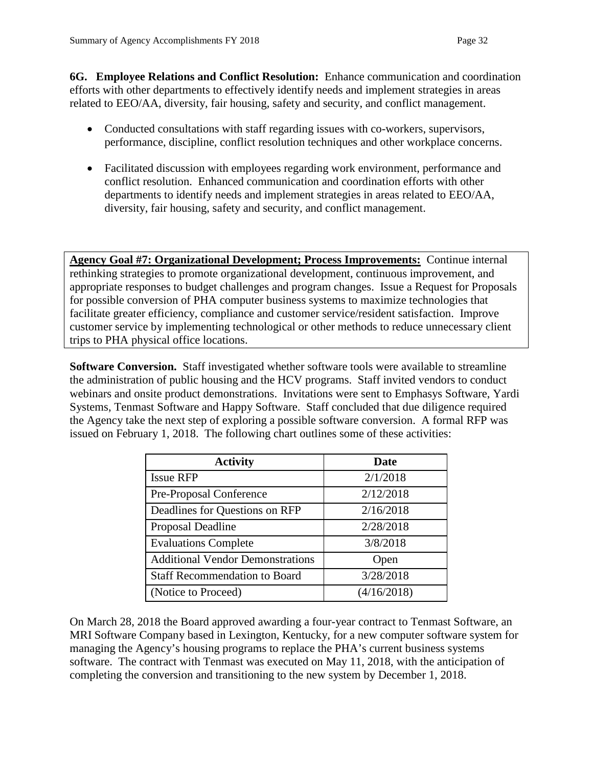**6G. Employee Relations and Conflict Resolution:** Enhance communication and coordination efforts with other departments to effectively identify needs and implement strategies in areas related to EEO/AA, diversity, fair housing, safety and security, and conflict management.

- Conducted consultations with staff regarding issues with co-workers, supervisors, performance, discipline, conflict resolution techniques and other workplace concerns.
- Facilitated discussion with employees regarding work environment, performance and conflict resolution. Enhanced communication and coordination efforts with other departments to identify needs and implement strategies in areas related to EEO/AA, diversity, fair housing, safety and security, and conflict management.

**Agency Goal #7: Organizational Development; Process Improvements:** Continue internal rethinking strategies to promote organizational development, continuous improvement, and appropriate responses to budget challenges and program changes. Issue a Request for Proposals for possible conversion of PHA computer business systems to maximize technologies that facilitate greater efficiency, compliance and customer service/resident satisfaction. Improve customer service by implementing technological or other methods to reduce unnecessary client trips to PHA physical office locations.

**Software Conversion.** Staff investigated whether software tools were available to streamline the administration of public housing and the HCV programs. Staff invited vendors to conduct webinars and onsite product demonstrations. Invitations were sent to Emphasys Software, Yardi Systems, Tenmast Software and Happy Software. Staff concluded that due diligence required the Agency take the next step of exploring a possible software conversion. A formal RFP was issued on February 1, 2018. The following chart outlines some of these activities:

| Activity | Date |
|---|---|
| Issue RFP | 2/1/2018 |
| Pre-Proposal Conference | 2/12/2018 |
| Deadlines for Questions on RFP | 2/16/2018 |
| Proposal Deadline | 2/28/2018 |
| Evaluations Complete | 3/8/2018 |
| Additional Vendor Demonstrations | Open |
| Staff Recommendation to Board | 3/28/2018 |
| (Notice to Proceed) | (4/16/2018) |

On March 28, 2018 the Board approved awarding a four-year contract to Tenmast Software, an MRI Software Company based in Lexington, Kentucky, for a new computer software system for managing the Agency's housing programs to replace the PHA's current business systems software. The contract with Tenmast was executed on May 11, 2018, with the anticipation of completing the conversion and transitioning to the new system by December 1, 2018.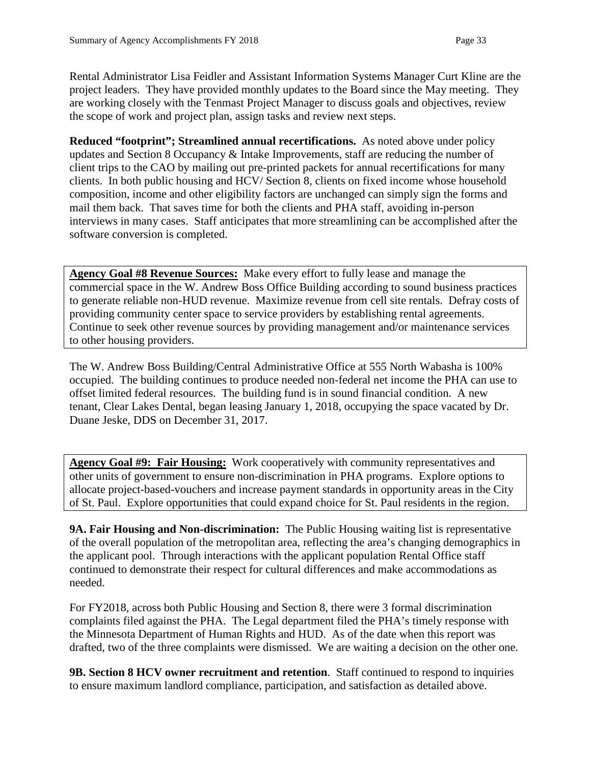Rental Administrator Lisa Feidler and Assistant Information Systems Manager Curt Kline are the project leaders. They have provided monthly updates to the Board since the May meeting. They are working closely with the Tenmast Project Manager to discuss goals and objectives, review the scope of work and project plan, assign tasks and review next steps.

**Reduced "footprint"; Streamlined annual recertifications.** As noted above under policy updates and Section 8 Occupancy & Intake Improvements, staff are reducing the number of client trips to the CAO by mailing out pre-printed packets for annual recertifications for many clients. In both public housing and HCV/ Section 8, clients on fixed income whose household composition, income and other eligibility factors are unchanged can simply sign the forms and mail them back. That saves time for both the clients and PHA staff, avoiding in-person interviews in many cases. Staff anticipates that more streamlining can be accomplished after the software conversion is completed.

**Agency Goal #8 Revenue Sources:** Make every effort to fully lease and manage the commercial space in the W. Andrew Boss Office Building according to sound business practices to generate reliable non-HUD revenue. Maximize revenue from cell site rentals. Defray costs of providing community center space to service providers by establishing rental agreements. Continue to seek other revenue sources by providing management and/or maintenance services to other housing providers.

The W. Andrew Boss Building/Central Administrative Office at 555 North Wabasha is 100% occupied. The building continues to produce needed non-federal net income the PHA can use to offset limited federal resources. The building fund is in sound financial condition. A new tenant, Clear Lakes Dental, began leasing January 1, 2018, occupying the space vacated by Dr. Duane Jeske, DDS on December 31, 2017.

**Agency Goal #9: Fair Housing:** Work cooperatively with community representatives and other units of government to ensure non-discrimination in PHA programs. Explore options to allocate project-based-vouchers and increase payment standards in opportunity areas in the City of St. Paul. Explore opportunities that could expand choice for St. Paul residents in the region.

**9A. Fair Housing and Non-discrimination:** The Public Housing waiting list is representative of the overall population of the metropolitan area, reflecting the area's changing demographics in the applicant pool. Through interactions with the applicant population Rental Office staff continued to demonstrate their respect for cultural differences and make accommodations as needed.

For FY2018, across both Public Housing and Section 8, there were 3 formal discrimination complaints filed against the PHA. The Legal department filed the PHA's timely response with the Minnesota Department of Human Rights and HUD. As of the date when this report was drafted, two of the three complaints were dismissed. We are waiting a decision on the other one.

**9B. Section 8 HCV owner recruitment and retention**. Staff continued to respond to inquiries to ensure maximum landlord compliance, participation, and satisfaction as detailed above.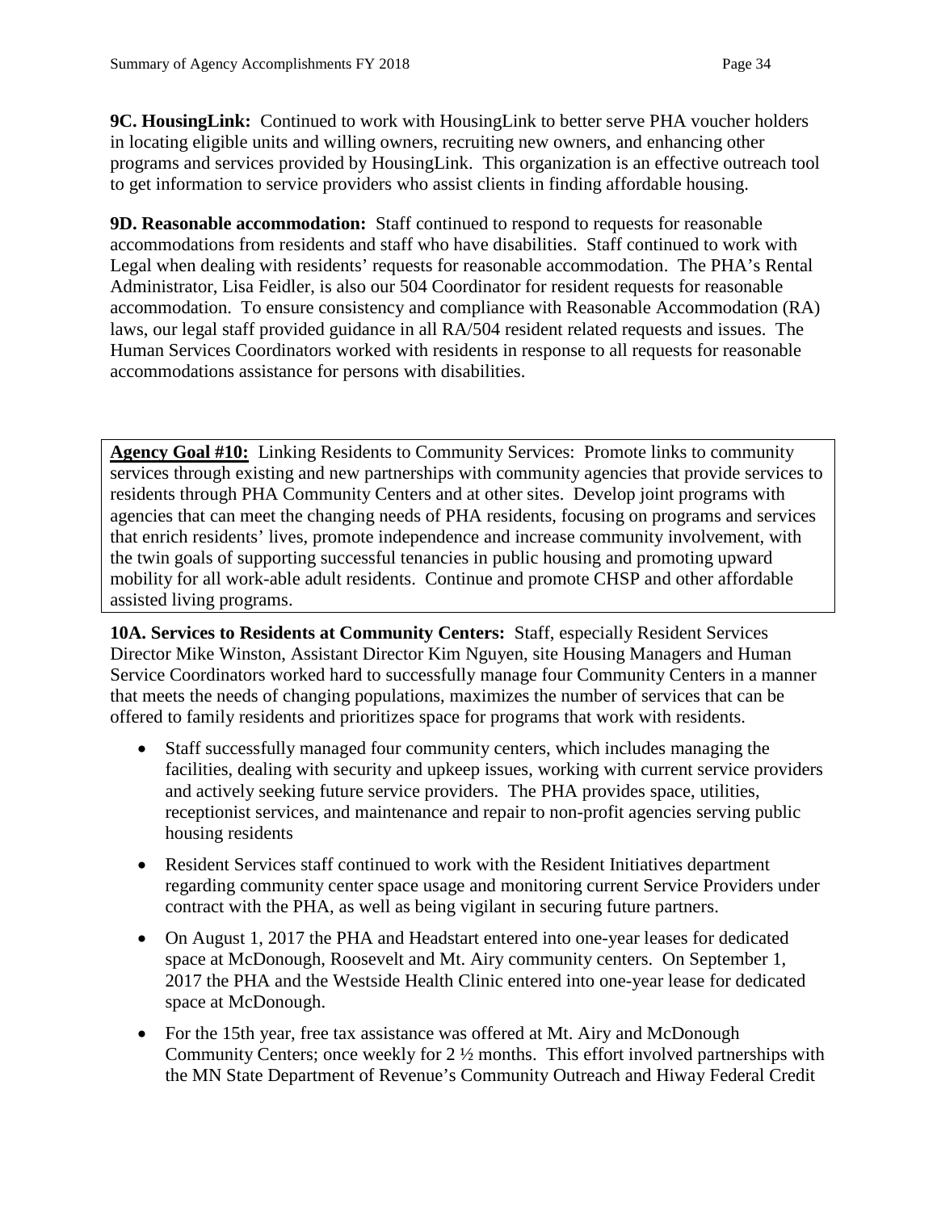**9C. HousingLink:** Continued to work with HousingLink to better serve PHA voucher holders in locating eligible units and willing owners, recruiting new owners, and enhancing other programs and services provided by HousingLink. This organization is an effective outreach tool to get information to service providers who assist clients in finding affordable housing.

**9D. Reasonable accommodation:** Staff continued to respond to requests for reasonable accommodations from residents and staff who have disabilities. Staff continued to work with Legal when dealing with residents' requests for reasonable accommodation. The PHA's Rental Administrator, Lisa Feidler, is also our 504 Coordinator for resident requests for reasonable accommodation. To ensure consistency and compliance with Reasonable Accommodation (RA) laws, our legal staff provided guidance in all RA/504 resident related requests and issues. The Human Services Coordinators worked with residents in response to all requests for reasonable accommodations assistance for persons with disabilities.

**Agency Goal #10:** Linking Residents to Community Services: Promote links to community services through existing and new partnerships with community agencies that provide services to residents through PHA Community Centers and at other sites. Develop joint programs with agencies that can meet the changing needs of PHA residents, focusing on programs and services that enrich residents' lives, promote independence and increase community involvement, with the twin goals of supporting successful tenancies in public housing and promoting upward mobility for all work-able adult residents. Continue and promote CHSP and other affordable assisted living programs.

**10A. Services to Residents at Community Centers:** Staff, especially Resident Services Director Mike Winston, Assistant Director Kim Nguyen, site Housing Managers and Human Service Coordinators worked hard to successfully manage four Community Centers in a manner that meets the needs of changing populations, maximizes the number of services that can be offered to family residents and prioritizes space for programs that work with residents.

- Staff successfully managed four community centers, which includes managing the facilities, dealing with security and upkeep issues, working with current service providers and actively seeking future service providers. The PHA provides space, utilities, receptionist services, and maintenance and repair to non-profit agencies serving public housing residents
- Resident Services staff continued to work with the Resident Initiatives department regarding community center space usage and monitoring current Service Providers under contract with the PHA, as well as being vigilant in securing future partners.
- On August 1, 2017 the PHA and Headstart entered into one-year leases for dedicated space at McDonough, Roosevelt and Mt. Airy community centers. On September 1, 2017 the PHA and the Westside Health Clinic entered into one-year lease for dedicated space at McDonough.
- For the 15th year, free tax assistance was offered at Mt. Airy and McDonough Community Centers; once weekly for 2 ½ months. This effort involved partnerships with the MN State Department of Revenue's Community Outreach and Hiway Federal Credit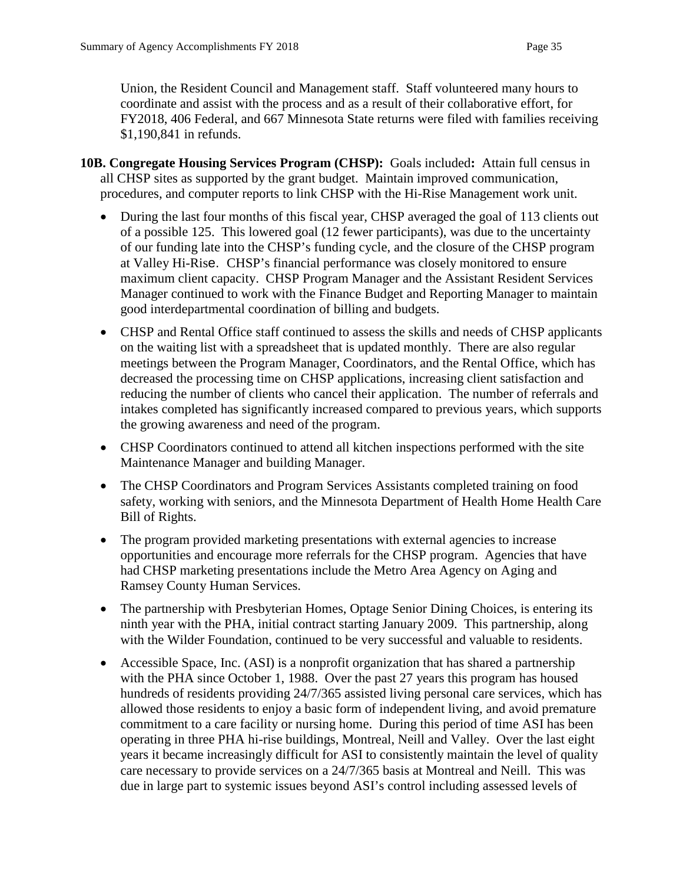Union, the Resident Council and Management staff. Staff volunteered many hours to coordinate and assist with the process and as a result of their collaborative effort, for FY2018, 406 Federal, and 667 Minnesota State returns were filed with families receiving $1,190,841 in refunds.

**10B. Congregate Housing Services Program (CHSP):** Goals included**:** Attain full census in all CHSP sites as supported by the grant budget. Maintain improved communication, procedures, and computer reports to link CHSP with the Hi-Rise Management work unit.

- During the last four months of this fiscal year, CHSP averaged the goal of 113 clients out of a possible 125. This lowered goal (12 fewer participants), was due to the uncertainty of our funding late into the CHSP's funding cycle, and the closure of the CHSP program at Valley Hi-Rise. CHSP's financial performance was closely monitored to ensure maximum client capacity. CHSP Program Manager and the Assistant Resident Services Manager continued to work with the Finance Budget and Reporting Manager to maintain good interdepartmental coordination of billing and budgets.
- CHSP and Rental Office staff continued to assess the skills and needs of CHSP applicants on the waiting list with a spreadsheet that is updated monthly. There are also regular meetings between the Program Manager, Coordinators, and the Rental Office, which has decreased the processing time on CHSP applications, increasing client satisfaction and reducing the number of clients who cancel their application. The number of referrals and intakes completed has significantly increased compared to previous years, which supports the growing awareness and need of the program.
- CHSP Coordinators continued to attend all kitchen inspections performed with the site Maintenance Manager and building Manager.
- The CHSP Coordinators and Program Services Assistants completed training on food safety, working with seniors, and the Minnesota Department of Health Home Health Care Bill of Rights.
- The program provided marketing presentations with external agencies to increase opportunities and encourage more referrals for the CHSP program. Agencies that have had CHSP marketing presentations include the Metro Area Agency on Aging and Ramsey County Human Services.
- The partnership with Presbyterian Homes, Optage Senior Dining Choices, is entering its ninth year with the PHA, initial contract starting January 2009. This partnership, along with the Wilder Foundation, continued to be very successful and valuable to residents.
- Accessible Space, Inc. (ASI) is a nonprofit organization that has shared a partnership with the PHA since October 1, 1988. Over the past 27 years this program has housed hundreds of residents providing 24/7/365 assisted living personal care services, which has allowed those residents to enjoy a basic form of independent living, and avoid premature commitment to a care facility or nursing home. During this period of time ASI has been operating in three PHA hi-rise buildings, Montreal, Neill and Valley. Over the last eight years it became increasingly difficult for ASI to consistently maintain the level of quality care necessary to provide services on a 24/7/365 basis at Montreal and Neill. This was due in large part to systemic issues beyond ASI's control including assessed levels of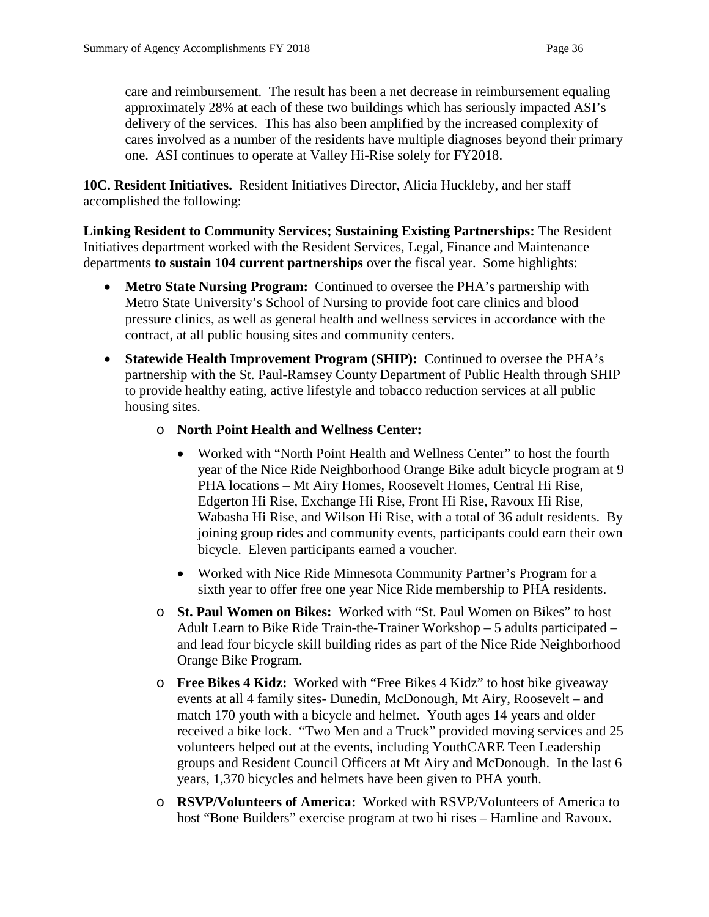care and reimbursement. The result has been a net decrease in reimbursement equaling approximately 28% at each of these two buildings which has seriously impacted ASI's delivery of the services. This has also been amplified by the increased complexity of cares involved as a number of the residents have multiple diagnoses beyond their primary one. ASI continues to operate at Valley Hi-Rise solely for FY2018.

**10C. Resident Initiatives.** Resident Initiatives Director, Alicia Huckleby, and her staff accomplished the following:

**Linking Resident to Community Services; Sustaining Existing Partnerships:** The Resident Initiatives department worked with the Resident Services, Legal, Finance and Maintenance departments **to sustain 104 current partnerships** over the fiscal year. Some highlights:

- **Metro State Nursing Program:** Continued to oversee the PHA's partnership with Metro State University's School of Nursing to provide foot care clinics and blood pressure clinics, as well as general health and wellness services in accordance with the contract, at all public housing sites and community centers.
- **Statewide Health Improvement Program (SHIP):** Continued to oversee the PHA's partnership with the St. Paul-Ramsey County Department of Public Health through SHIP to provide healthy eating, active lifestyle and tobacco reduction services at all public housing sites.
  - **North Point Health and Wellness Center:**
    - Worked with "North Point Health and Wellness Center" to host the fourth year of the Nice Ride Neighborhood Orange Bike adult bicycle program at 9 PHA locations – Mt Airy Homes, Roosevelt Homes, Central Hi Rise, Edgerton Hi Rise, Exchange Hi Rise, Front Hi Rise, Ravoux Hi Rise, Wabasha Hi Rise, and Wilson Hi Rise, with a total of 36 adult residents. By joining group rides and community events, participants could earn their own bicycle. Eleven participants earned a voucher.
    - Worked with Nice Ride Minnesota Community Partner's Program for a sixth year to offer free one year Nice Ride membership to PHA residents.
  - **St. Paul Women on Bikes:** Worked with "St. Paul Women on Bikes" to host Adult Learn to Bike Ride Train-the-Trainer Workshop – 5 adults participated – and lead four bicycle skill building rides as part of the Nice Ride Neighborhood Orange Bike Program.
  - **Free Bikes 4 Kidz:** Worked with "Free Bikes 4 Kidz" to host bike giveaway events at all 4 family sites- Dunedin, McDonough, Mt Airy, Roosevelt – and match 170 youth with a bicycle and helmet. Youth ages 14 years and older received a bike lock. "Two Men and a Truck" provided moving services and 25 volunteers helped out at the events, including YouthCARE Teen Leadership groups and Resident Council Officers at Mt Airy and McDonough. In the last 6 years, 1,370 bicycles and helmets have been given to PHA youth.
  - **RSVP/Volunteers of America:** Worked with RSVP/Volunteers of America to host "Bone Builders" exercise program at two hi rises – Hamline and Ravoux.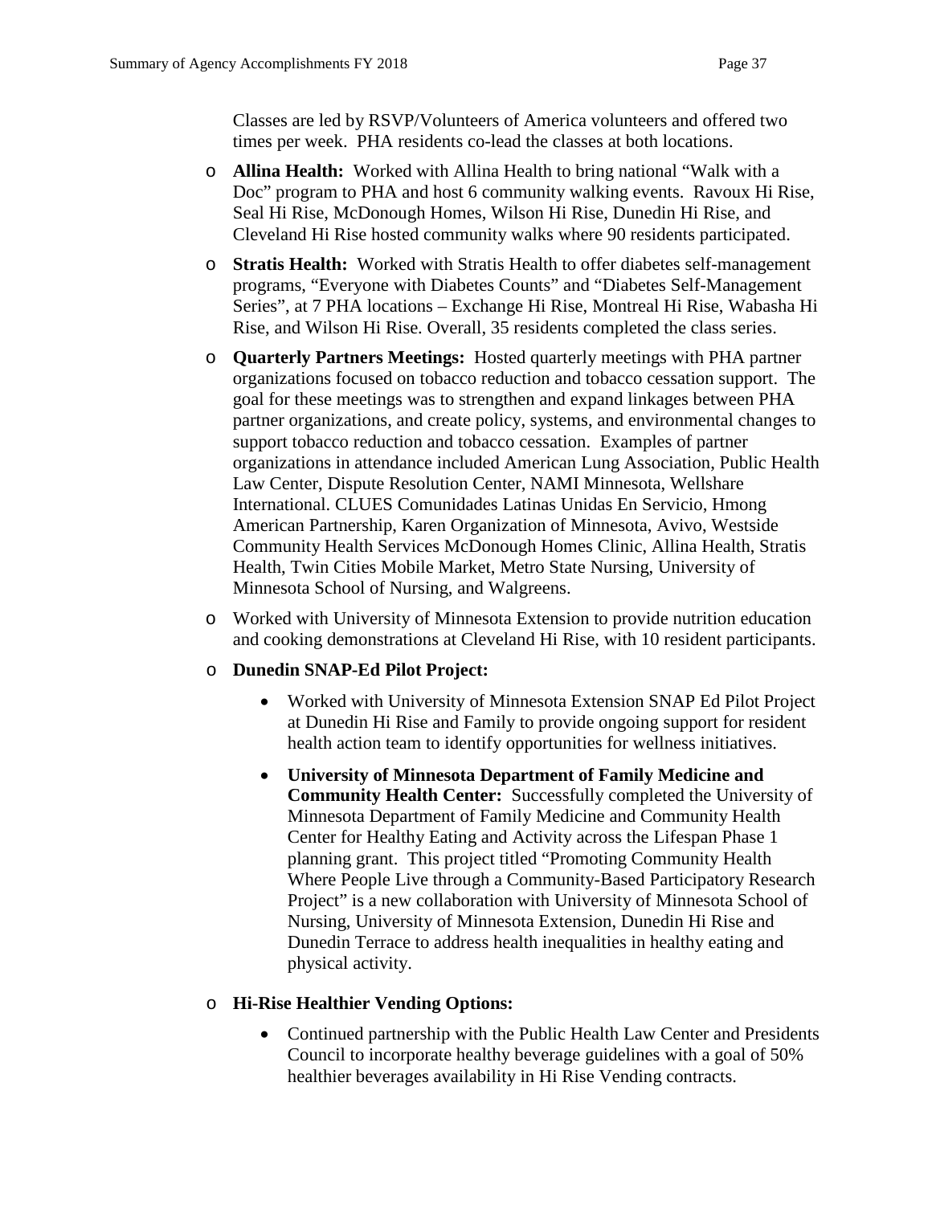Classes are led by RSVP/Volunteers of America volunteers and offered two times per week. PHA residents co-lead the classes at both locations.

- **Allina Health:** Worked with Allina Health to bring national "Walk with a Doc" program to PHA and host 6 community walking events. Ravoux Hi Rise, Seal Hi Rise, McDonough Homes, Wilson Hi Rise, Dunedin Hi Rise, and Cleveland Hi Rise hosted community walks where 90 residents participated.
- **Stratis Health:** Worked with Stratis Health to offer diabetes self-management programs, "Everyone with Diabetes Counts" and "Diabetes Self-Management Series", at 7 PHA locations – Exchange Hi Rise, Montreal Hi Rise, Wabasha Hi Rise, and Wilson Hi Rise. Overall, 35 residents completed the class series.
- **Quarterly Partners Meetings:** Hosted quarterly meetings with PHA partner organizations focused on tobacco reduction and tobacco cessation support. The goal for these meetings was to strengthen and expand linkages between PHA partner organizations, and create policy, systems, and environmental changes to support tobacco reduction and tobacco cessation. Examples of partner organizations in attendance included American Lung Association, Public Health Law Center, Dispute Resolution Center, NAMI Minnesota, Wellshare International. CLUES Comunidades Latinas Unidas En Servicio, Hmong American Partnership, Karen Organization of Minnesota, Avivo, Westside Community Health Services McDonough Homes Clinic, Allina Health, Stratis Health, Twin Cities Mobile Market, Metro State Nursing, University of Minnesota School of Nursing, and Walgreens.
- Worked with University of Minnesota Extension to provide nutrition education and cooking demonstrations at Cleveland Hi Rise, with 10 resident participants.
- **Dunedin SNAP-Ed Pilot Project:**
  - Worked with University of Minnesota Extension SNAP Ed Pilot Project at Dunedin Hi Rise and Family to provide ongoing support for resident health action team to identify opportunities for wellness initiatives.
  - **University of Minnesota Department of Family Medicine and Community Health Center:** Successfully completed the University of Minnesota Department of Family Medicine and Community Health Center for Healthy Eating and Activity across the Lifespan Phase 1 planning grant. This project titled "Promoting Community Health Where People Live through a Community-Based Participatory Research Project" is a new collaboration with University of Minnesota School of Nursing, University of Minnesota Extension, Dunedin Hi Rise and Dunedin Terrace to address health inequalities in healthy eating and physical activity.
- **Hi-Rise Healthier Vending Options:**
  - Continued partnership with the Public Health Law Center and Presidents Council to incorporate healthy beverage guidelines with a goal of 50% healthier beverages availability in Hi Rise Vending contracts.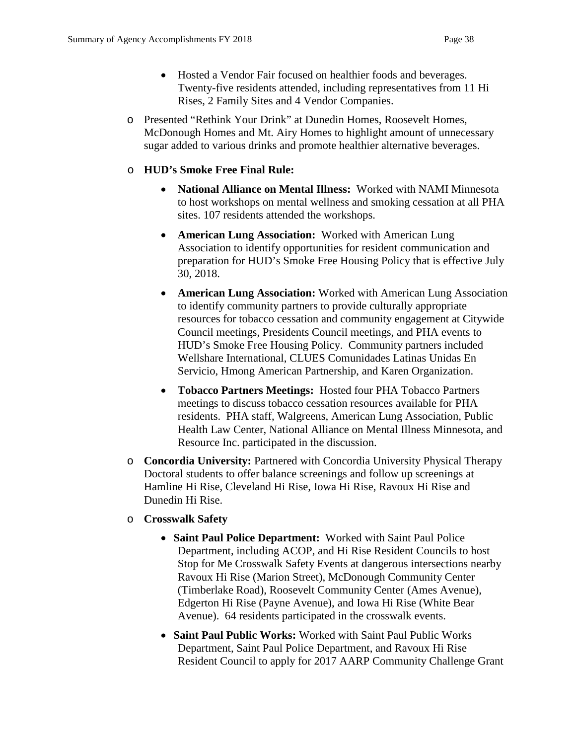- Hosted a Vendor Fair focused on healthier foods and beverages. Twenty-five residents attended, including representatives from 11 Hi Rises, 2 Family Sites and 4 Vendor Companies.

- Presented "Rethink Your Drink" at Dunedin Homes, Roosevelt Homes, McDonough Homes and Mt. Airy Homes to highlight amount of unnecessary sugar added to various drinks and promote healthier alternative beverages.

- **HUD's Smoke Free Final Rule:**
  - **National Alliance on Mental Illness:** Worked with NAMI Minnesota to host workshops on mental wellness and smoking cessation at all PHA sites. 107 residents attended the workshops.
  - **American Lung Association:** Worked with American Lung Association to identify opportunities for resident communication and preparation for HUD's Smoke Free Housing Policy that is effective July 30, 2018.
  - **American Lung Association:** Worked with American Lung Association to identify community partners to provide culturally appropriate resources for tobacco cessation and community engagement at Citywide Council meetings, Presidents Council meetings, and PHA events to HUD's Smoke Free Housing Policy. Community partners included Wellshare International, CLUES Comunidades Latinas Unidas En Servicio, Hmong American Partnership, and Karen Organization.
  - **Tobacco Partners Meetings:** Hosted four PHA Tobacco Partners meetings to discuss tobacco cessation resources available for PHA residents. PHA staff, Walgreens, American Lung Association, Public Health Law Center, National Alliance on Mental Illness Minnesota, and Resource Inc. participated in the discussion.

- **Concordia University:** Partnered with Concordia University Physical Therapy Doctoral students to offer balance screenings and follow up screenings at Hamline Hi Rise, Cleveland Hi Rise, Iowa Hi Rise, Ravoux Hi Rise and Dunedin Hi Rise.

- **Crosswalk Safety**
  - **Saint Paul Police Department:** Worked with Saint Paul Police Department, including ACOP, and Hi Rise Resident Councils to host Stop for Me Crosswalk Safety Events at dangerous intersections nearby Ravoux Hi Rise (Marion Street), McDonough Community Center (Timberlake Road), Roosevelt Community Center (Ames Avenue), Edgerton Hi Rise (Payne Avenue), and Iowa Hi Rise (White Bear Avenue). 64 residents participated in the crosswalk events.
  - **Saint Paul Public Works:** Worked with Saint Paul Public Works Department, Saint Paul Police Department, and Ravoux Hi Rise Resident Council to apply for 2017 AARP Community Challenge Grant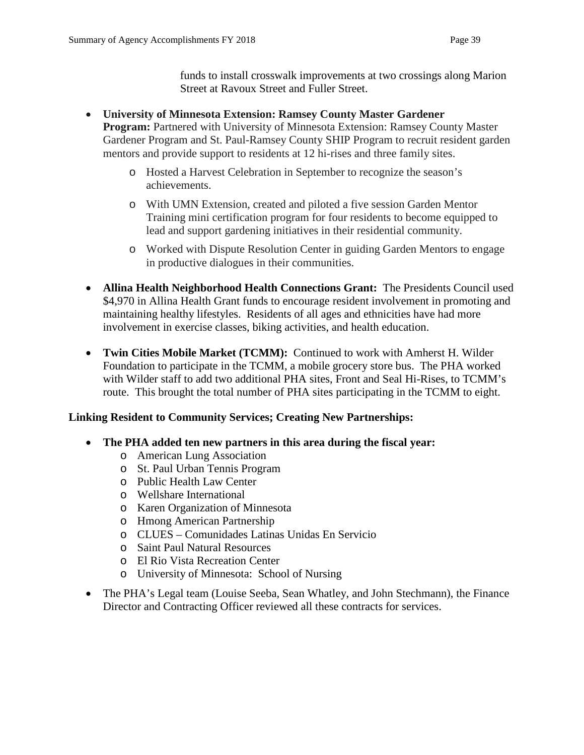funds to install crosswalk improvements at two crossings along Marion Street at Ravoux Street and Fuller Street.

- **University of Minnesota Extension: Ramsey County Master Gardener Program:** Partnered with University of Minnesota Extension: Ramsey County Master Gardener Program and St. Paul-Ramsey County SHIP Program to recruit resident garden mentors and provide support to residents at 12 hi-rises and three family sites.
  - Hosted a Harvest Celebration in September to recognize the season's achievements.
  - With UMN Extension, created and piloted a five session Garden Mentor Training mini certification program for four residents to become equipped to lead and support gardening initiatives in their residential community.
  - Worked with Dispute Resolution Center in guiding Garden Mentors to engage in productive dialogues in their communities.
- **Allina Health Neighborhood Health Connections Grant:** The Presidents Council used $4,970 in Allina Health Grant funds to encourage resident involvement in promoting and maintaining healthy lifestyles. Residents of all ages and ethnicities have had more involvement in exercise classes, biking activities, and health education.
- **Twin Cities Mobile Market (TCMM):** Continued to work with Amherst H. Wilder Foundation to participate in the TCMM, a mobile grocery store bus. The PHA worked with Wilder staff to add two additional PHA sites, Front and Seal Hi-Rises, to TCMM's route. This brought the total number of PHA sites participating in the TCMM to eight.

**Linking Resident to Community Services; Creating New Partnerships:**

- **The PHA added ten new partners in this area during the fiscal year:**
  - American Lung Association
  - St. Paul Urban Tennis Program
  - Public Health Law Center
  - Wellshare International
  - Karen Organization of Minnesota
  - Hmong American Partnership
  - CLUES – Comunidades Latinas Unidas En Servicio
  - Saint Paul Natural Resources
  - El Rio Vista Recreation Center
  - University of Minnesota: School of Nursing
- The PHA's Legal team (Louise Seeba, Sean Whatley, and John Stechmann), the Finance Director and Contracting Officer reviewed all these contracts for services.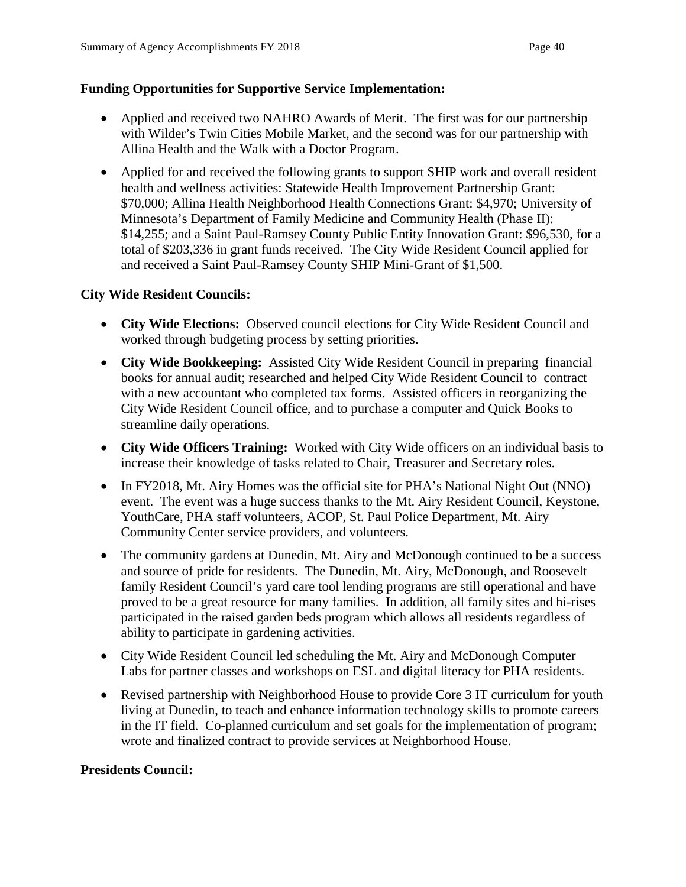**Funding Opportunities for Supportive Service Implementation:**

- Applied and received two NAHRO Awards of Merit. The first was for our partnership with Wilder's Twin Cities Mobile Market, and the second was for our partnership with Allina Health and the Walk with a Doctor Program.
- Applied for and received the following grants to support SHIP work and overall resident health and wellness activities: Statewide Health Improvement Partnership Grant: $70,000; Allina Health Neighborhood Health Connections Grant: $4,970; University of Minnesota's Department of Family Medicine and Community Health (Phase II): $14,255; and a Saint Paul-Ramsey County Public Entity Innovation Grant: $96,530, for a total of $203,336 in grant funds received. The City Wide Resident Council applied for and received a Saint Paul-Ramsey County SHIP Mini-Grant of $1,500.

**City Wide Resident Councils:**

- **City Wide Elections:** Observed council elections for City Wide Resident Council and worked through budgeting process by setting priorities.
- **City Wide Bookkeeping:** Assisted City Wide Resident Council in preparing financial books for annual audit; researched and helped City Wide Resident Council to contract with a new accountant who completed tax forms. Assisted officers in reorganizing the City Wide Resident Council office, and to purchase a computer and Quick Books to streamline daily operations.
- **City Wide Officers Training:** Worked with City Wide officers on an individual basis to increase their knowledge of tasks related to Chair, Treasurer and Secretary roles.
- In FY2018, Mt. Airy Homes was the official site for PHA's National Night Out (NNO) event. The event was a huge success thanks to the Mt. Airy Resident Council, Keystone, YouthCare, PHA staff volunteers, ACOP, St. Paul Police Department, Mt. Airy Community Center service providers, and volunteers.
- The community gardens at Dunedin, Mt. Airy and McDonough continued to be a success and source of pride for residents. The Dunedin, Mt. Airy, McDonough, and Roosevelt family Resident Council's yard care tool lending programs are still operational and have proved to be a great resource for many families. In addition, all family sites and hi-rises participated in the raised garden beds program which allows all residents regardless of ability to participate in gardening activities.
- City Wide Resident Council led scheduling the Mt. Airy and McDonough Computer Labs for partner classes and workshops on ESL and digital literacy for PHA residents.
- Revised partnership with Neighborhood House to provide Core 3 IT curriculum for youth living at Dunedin, to teach and enhance information technology skills to promote careers in the IT field. Co-planned curriculum and set goals for the implementation of program; wrote and finalized contract to provide services at Neighborhood House.

**Presidents Council:**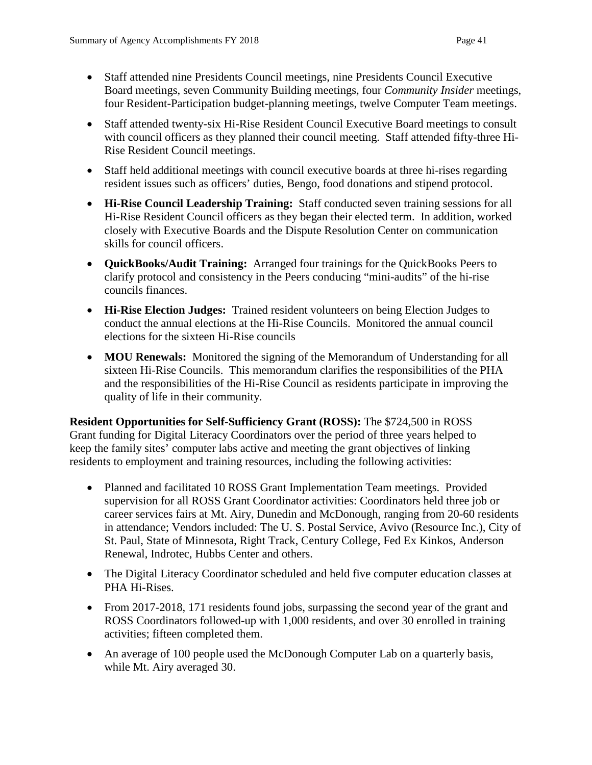- Staff attended nine Presidents Council meetings, nine Presidents Council Executive Board meetings, seven Community Building meetings, four *Community Insider* meetings, four Resident-Participation budget-planning meetings, twelve Computer Team meetings.
- Staff attended twenty-six Hi-Rise Resident Council Executive Board meetings to consult with council officers as they planned their council meeting. Staff attended fifty-three Hi-Rise Resident Council meetings.
- Staff held additional meetings with council executive boards at three hi-rises regarding resident issues such as officers' duties, Bengo, food donations and stipend protocol.
- **Hi-Rise Council Leadership Training:** Staff conducted seven training sessions for all Hi-Rise Resident Council officers as they began their elected term. In addition, worked closely with Executive Boards and the Dispute Resolution Center on communication skills for council officers.
- **QuickBooks/Audit Training:** Arranged four trainings for the QuickBooks Peers to clarify protocol and consistency in the Peers conducing "mini-audits" of the hi-rise councils finances.
- **Hi-Rise Election Judges:** Trained resident volunteers on being Election Judges to conduct the annual elections at the Hi-Rise Councils. Monitored the annual council elections for the sixteen Hi-Rise councils
- **MOU Renewals:** Monitored the signing of the Memorandum of Understanding for all sixteen Hi-Rise Councils. This memorandum clarifies the responsibilities of the PHA and the responsibilities of the Hi-Rise Council as residents participate in improving the quality of life in their community.

**Resident Opportunities for Self-Sufficiency Grant (ROSS):** The $724,500 in ROSS Grant funding for Digital Literacy Coordinators over the period of three years helped to keep the family sites' computer labs active and meeting the grant objectives of linking residents to employment and training resources, including the following activities:

- Planned and facilitated 10 ROSS Grant Implementation Team meetings. Provided supervision for all ROSS Grant Coordinator activities: Coordinators held three job or career services fairs at Mt. Airy, Dunedin and McDonough, ranging from 20-60 residents in attendance; Vendors included: The U. S. Postal Service, Avivo (Resource Inc.), City of St. Paul, State of Minnesota, Right Track, Century College, Fed Ex Kinkos, Anderson Renewal, Indrotec, Hubbs Center and others.
- The Digital Literacy Coordinator scheduled and held five computer education classes at PHA Hi-Rises.
- From 2017-2018, 171 residents found jobs, surpassing the second year of the grant and ROSS Coordinators followed-up with 1,000 residents, and over 30 enrolled in training activities; fifteen completed them.
- An average of 100 people used the McDonough Computer Lab on a quarterly basis, while Mt. Airy averaged 30.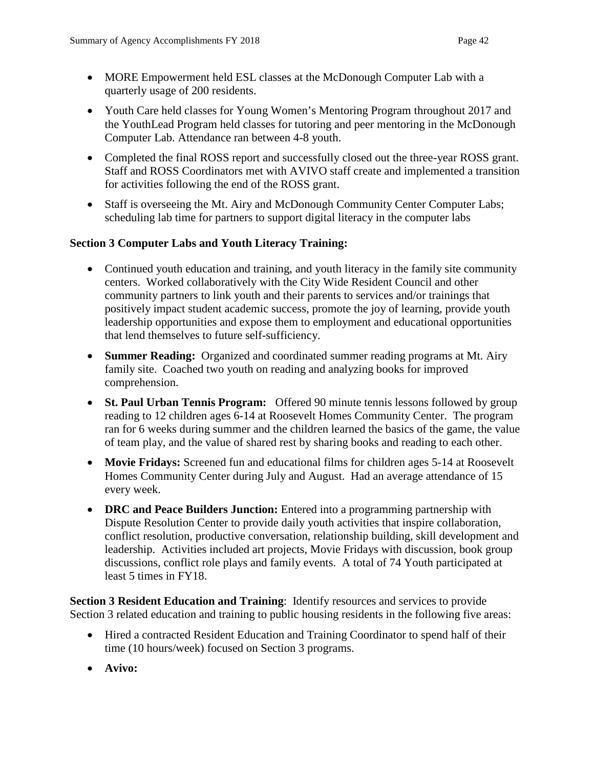- MORE Empowerment held ESL classes at the McDonough Computer Lab with a quarterly usage of 200 residents.
- Youth Care held classes for Young Women's Mentoring Program throughout 2017 and the YouthLead Program held classes for tutoring and peer mentoring in the McDonough Computer Lab. Attendance ran between 4-8 youth.
- Completed the final ROSS report and successfully closed out the three-year ROSS grant. Staff and ROSS Coordinators met with AVIVO staff create and implemented a transition for activities following the end of the ROSS grant.
- Staff is overseeing the Mt. Airy and McDonough Community Center Computer Labs; scheduling lab time for partners to support digital literacy in the computer labs

**Section 3 Computer Labs and Youth Literacy Training:**

- Continued youth education and training, and youth literacy in the family site community centers. Worked collaboratively with the City Wide Resident Council and other community partners to link youth and their parents to services and/or trainings that positively impact student academic success, promote the joy of learning, provide youth leadership opportunities and expose them to employment and educational opportunities that lend themselves to future self-sufficiency.
- **Summer Reading:** Organized and coordinated summer reading programs at Mt. Airy family site. Coached two youth on reading and analyzing books for improved comprehension.
- **St. Paul Urban Tennis Program:** Offered 90 minute tennis lessons followed by group reading to 12 children ages 6-14 at Roosevelt Homes Community Center. The program ran for 6 weeks during summer and the children learned the basics of the game, the value of team play, and the value of shared rest by sharing books and reading to each other.
- **Movie Fridays:** Screened fun and educational films for children ages 5-14 at Roosevelt Homes Community Center during July and August. Had an average attendance of 15 every week.
- **DRC and Peace Builders Junction:** Entered into a programming partnership with Dispute Resolution Center to provide daily youth activities that inspire collaboration, conflict resolution, productive conversation, relationship building, skill development and leadership. Activities included art projects, Movie Fridays with discussion, book group discussions, conflict role plays and family events. A total of 74 Youth participated at least 5 times in FY18.

**Section 3 Resident Education and Training**: Identify resources and services to provide Section 3 related education and training to public housing residents in the following five areas:

- Hired a contracted Resident Education and Training Coordinator to spend half of their time (10 hours/week) focused on Section 3 programs.
- **Avivo:**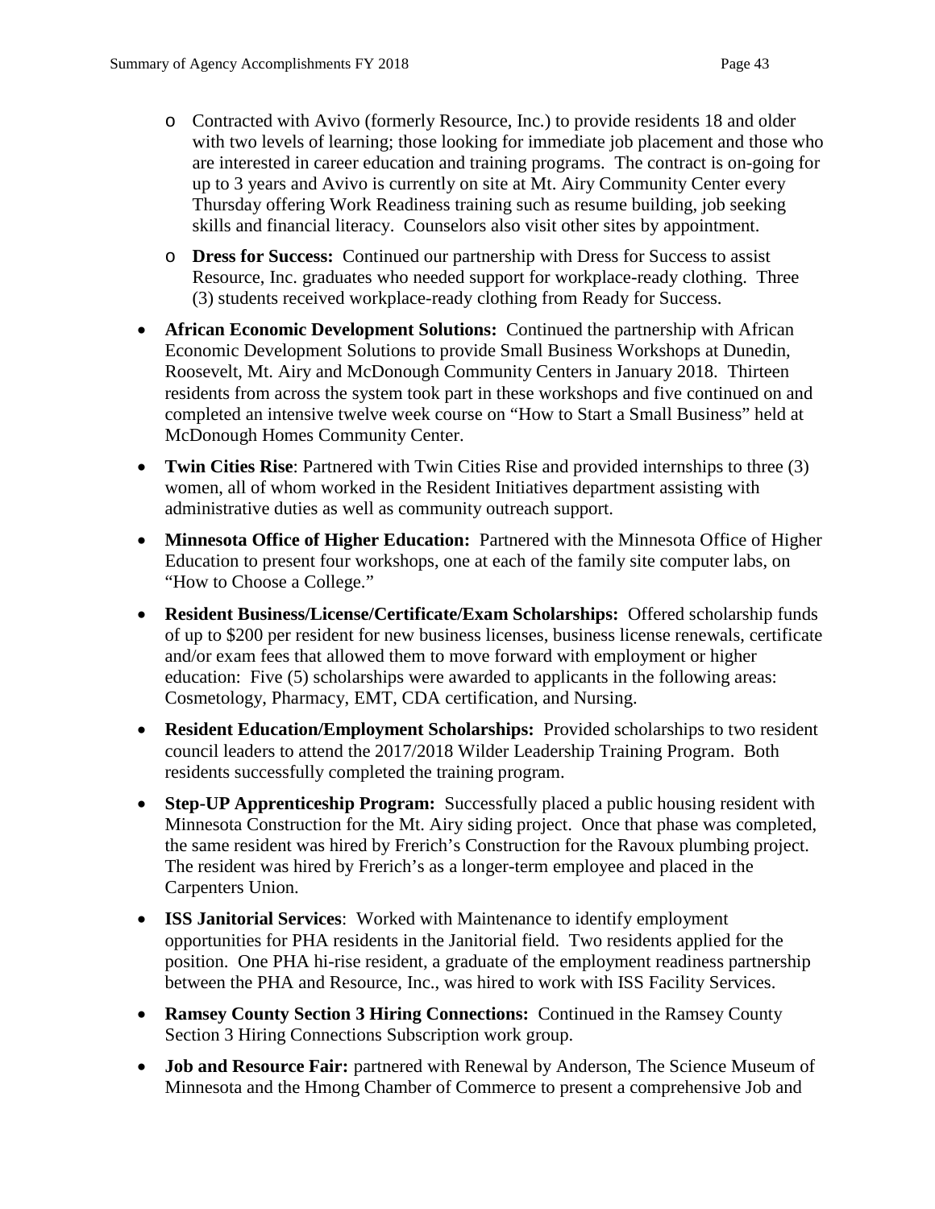- Contracted with Avivo (formerly Resource, Inc.) to provide residents 18 and older with two levels of learning; those looking for immediate job placement and those who are interested in career education and training programs. The contract is on-going for up to 3 years and Avivo is currently on site at Mt. Airy Community Center every Thursday offering Work Readiness training such as resume building, job seeking skills and financial literacy. Counselors also visit other sites by appointment.
- **Dress for Success:** Continued our partnership with Dress for Success to assist Resource, Inc. graduates who needed support for workplace-ready clothing. Three (3) students received workplace-ready clothing from Ready for Success.

- **African Economic Development Solutions:** Continued the partnership with African Economic Development Solutions to provide Small Business Workshops at Dunedin, Roosevelt, Mt. Airy and McDonough Community Centers in January 2018. Thirteen residents from across the system took part in these workshops and five continued on and completed an intensive twelve week course on "How to Start a Small Business" held at McDonough Homes Community Center.
- **Twin Cities Rise**: Partnered with Twin Cities Rise and provided internships to three (3) women, all of whom worked in the Resident Initiatives department assisting with administrative duties as well as community outreach support.
- **Minnesota Office of Higher Education:** Partnered with the Minnesota Office of Higher Education to present four workshops, one at each of the family site computer labs, on "How to Choose a College."
- **Resident Business/License/Certificate/Exam Scholarships:** Offered scholarship funds of up to $200 per resident for new business licenses, business license renewals, certificate and/or exam fees that allowed them to move forward with employment or higher education: Five (5) scholarships were awarded to applicants in the following areas: Cosmetology, Pharmacy, EMT, CDA certification, and Nursing.
- **Resident Education/Employment Scholarships:** Provided scholarships to two resident council leaders to attend the 2017/2018 Wilder Leadership Training Program. Both residents successfully completed the training program.
- **Step-UP Apprenticeship Program:** Successfully placed a public housing resident with Minnesota Construction for the Mt. Airy siding project. Once that phase was completed, the same resident was hired by Frerich's Construction for the Ravoux plumbing project. The resident was hired by Frerich's as a longer-term employee and placed in the Carpenters Union.
- **ISS Janitorial Services**: Worked with Maintenance to identify employment opportunities for PHA residents in the Janitorial field. Two residents applied for the position. One PHA hi-rise resident, a graduate of the employment readiness partnership between the PHA and Resource, Inc., was hired to work with ISS Facility Services.
- **Ramsey County Section 3 Hiring Connections:** Continued in the Ramsey County Section 3 Hiring Connections Subscription work group.
- **Job and Resource Fair:** partnered with Renewal by Anderson, The Science Museum of Minnesota and the Hmong Chamber of Commerce to present a comprehensive Job and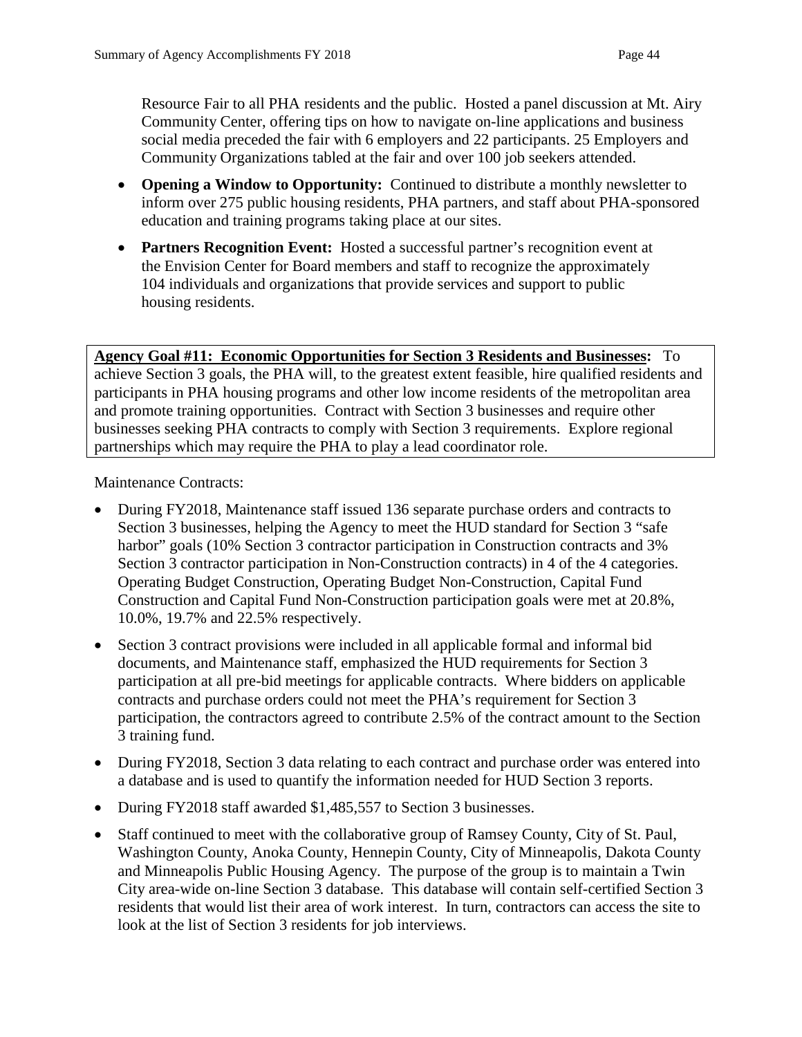Resource Fair to all PHA residents and the public. Hosted a panel discussion at Mt. Airy Community Center, offering tips on how to navigate on-line applications and business social media preceded the fair with 6 employers and 22 participants. 25 Employers and Community Organizations tabled at the fair and over 100 job seekers attended.

- **Opening a Window to Opportunity:** Continued to distribute a monthly newsletter to inform over 275 public housing residents, PHA partners, and staff about PHA-sponsored education and training programs taking place at our sites.
- **Partners Recognition Event:** Hosted a successful partner's recognition event at the Envision Center for Board members and staff to recognize the approximately 104 individuals and organizations that provide services and support to public housing residents.

**Agency Goal #11: Economic Opportunities for Section 3 Residents and Businesses:** To achieve Section 3 goals, the PHA will, to the greatest extent feasible, hire qualified residents and participants in PHA housing programs and other low income residents of the metropolitan area and promote training opportunities. Contract with Section 3 businesses and require other businesses seeking PHA contracts to comply with Section 3 requirements. Explore regional partnerships which may require the PHA to play a lead coordinator role.

Maintenance Contracts:

- During FY2018, Maintenance staff issued 136 separate purchase orders and contracts to Section 3 businesses, helping the Agency to meet the HUD standard for Section 3 "safe harbor" goals (10% Section 3 contractor participation in Construction contracts and 3% Section 3 contractor participation in Non-Construction contracts) in 4 of the 4 categories. Operating Budget Construction, Operating Budget Non-Construction, Capital Fund Construction and Capital Fund Non-Construction participation goals were met at 20.8%, 10.0%, 19.7% and 22.5% respectively.
- Section 3 contract provisions were included in all applicable formal and informal bid documents, and Maintenance staff, emphasized the HUD requirements for Section 3 participation at all pre-bid meetings for applicable contracts. Where bidders on applicable contracts and purchase orders could not meet the PHA's requirement for Section 3 participation, the contractors agreed to contribute 2.5% of the contract amount to the Section 3 training fund.
- During FY2018, Section 3 data relating to each contract and purchase order was entered into a database and is used to quantify the information needed for HUD Section 3 reports.
- During FY2018 staff awarded $1,485,557 to Section 3 businesses.
- Staff continued to meet with the collaborative group of Ramsey County, City of St. Paul, Washington County, Anoka County, Hennepin County, City of Minneapolis, Dakota County and Minneapolis Public Housing Agency. The purpose of the group is to maintain a Twin City area-wide on-line Section 3 database. This database will contain self-certified Section 3 residents that would list their area of work interest. In turn, contractors can access the site to look at the list of Section 3 residents for job interviews.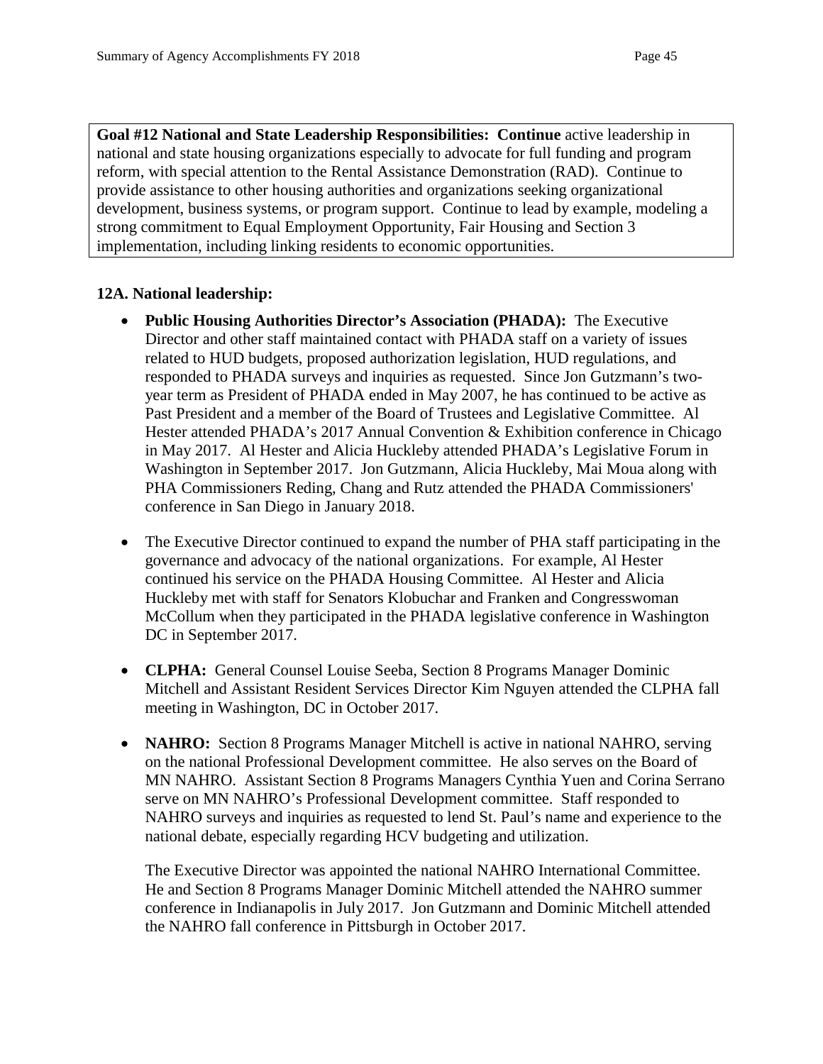**Goal #12 National and State Leadership Responsibilities: Continue** active leadership in national and state housing organizations especially to advocate for full funding and program reform, with special attention to the Rental Assistance Demonstration (RAD). Continue to provide assistance to other housing authorities and organizations seeking organizational development, business systems, or program support. Continue to lead by example, modeling a strong commitment to Equal Employment Opportunity, Fair Housing and Section 3 implementation, including linking residents to economic opportunities.

**12A. National leadership:**

- **Public Housing Authorities Director's Association (PHADA):** The Executive Director and other staff maintained contact with PHADA staff on a variety of issues related to HUD budgets, proposed authorization legislation, HUD regulations, and responded to PHADA surveys and inquiries as requested. Since Jon Gutzmann's two-year term as President of PHADA ended in May 2007, he has continued to be active as Past President and a member of the Board of Trustees and Legislative Committee. Al Hester attended PHADA's 2017 Annual Convention & Exhibition conference in Chicago in May 2017. Al Hester and Alicia Huckleby attended PHADA's Legislative Forum in Washington in September 2017. Jon Gutzmann, Alicia Huckleby, Mai Moua along with PHA Commissioners Reding, Chang and Rutz attended the PHADA Commissioners' conference in San Diego in January 2018.

- The Executive Director continued to expand the number of PHA staff participating in the governance and advocacy of the national organizations. For example, Al Hester continued his service on the PHADA Housing Committee. Al Hester and Alicia Huckleby met with staff for Senators Klobuchar and Franken and Congresswoman McCollum when they participated in the PHADA legislative conference in Washington DC in September 2017.

- **CLPHA:** General Counsel Louise Seeba, Section 8 Programs Manager Dominic Mitchell and Assistant Resident Services Director Kim Nguyen attended the CLPHA fall meeting in Washington, DC in October 2017.

- **NAHRO:** Section 8 Programs Manager Mitchell is active in national NAHRO, serving on the national Professional Development committee. He also serves on the Board of MN NAHRO. Assistant Section 8 Programs Managers Cynthia Yuen and Corina Serrano serve on MN NAHRO's Professional Development committee. Staff responded to NAHRO surveys and inquiries as requested to lend St. Paul's name and experience to the national debate, especially regarding HCV budgeting and utilization.

  The Executive Director was appointed the national NAHRO International Committee. He and Section 8 Programs Manager Dominic Mitchell attended the NAHRO summer conference in Indianapolis in July 2017. Jon Gutzmann and Dominic Mitchell attended the NAHRO fall conference in Pittsburgh in October 2017.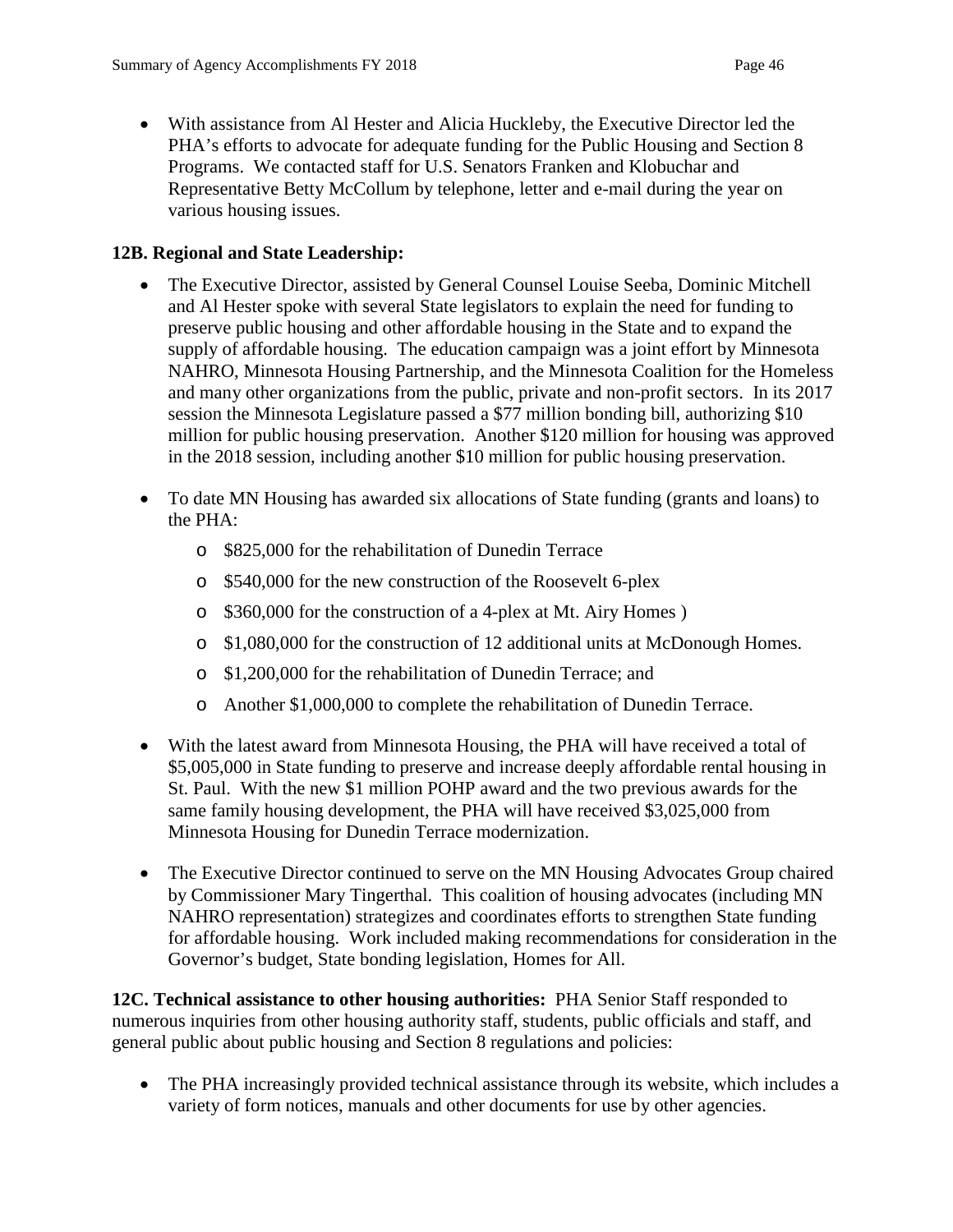- With assistance from Al Hester and Alicia Huckleby, the Executive Director led the PHA's efforts to advocate for adequate funding for the Public Housing and Section 8 Programs. We contacted staff for U.S. Senators Franken and Klobuchar and Representative Betty McCollum by telephone, letter and e-mail during the year on various housing issues.

**12B. Regional and State Leadership:**

- The Executive Director, assisted by General Counsel Louise Seeba, Dominic Mitchell and Al Hester spoke with several State legislators to explain the need for funding to preserve public housing and other affordable housing in the State and to expand the supply of affordable housing. The education campaign was a joint effort by Minnesota NAHRO, Minnesota Housing Partnership, and the Minnesota Coalition for the Homeless and many other organizations from the public, private and non-profit sectors. In its 2017 session the Minnesota Legislature passed a $77 million bonding bill, authorizing $10 million for public housing preservation. Another $120 million for housing was approved in the 2018 session, including another $10 million for public housing preservation.

- To date MN Housing has awarded six allocations of State funding (grants and loans) to the PHA:
  - $825,000 for the rehabilitation of Dunedin Terrace
  - $540,000 for the new construction of the Roosevelt 6-plex
  - $360,000 for the construction of a 4-plex at Mt. Airy Homes )
  - $1,080,000 for the construction of 12 additional units at McDonough Homes.
  - $1,200,000 for the rehabilitation of Dunedin Terrace; and
  - Another $1,000,000 to complete the rehabilitation of Dunedin Terrace.

- With the latest award from Minnesota Housing, the PHA will have received a total of $5,005,000 in State funding to preserve and increase deeply affordable rental housing in St. Paul. With the new $1 million POHP award and the two previous awards for the same family housing development, the PHA will have received $3,025,000 from Minnesota Housing for Dunedin Terrace modernization.

- The Executive Director continued to serve on the MN Housing Advocates Group chaired by Commissioner Mary Tingerthal. This coalition of housing advocates (including MN NAHRO representation) strategizes and coordinates efforts to strengthen State funding for affordable housing. Work included making recommendations for consideration in the Governor's budget, State bonding legislation, Homes for All.

**12C. Technical assistance to other housing authorities:** PHA Senior Staff responded to numerous inquiries from other housing authority staff, students, public officials and staff, and general public about public housing and Section 8 regulations and policies:

- The PHA increasingly provided technical assistance through its website, which includes a variety of form notices, manuals and other documents for use by other agencies.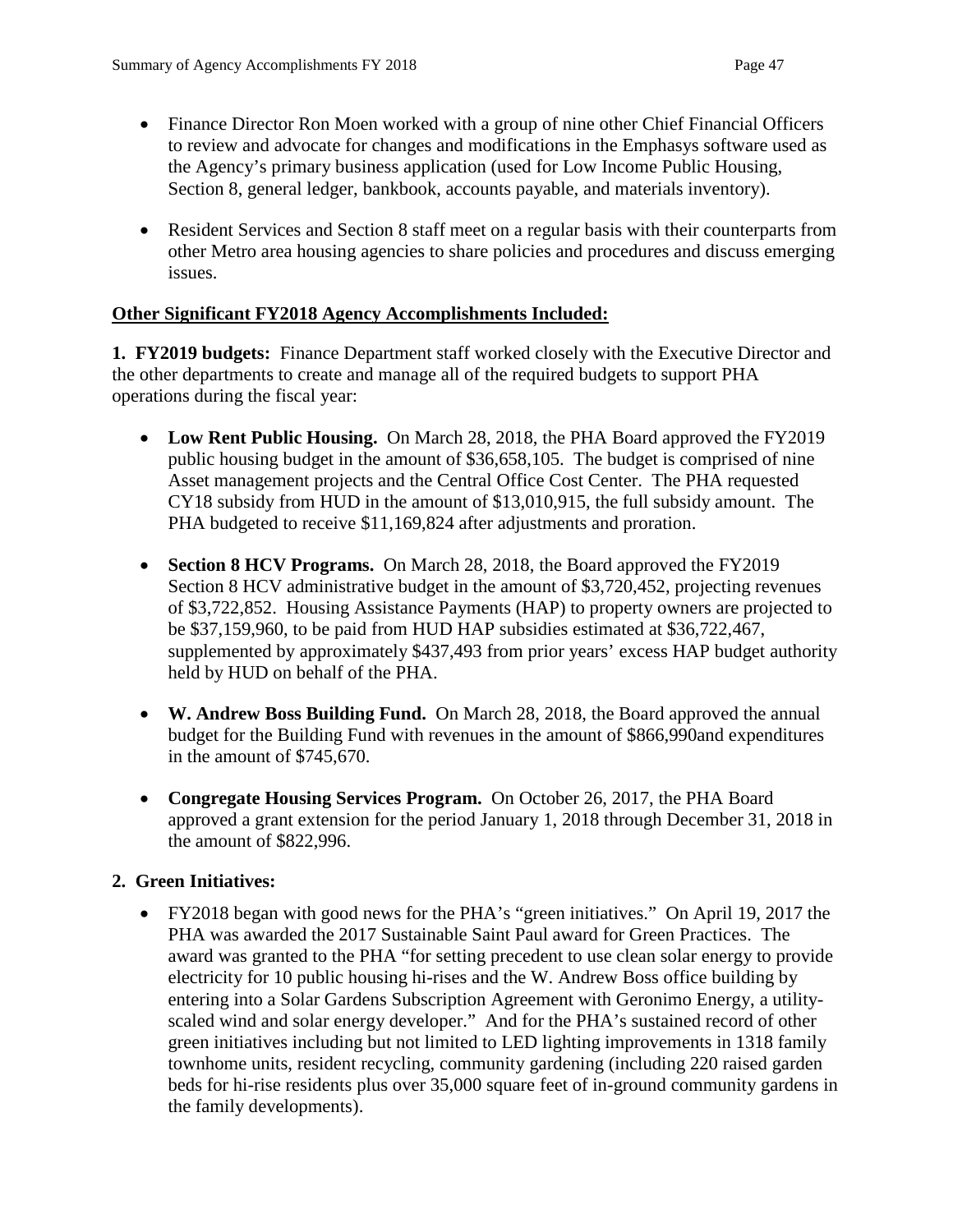- Finance Director Ron Moen worked with a group of nine other Chief Financial Officers to review and advocate for changes and modifications in the Emphasys software used as the Agency's primary business application (used for Low Income Public Housing, Section 8, general ledger, bankbook, accounts payable, and materials inventory).

- Resident Services and Section 8 staff meet on a regular basis with their counterparts from other Metro area housing agencies to share policies and procedures and discuss emerging issues.

**Other Significant FY2018 Agency Accomplishments Included:**

**1. FY2019 budgets:** Finance Department staff worked closely with the Executive Director and the other departments to create and manage all of the required budgets to support PHA operations during the fiscal year:

- **Low Rent Public Housing.** On March 28, 2018, the PHA Board approved the FY2019 public housing budget in the amount of $36,658,105. The budget is comprised of nine Asset management projects and the Central Office Cost Center. The PHA requested CY18 subsidy from HUD in the amount of $13,010,915, the full subsidy amount. The PHA budgeted to receive $11,169,824 after adjustments and proration.

- **Section 8 HCV Programs.** On March 28, 2018, the Board approved the FY2019 Section 8 HCV administrative budget in the amount of $3,720,452, projecting revenues of $3,722,852. Housing Assistance Payments (HAP) to property owners are projected to be $37,159,960, to be paid from HUD HAP subsidies estimated at $36,722,467, supplemented by approximately $437,493 from prior years' excess HAP budget authority held by HUD on behalf of the PHA.

- **W. Andrew Boss Building Fund.** On March 28, 2018, the Board approved the annual budget for the Building Fund with revenues in the amount of $866,990and expenditures in the amount of $745,670.

- **Congregate Housing Services Program.** On October 26, 2017, the PHA Board approved a grant extension for the period January 1, 2018 through December 31, 2018 in the amount of $822,996.

**2. Green Initiatives:**

- FY2018 began with good news for the PHA's "green initiatives." On April 19, 2017 the PHA was awarded the 2017 Sustainable Saint Paul award for Green Practices. The award was granted to the PHA "for setting precedent to use clean solar energy to provide electricity for 10 public housing hi-rises and the W. Andrew Boss office building by entering into a Solar Gardens Subscription Agreement with Geronimo Energy, a utility-scaled wind and solar energy developer." And for the PHA's sustained record of other green initiatives including but not limited to LED lighting improvements in 1318 family townhome units, resident recycling, community gardening (including 220 raised garden beds for hi-rise residents plus over 35,000 square feet of in-ground community gardens in the family developments).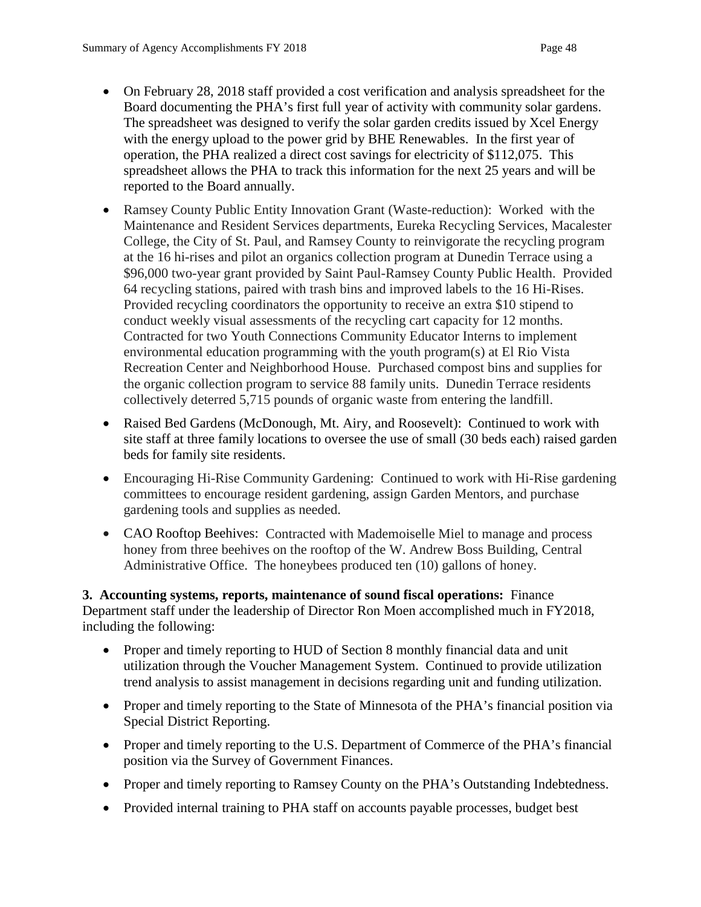- On February 28, 2018 staff provided a cost verification and analysis spreadsheet for the Board documenting the PHA's first full year of activity with community solar gardens. The spreadsheet was designed to verify the solar garden credits issued by Xcel Energy with the energy upload to the power grid by BHE Renewables. In the first year of operation, the PHA realized a direct cost savings for electricity of $112,075. This spreadsheet allows the PHA to track this information for the next 25 years and will be reported to the Board annually.
- Ramsey County Public Entity Innovation Grant (Waste-reduction): Worked with the Maintenance and Resident Services departments, Eureka Recycling Services, Macalester College, the City of St. Paul, and Ramsey County to reinvigorate the recycling program at the 16 hi-rises and pilot an organics collection program at Dunedin Terrace using a $96,000 two-year grant provided by Saint Paul-Ramsey County Public Health. Provided 64 recycling stations, paired with trash bins and improved labels to the 16 Hi-Rises. Provided recycling coordinators the opportunity to receive an extra $10 stipend to conduct weekly visual assessments of the recycling cart capacity for 12 months. Contracted for two Youth Connections Community Educator Interns to implement environmental education programming with the youth program(s) at El Rio Vista Recreation Center and Neighborhood House. Purchased compost bins and supplies for the organic collection program to service 88 family units. Dunedin Terrace residents collectively deterred 5,715 pounds of organic waste from entering the landfill.
- Raised Bed Gardens (McDonough, Mt. Airy, and Roosevelt): Continued to work with site staff at three family locations to oversee the use of small (30 beds each) raised garden beds for family site residents.
- Encouraging Hi-Rise Community Gardening: Continued to work with Hi-Rise gardening committees to encourage resident gardening, assign Garden Mentors, and purchase gardening tools and supplies as needed.
- CAO Rooftop Beehives: Contracted with Mademoiselle Miel to manage and process honey from three beehives on the rooftop of the W. Andrew Boss Building, Central Administrative Office. The honeybees produced ten (10) gallons of honey.

**3. Accounting systems, reports, maintenance of sound fiscal operations:** Finance Department staff under the leadership of Director Ron Moen accomplished much in FY2018, including the following:

- Proper and timely reporting to HUD of Section 8 monthly financial data and unit utilization through the Voucher Management System. Continued to provide utilization trend analysis to assist management in decisions regarding unit and funding utilization.
- Proper and timely reporting to the State of Minnesota of the PHA's financial position via Special District Reporting.
- Proper and timely reporting to the U.S. Department of Commerce of the PHA's financial position via the Survey of Government Finances.
- Proper and timely reporting to Ramsey County on the PHA's Outstanding Indebtedness.
- Provided internal training to PHA staff on accounts payable processes, budget best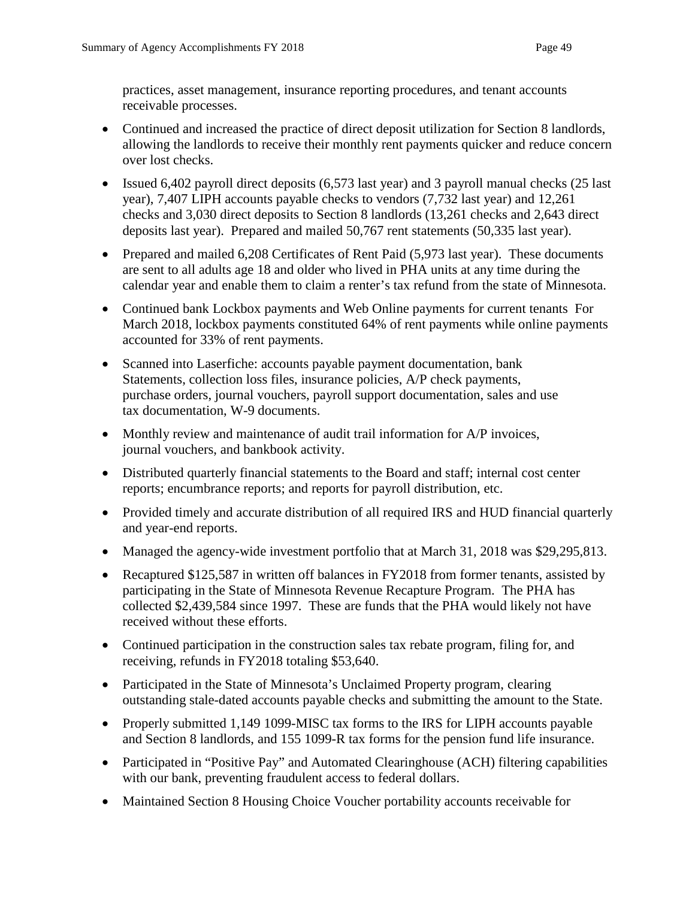practices, asset management, insurance reporting procedures, and tenant accounts receivable processes.

- Continued and increased the practice of direct deposit utilization for Section 8 landlords, allowing the landlords to receive their monthly rent payments quicker and reduce concern over lost checks.
- Issued 6,402 payroll direct deposits (6,573 last year) and 3 payroll manual checks (25 last year), 7,407 LIPH accounts payable checks to vendors (7,732 last year) and 12,261 checks and 3,030 direct deposits to Section 8 landlords (13,261 checks and 2,643 direct deposits last year). Prepared and mailed 50,767 rent statements (50,335 last year).
- Prepared and mailed 6,208 Certificates of Rent Paid (5,973 last year). These documents are sent to all adults age 18 and older who lived in PHA units at any time during the calendar year and enable them to claim a renter's tax refund from the state of Minnesota.
- Continued bank Lockbox payments and Web Online payments for current tenants For March 2018, lockbox payments constituted 64% of rent payments while online payments accounted for 33% of rent payments.
- Scanned into Laserfiche: accounts payable payment documentation, bank Statements, collection loss files, insurance policies, A/P check payments, purchase orders, journal vouchers, payroll support documentation, sales and use tax documentation, W-9 documents.
- Monthly review and maintenance of audit trail information for A/P invoices, journal vouchers, and bankbook activity.
- Distributed quarterly financial statements to the Board and staff; internal cost center reports; encumbrance reports; and reports for payroll distribution, etc.
- Provided timely and accurate distribution of all required IRS and HUD financial quarterly and year-end reports.
- Managed the agency-wide investment portfolio that at March 31, 2018 was $29,295,813.
- Recaptured $125,587 in written off balances in FY2018 from former tenants, assisted by participating in the State of Minnesota Revenue Recapture Program. The PHA has collected $2,439,584 since 1997. These are funds that the PHA would likely not have received without these efforts.
- Continued participation in the construction sales tax rebate program, filing for, and receiving, refunds in FY2018 totaling $53,640.
- Participated in the State of Minnesota's Unclaimed Property program, clearing outstanding stale-dated accounts payable checks and submitting the amount to the State.
- Properly submitted 1,149 1099-MISC tax forms to the IRS for LIPH accounts payable and Section 8 landlords, and 155 1099-R tax forms for the pension fund life insurance.
- Participated in "Positive Pay" and Automated Clearinghouse (ACH) filtering capabilities with our bank, preventing fraudulent access to federal dollars.
- Maintained Section 8 Housing Choice Voucher portability accounts receivable for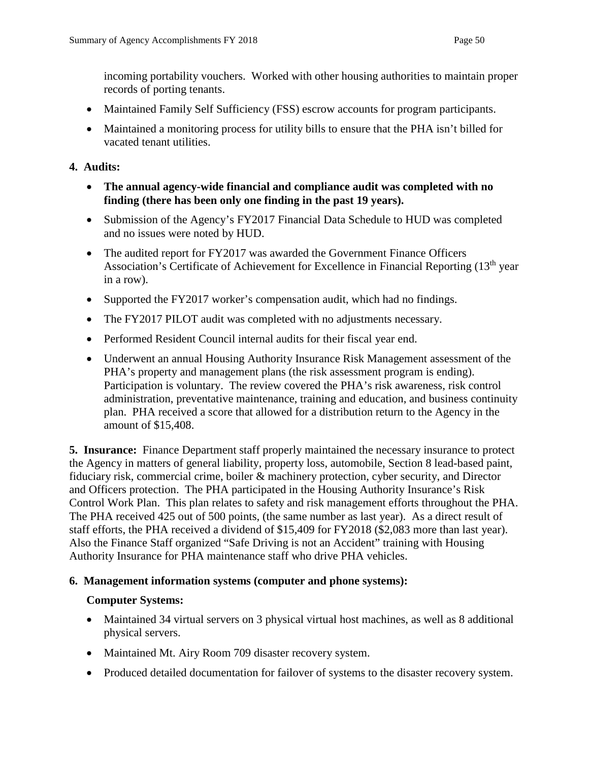incoming portability vouchers. Worked with other housing authorities to maintain proper records of porting tenants.

- Maintained Family Self Sufficiency (FSS) escrow accounts for program participants.
- Maintained a monitoring process for utility bills to ensure that the PHA isn't billed for vacated tenant utilities.

**4. Audits:**

- **The annual agency-wide financial and compliance audit was completed with no finding (there has been only one finding in the past 19 years).**
- Submission of the Agency's FY2017 Financial Data Schedule to HUD was completed and no issues were noted by HUD.
- The audited report for FY2017 was awarded the Government Finance Officers Association's Certificate of Achievement for Excellence in Financial Reporting (13th year in a row).
- Supported the FY2017 worker's compensation audit, which had no findings.
- The FY2017 PILOT audit was completed with no adjustments necessary.
- Performed Resident Council internal audits for their fiscal year end.
- Underwent an annual Housing Authority Insurance Risk Management assessment of the PHA's property and management plans (the risk assessment program is ending). Participation is voluntary. The review covered the PHA's risk awareness, risk control administration, preventative maintenance, training and education, and business continuity plan. PHA received a score that allowed for a distribution return to the Agency in the amount of $15,408.

**5. Insurance:** Finance Department staff properly maintained the necessary insurance to protect the Agency in matters of general liability, property loss, automobile, Section 8 lead-based paint, fiduciary risk, commercial crime, boiler & machinery protection, cyber security, and Director and Officers protection. The PHA participated in the Housing Authority Insurance's Risk Control Work Plan. This plan relates to safety and risk management efforts throughout the PHA. The PHA received 425 out of 500 points, (the same number as last year). As a direct result of staff efforts, the PHA received a dividend of $15,409 for FY2018 ($2,083 more than last year). Also the Finance Staff organized "Safe Driving is not an Accident" training with Housing Authority Insurance for PHA maintenance staff who drive PHA vehicles.

**6. Management information systems (computer and phone systems):**

**Computer Systems:**

- Maintained 34 virtual servers on 3 physical virtual host machines, as well as 8 additional physical servers.
- Maintained Mt. Airy Room 709 disaster recovery system.
- Produced detailed documentation for failover of systems to the disaster recovery system.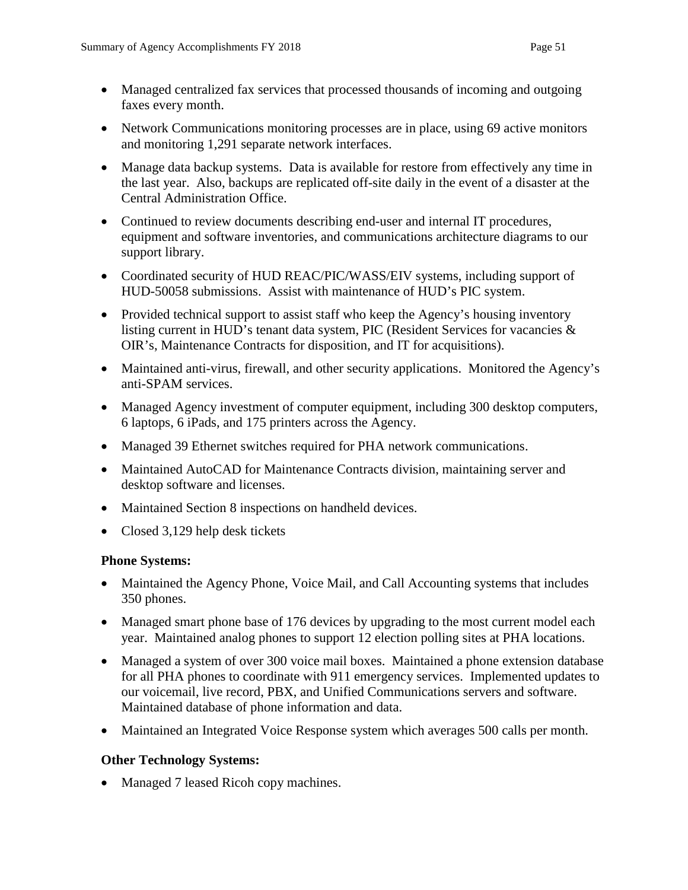- Managed centralized fax services that processed thousands of incoming and outgoing faxes every month.
- Network Communications monitoring processes are in place, using 69 active monitors and monitoring 1,291 separate network interfaces.
- Manage data backup systems. Data is available for restore from effectively any time in the last year. Also, backups are replicated off-site daily in the event of a disaster at the Central Administration Office.
- Continued to review documents describing end-user and internal IT procedures, equipment and software inventories, and communications architecture diagrams to our support library.
- Coordinated security of HUD REAC/PIC/WASS/EIV systems, including support of HUD-50058 submissions. Assist with maintenance of HUD's PIC system.
- Provided technical support to assist staff who keep the Agency's housing inventory listing current in HUD's tenant data system, PIC (Resident Services for vacancies & OIR's, Maintenance Contracts for disposition, and IT for acquisitions).
- Maintained anti-virus, firewall, and other security applications. Monitored the Agency's anti-SPAM services.
- Managed Agency investment of computer equipment, including 300 desktop computers, 6 laptops, 6 iPads, and 175 printers across the Agency.
- Managed 39 Ethernet switches required for PHA network communications.
- Maintained AutoCAD for Maintenance Contracts division, maintaining server and desktop software and licenses.
- Maintained Section 8 inspections on handheld devices.
- Closed 3,129 help desk tickets

**Phone Systems:**

- Maintained the Agency Phone, Voice Mail, and Call Accounting systems that includes 350 phones.
- Managed smart phone base of 176 devices by upgrading to the most current model each year. Maintained analog phones to support 12 election polling sites at PHA locations.
- Managed a system of over 300 voice mail boxes. Maintained a phone extension database for all PHA phones to coordinate with 911 emergency services. Implemented updates to our voicemail, live record, PBX, and Unified Communications servers and software. Maintained database of phone information and data.
- Maintained an Integrated Voice Response system which averages 500 calls per month.

**Other Technology Systems:**

- Managed 7 leased Ricoh copy machines.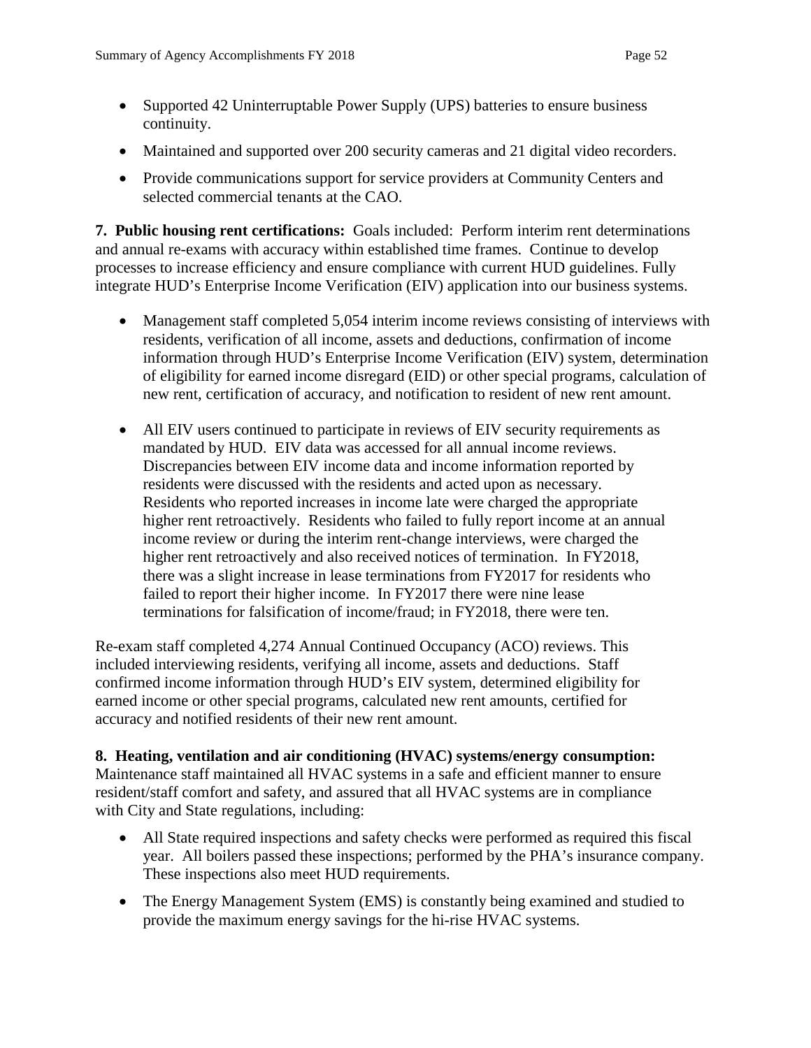- Supported 42 Uninterruptable Power Supply (UPS) batteries to ensure business continuity.
- Maintained and supported over 200 security cameras and 21 digital video recorders.
- Provide communications support for service providers at Community Centers and selected commercial tenants at the CAO.

**7. Public housing rent certifications:** Goals included: Perform interim rent determinations and annual re-exams with accuracy within established time frames. Continue to develop processes to increase efficiency and ensure compliance with current HUD guidelines. Fully integrate HUD's Enterprise Income Verification (EIV) application into our business systems.

- Management staff completed 5,054 interim income reviews consisting of interviews with residents, verification of all income, assets and deductions, confirmation of income information through HUD's Enterprise Income Verification (EIV) system, determination of eligibility for earned income disregard (EID) or other special programs, calculation of new rent, certification of accuracy, and notification to resident of new rent amount.
- All EIV users continued to participate in reviews of EIV security requirements as mandated by HUD. EIV data was accessed for all annual income reviews. Discrepancies between EIV income data and income information reported by residents were discussed with the residents and acted upon as necessary. Residents who reported increases in income late were charged the appropriate higher rent retroactively. Residents who failed to fully report income at an annual income review or during the interim rent-change interviews, were charged the higher rent retroactively and also received notices of termination. In FY2018, there was a slight increase in lease terminations from FY2017 for residents who failed to report their higher income. In FY2017 there were nine lease terminations for falsification of income/fraud; in FY2018, there were ten.

Re-exam staff completed 4,274 Annual Continued Occupancy (ACO) reviews. This included interviewing residents, verifying all income, assets and deductions. Staff confirmed income information through HUD's EIV system, determined eligibility for earned income or other special programs, calculated new rent amounts, certified for accuracy and notified residents of their new rent amount.

**8. Heating, ventilation and air conditioning (HVAC) systems/energy consumption:** Maintenance staff maintained all HVAC systems in a safe and efficient manner to ensure resident/staff comfort and safety, and assured that all HVAC systems are in compliance with City and State regulations, including:

- All State required inspections and safety checks were performed as required this fiscal year. All boilers passed these inspections; performed by the PHA's insurance company. These inspections also meet HUD requirements.
- The Energy Management System (EMS) is constantly being examined and studied to provide the maximum energy savings for the hi-rise HVAC systems.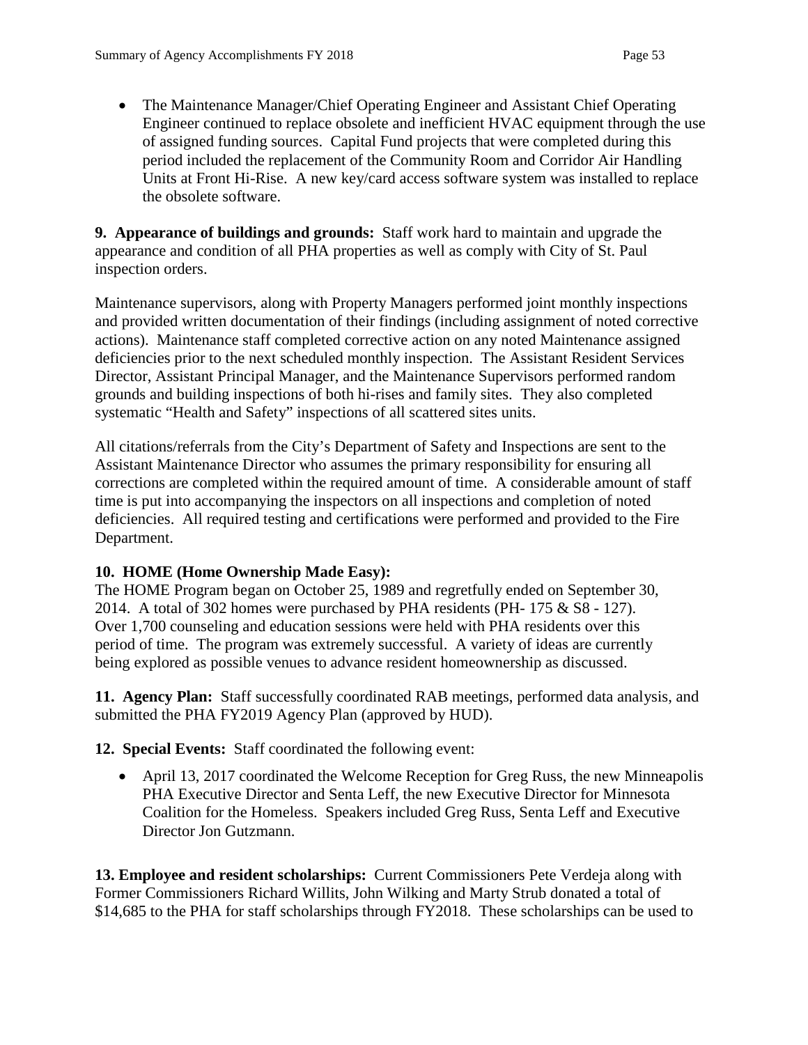- The Maintenance Manager/Chief Operating Engineer and Assistant Chief Operating Engineer continued to replace obsolete and inefficient HVAC equipment through the use of assigned funding sources. Capital Fund projects that were completed during this period included the replacement of the Community Room and Corridor Air Handling Units at Front Hi-Rise. A new key/card access software system was installed to replace the obsolete software.

**9. Appearance of buildings and grounds:** Staff work hard to maintain and upgrade the appearance and condition of all PHA properties as well as comply with City of St. Paul inspection orders.

Maintenance supervisors, along with Property Managers performed joint monthly inspections and provided written documentation of their findings (including assignment of noted corrective actions). Maintenance staff completed corrective action on any noted Maintenance assigned deficiencies prior to the next scheduled monthly inspection. The Assistant Resident Services Director, Assistant Principal Manager, and the Maintenance Supervisors performed random grounds and building inspections of both hi-rises and family sites. They also completed systematic "Health and Safety" inspections of all scattered sites units.

All citations/referrals from the City's Department of Safety and Inspections are sent to the Assistant Maintenance Director who assumes the primary responsibility for ensuring all corrections are completed within the required amount of time. A considerable amount of staff time is put into accompanying the inspectors on all inspections and completion of noted deficiencies. All required testing and certifications were performed and provided to the Fire Department.

**10. HOME (Home Ownership Made Easy):**
The HOME Program began on October 25, 1989 and regretfully ended on September 30, 2014. A total of 302 homes were purchased by PHA residents (PH- 175 & S8 - 127). Over 1,700 counseling and education sessions were held with PHA residents over this period of time. The program was extremely successful. A variety of ideas are currently being explored as possible venues to advance resident homeownership as discussed.

**11. Agency Plan:** Staff successfully coordinated RAB meetings, performed data analysis, and submitted the PHA FY2019 Agency Plan (approved by HUD).

**12. Special Events:** Staff coordinated the following event:

- April 13, 2017 coordinated the Welcome Reception for Greg Russ, the new Minneapolis PHA Executive Director and Senta Leff, the new Executive Director for Minnesota Coalition for the Homeless. Speakers included Greg Russ, Senta Leff and Executive Director Jon Gutzmann.

**13. Employee and resident scholarships:** Current Commissioners Pete Verdeja along with Former Commissioners Richard Willits, John Wilking and Marty Strub donated a total of $14,685 to the PHA for staff scholarships through FY2018. These scholarships can be used to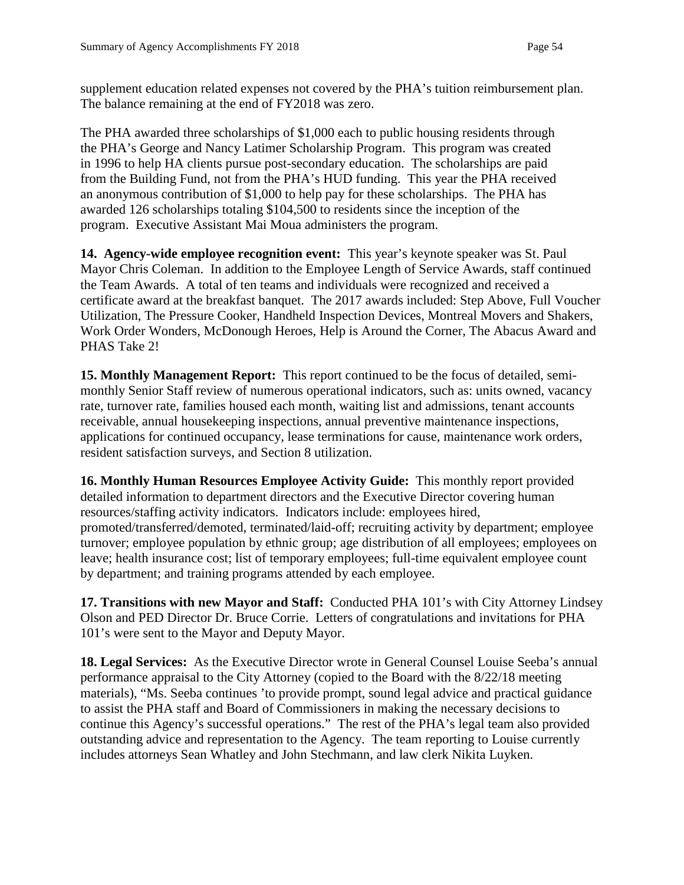supplement education related expenses not covered by the PHA's tuition reimbursement plan. The balance remaining at the end of FY2018 was zero.

The PHA awarded three scholarships of $1,000 each to public housing residents through the PHA's George and Nancy Latimer Scholarship Program. This program was created in 1996 to help HA clients pursue post-secondary education. The scholarships are paid from the Building Fund, not from the PHA's HUD funding. This year the PHA received an anonymous contribution of $1,000 to help pay for these scholarships. The PHA has awarded 126 scholarships totaling $104,500 to residents since the inception of the program. Executive Assistant Mai Moua administers the program.

**14. Agency-wide employee recognition event:** This year's keynote speaker was St. Paul Mayor Chris Coleman. In addition to the Employee Length of Service Awards, staff continued the Team Awards. A total of ten teams and individuals were recognized and received a certificate award at the breakfast banquet. The 2017 awards included: Step Above, Full Voucher Utilization, The Pressure Cooker, Handheld Inspection Devices, Montreal Movers and Shakers, Work Order Wonders, McDonough Heroes, Help is Around the Corner, The Abacus Award and PHAS Take 2!

**15. Monthly Management Report:** This report continued to be the focus of detailed, semi-monthly Senior Staff review of numerous operational indicators, such as: units owned, vacancy rate, turnover rate, families housed each month, waiting list and admissions, tenant accounts receivable, annual housekeeping inspections, annual preventive maintenance inspections, applications for continued occupancy, lease terminations for cause, maintenance work orders, resident satisfaction surveys, and Section 8 utilization.

**16. Monthly Human Resources Employee Activity Guide:** This monthly report provided detailed information to department directors and the Executive Director covering human resources/staffing activity indicators. Indicators include: employees hired, promoted/transferred/demoted, terminated/laid-off; recruiting activity by department; employee turnover; employee population by ethnic group; age distribution of all employees; employees on leave; health insurance cost; list of temporary employees; full-time equivalent employee count by department; and training programs attended by each employee.

**17. Transitions with new Mayor and Staff:** Conducted PHA 101's with City Attorney Lindsey Olson and PED Director Dr. Bruce Corrie. Letters of congratulations and invitations for PHA 101's were sent to the Mayor and Deputy Mayor.

**18. Legal Services:** As the Executive Director wrote in General Counsel Louise Seeba's annual performance appraisal to the City Attorney (copied to the Board with the 8/22/18 meeting materials), "Ms. Seeba continues 'to provide prompt, sound legal advice and practical guidance to assist the PHA staff and Board of Commissioners in making the necessary decisions to continue this Agency's successful operations." The rest of the PHA's legal team also provided outstanding advice and representation to the Agency. The team reporting to Louise currently includes attorneys Sean Whatley and John Stechmann, and law clerk Nikita Luyken.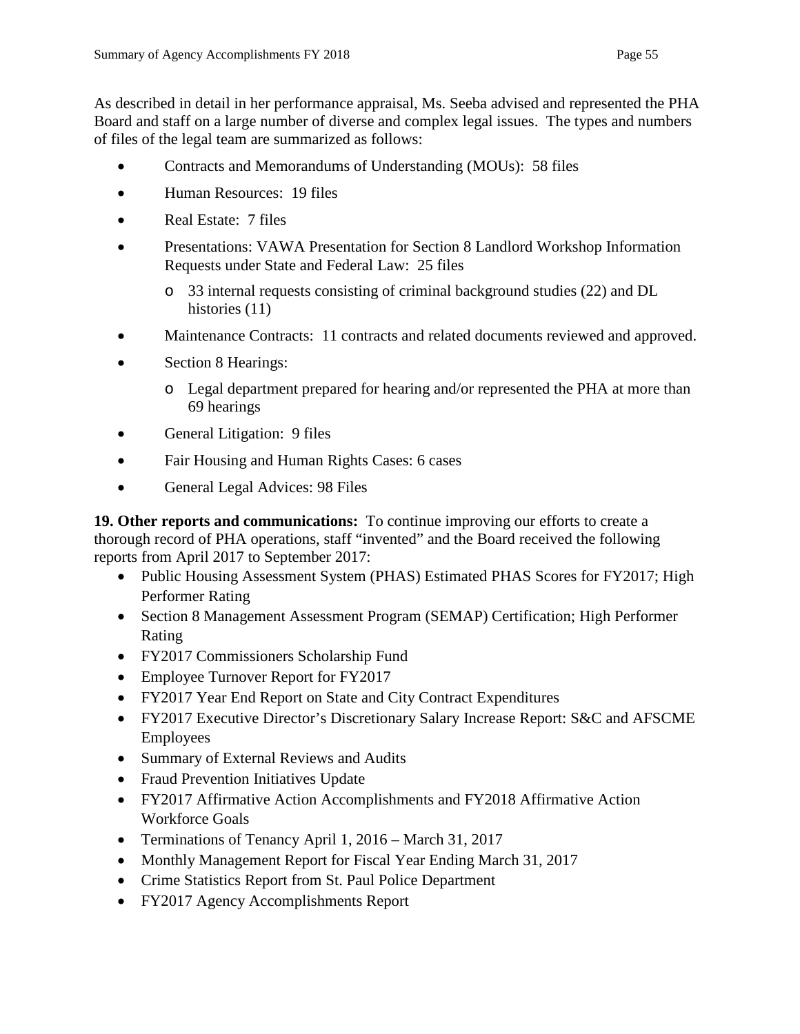As described in detail in her performance appraisal, Ms. Seeba advised and represented the PHA Board and staff on a large number of diverse and complex legal issues. The types and numbers of files of the legal team are summarized as follows:

- Contracts and Memorandums of Understanding (MOUs): 58 files
- Human Resources: 19 files
- Real Estate: 7 files
- Presentations: VAWA Presentation for Section 8 Landlord Workshop Information Requests under State and Federal Law: 25 files
  - 33 internal requests consisting of criminal background studies (22) and DL histories (11)
- Maintenance Contracts: 11 contracts and related documents reviewed and approved.
- Section 8 Hearings:
  - Legal department prepared for hearing and/or represented the PHA at more than 69 hearings
- General Litigation: 9 files
- Fair Housing and Human Rights Cases: 6 cases
- General Legal Advices: 98 Files

**19. Other reports and communications:** To continue improving our efforts to create a thorough record of PHA operations, staff "invented" and the Board received the following reports from April 2017 to September 2017:

- Public Housing Assessment System (PHAS) Estimated PHAS Scores for FY2017; High Performer Rating
- Section 8 Management Assessment Program (SEMAP) Certification; High Performer Rating
- FY2017 Commissioners Scholarship Fund
- Employee Turnover Report for FY2017
- FY2017 Year End Report on State and City Contract Expenditures
- FY2017 Executive Director's Discretionary Salary Increase Report: S&C and AFSCME Employees
- Summary of External Reviews and Audits
- Fraud Prevention Initiatives Update
- FY2017 Affirmative Action Accomplishments and FY2018 Affirmative Action Workforce Goals
- Terminations of Tenancy April 1, 2016 – March 31, 2017
- Monthly Management Report for Fiscal Year Ending March 31, 2017
- Crime Statistics Report from St. Paul Police Department
- FY2017 Agency Accomplishments Report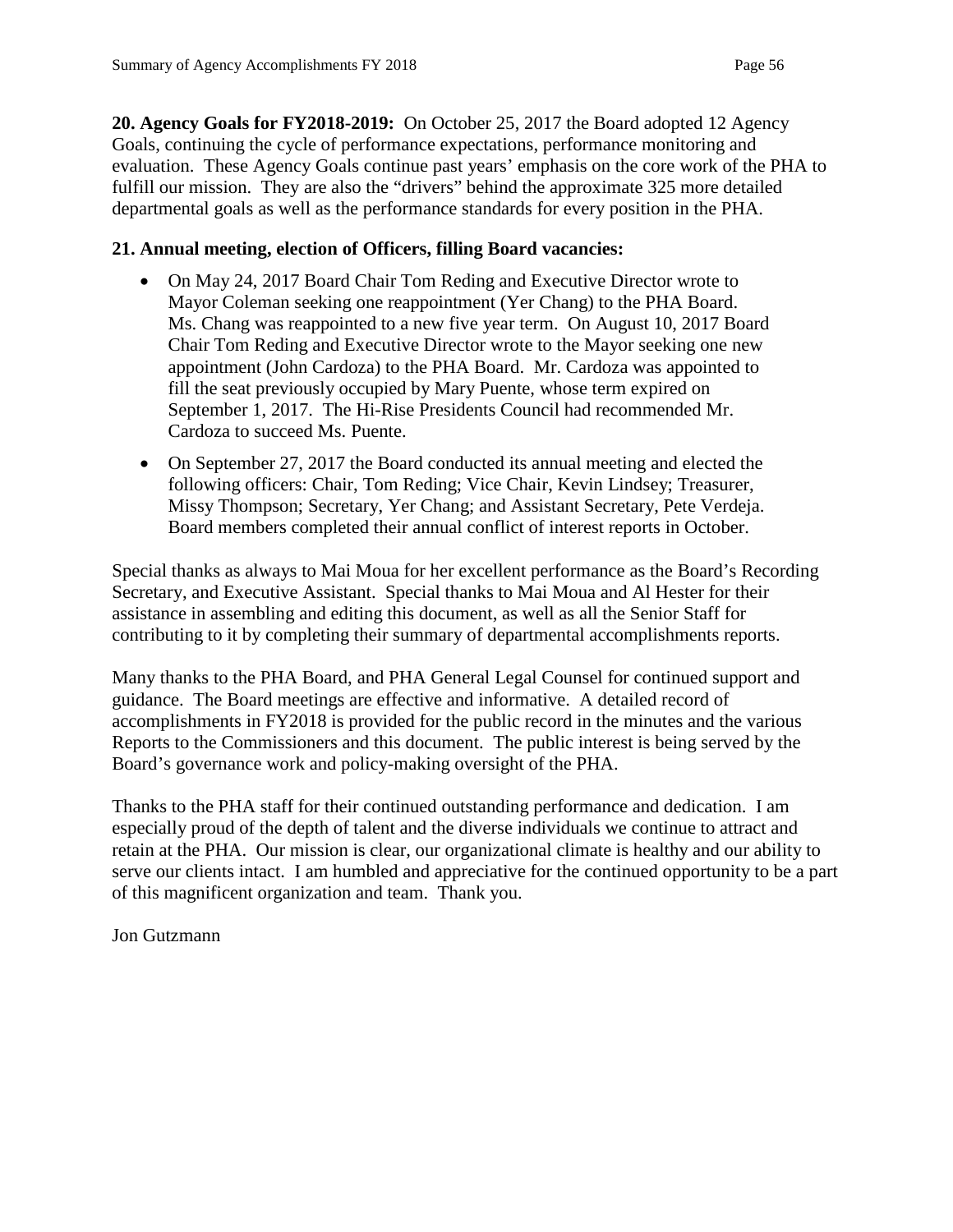**20. Agency Goals for FY2018-2019:** On October 25, 2017 the Board adopted 12 Agency Goals, continuing the cycle of performance expectations, performance monitoring and evaluation. These Agency Goals continue past years' emphasis on the core work of the PHA to fulfill our mission. They are also the "drivers" behind the approximate 325 more detailed departmental goals as well as the performance standards for every position in the PHA.

**21. Annual meeting, election of Officers, filling Board vacancies:**

- On May 24, 2017 Board Chair Tom Reding and Executive Director wrote to Mayor Coleman seeking one reappointment (Yer Chang) to the PHA Board. Ms. Chang was reappointed to a new five year term. On August 10, 2017 Board Chair Tom Reding and Executive Director wrote to the Mayor seeking one new appointment (John Cardoza) to the PHA Board. Mr. Cardoza was appointed to fill the seat previously occupied by Mary Puente, whose term expired on September 1, 2017. The Hi-Rise Presidents Council had recommended Mr. Cardoza to succeed Ms. Puente.
- On September 27, 2017 the Board conducted its annual meeting and elected the following officers: Chair, Tom Reding; Vice Chair, Kevin Lindsey; Treasurer, Missy Thompson; Secretary, Yer Chang; and Assistant Secretary, Pete Verdeja. Board members completed their annual conflict of interest reports in October.

Special thanks as always to Mai Moua for her excellent performance as the Board's Recording Secretary, and Executive Assistant. Special thanks to Mai Moua and Al Hester for their assistance in assembling and editing this document, as well as all the Senior Staff for contributing to it by completing their summary of departmental accomplishments reports.

Many thanks to the PHA Board, and PHA General Legal Counsel for continued support and guidance. The Board meetings are effective and informative. A detailed record of accomplishments in FY2018 is provided for the public record in the minutes and the various Reports to the Commissioners and this document. The public interest is being served by the Board's governance work and policy-making oversight of the PHA.

Thanks to the PHA staff for their continued outstanding performance and dedication. I am especially proud of the depth of talent and the diverse individuals we continue to attract and retain at the PHA. Our mission is clear, our organizational climate is healthy and our ability to serve our clients intact. I am humbled and appreciative for the continued opportunity to be a part of this magnificent organization and team. Thank you.

Jon Gutzmann